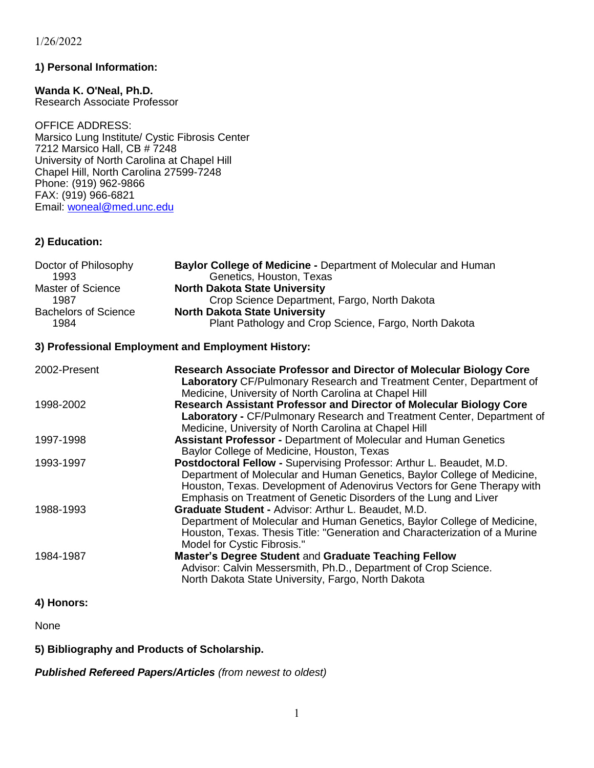1/26/2022

### 1) Personal Information:

**Wanda K. O'Neal, Ph.D.**
Research Associate Professor

OFFICE ADDRESS:
Marsico Lung Institute/ Cystic Fibrosis Center
7212 Marsico Hall, CB # 7248
University of North Carolina at Chapel Hill
Chapel Hill, North Carolina 27599-7248
Phone: (919) 962-9866
FAX: (919) 966-6821
Email: woneal@med.unc.edu

### 2) Education:

| | |
|---|---|
| Doctor of Philosophy 1993 | **Baylor College of Medicine -** Department of Molecular and Human Genetics, Houston, Texas |
| Master of Science 1987 | **North Dakota State University** Crop Science Department, Fargo, North Dakota |
| Bachelors of Science 1984 | **North Dakota State University** Plant Pathology and Crop Science, Fargo, North Dakota |

### 3) Professional Employment and Employment History:

| | |
|---|---|
| 2002-Present | **Research Associate Professor and Director of Molecular Biology Core Laboratory** CF/Pulmonary Research and Treatment Center, Department of Medicine, University of North Carolina at Chapel Hill |
| 1998-2002 | **Research Assistant Professor and Director of Molecular Biology Core Laboratory -** CF/Pulmonary Research and Treatment Center, Department of Medicine, University of North Carolina at Chapel Hill |
| 1997-1998 | **Assistant Professor -** Department of Molecular and Human Genetics Baylor College of Medicine, Houston, Texas |
| 1993-1997 | **Postdoctoral Fellow -** Supervising Professor: Arthur L. Beaudet, M.D. Department of Molecular and Human Genetics, Baylor College of Medicine, Houston, Texas. Development of Adenovirus Vectors for Gene Therapy with Emphasis on Treatment of Genetic Disorders of the Lung and Liver |
| 1988-1993 | **Graduate Student -** Advisor: Arthur L. Beaudet, M.D. Department of Molecular and Human Genetics, Baylor College of Medicine, Houston, Texas. Thesis Title: "Generation and Characterization of a Murine Model for Cystic Fibrosis." |
| 1984-1987 | **Master's Degree Student** and **Graduate Teaching Fellow** Advisor: Calvin Messersmith, Ph.D., Department of Crop Science. North Dakota State University, Fargo, North Dakota |

### 4) Honors:

None

### 5) Bibliography and Products of Scholarship.

***Published Refereed Papers/Articles*** *(from newest to oldest)*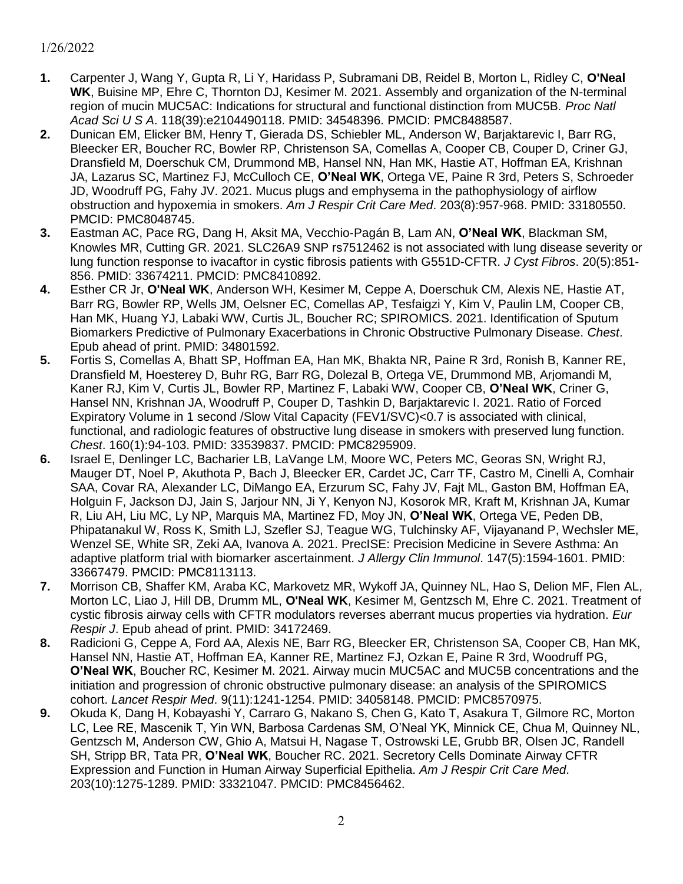1/26/2022

1. Carpenter J, Wang Y, Gupta R, Li Y, Haridass P, Subramani DB, Reidel B, Morton L, Ridley C, **O'Neal WK**, Buisine MP, Ehre C, Thornton DJ, Kesimer M. 2021. Assembly and organization of the N-terminal region of mucin MUC5AC: Indications for structural and functional distinction from MUC5B. *Proc Natl Acad Sci U S A*. 118(39):e2104490118. PMID: 34548396. PMCID: PMC8488587.
2. Dunican EM, Elicker BM, Henry T, Gierada DS, Schiebler ML, Anderson W, Barjaktarevic I, Barr RG, Bleecker ER, Boucher RC, Bowler RP, Christenson SA, Comellas A, Cooper CB, Couper D, Criner GJ, Dransfield M, Doerschuk CM, Drummond MB, Hansel NN, Han MK, Hastie AT, Hoffman EA, Krishnan JA, Lazarus SC, Martinez FJ, McCulloch CE, **O'Neal WK**, Ortega VE, Paine R 3rd, Peters S, Schroeder JD, Woodruff PG, Fahy JV. 2021. Mucus plugs and emphysema in the pathophysiology of airflow obstruction and hypoxemia in smokers. *Am J Respir Crit Care Med*. 203(8):957-968. PMID: 33180550. PMCID: PMC8048745.
3. Eastman AC, Pace RG, Dang H, Aksit MA, Vecchio-Pagán B, Lam AN, **O'Neal WK**, Blackman SM, Knowles MR, Cutting GR. 2021. SLC26A9 SNP rs7512462 is not associated with lung disease severity or lung function response to ivacaftor in cystic fibrosis patients with G551D-CFTR. *J Cyst Fibros*. 20(5):851-856. PMID: 33674211. PMCID: PMC8410892.
4. Esther CR Jr, **O'Neal WK**, Anderson WH, Kesimer M, Ceppe A, Doerschuk CM, Alexis NE, Hastie AT, Barr RG, Bowler RP, Wells JM, Oelsner EC, Comellas AP, Tesfaigzi Y, Kim V, Paulin LM, Cooper CB, Han MK, Huang YJ, Labaki WW, Curtis JL, Boucher RC; SPIROMICS. 2021. Identification of Sputum Biomarkers Predictive of Pulmonary Exacerbations in Chronic Obstructive Pulmonary Disease. *Chest*. Epub ahead of print. PMID: 34801592.
5. Fortis S, Comellas A, Bhatt SP, Hoffman EA, Han MK, Bhakta NR, Paine R 3rd, Ronish B, Kanner RE, Dransfield M, Hoesterey D, Buhr RG, Barr RG, Dolezal B, Ortega VE, Drummond MB, Arjomandi M, Kaner RJ, Kim V, Curtis JL, Bowler RP, Martinez F, Labaki WW, Cooper CB, **O'Neal WK**, Criner G, Hansel NN, Krishnan JA, Woodruff P, Couper D, Tashkin D, Barjaktarevic I. 2021. Ratio of Forced Expiratory Volume in 1 second /Slow Vital Capacity (FEV1/SVC)<0.7 is associated with clinical, functional, and radiologic features of obstructive lung disease in smokers with preserved lung function. *Chest*. 160(1):94-103. PMID: 33539837. PMCID: PMC8295909.
6. Israel E, Denlinger LC, Bacharier LB, LaVange LM, Moore WC, Peters MC, Georas SN, Wright RJ, Mauger DT, Noel P, Akuthota P, Bach J, Bleecker ER, Cardet JC, Carr TF, Castro M, Cinelli A, Comhair SAA, Covar RA, Alexander LC, DiMango EA, Erzurum SC, Fahy JV, Fajt ML, Gaston BM, Hoffman EA, Holguin F, Jackson DJ, Jain S, Jarjour NN, Ji Y, Kenyon NJ, Kosorok MR, Kraft M, Krishnan JA, Kumar R, Liu AH, Liu MC, Ly NP, Marquis MA, Martinez FD, Moy JN, **O'Neal WK**, Ortega VE, Peden DB, Phipatanakul W, Ross K, Smith LJ, Szefler SJ, Teague WG, Tulchinsky AF, Vijayanand P, Wechsler ME, Wenzel SE, White SR, Zeki AA, Ivanova A. 2021. PrecISE: Precision Medicine in Severe Asthma: An adaptive platform trial with biomarker ascertainment. *J Allergy Clin Immunol*. 147(5):1594-1601. PMID: 33667479. PMCID: PMC8113113.
7. Morrison CB, Shaffer KM, Araba KC, Markovetz MR, Wykoff JA, Quinney NL, Hao S, Delion MF, Flen AL, Morton LC, Liao J, Hill DB, Drumm ML, **O'Neal WK**, Kesimer M, Gentzsch M, Ehre C. 2021. Treatment of cystic fibrosis airway cells with CFTR modulators reverses aberrant mucus properties via hydration. *Eur Respir J*. Epub ahead of print. PMID: 34172469.
8. Radicioni G, Ceppe A, Ford AA, Alexis NE, Barr RG, Bleecker ER, Christenson SA, Cooper CB, Han MK, Hansel NN, Hastie AT, Hoffman EA, Kanner RE, Martinez FJ, Ozkan E, Paine R 3rd, Woodruff PG, **O'Neal WK**, Boucher RC, Kesimer M. 2021. Airway mucin MUC5AC and MUC5B concentrations and the initiation and progression of chronic obstructive pulmonary disease: an analysis of the SPIROMICS cohort. *Lancet Respir Med*. 9(11):1241-1254. PMID: 34058148. PMCID: PMC8570975.
9. Okuda K, Dang H, Kobayashi Y, Carraro G, Nakano S, Chen G, Kato T, Asakura T, Gilmore RC, Morton LC, Lee RE, Mascenik T, Yin WN, Barbosa Cardenas SM, O'Neal YK, Minnick CE, Chua M, Quinney NL, Gentzsch M, Anderson CW, Ghio A, Matsui H, Nagase T, Ostrowski LE, Grubb BR, Olsen JC, Randell SH, Stripp BR, Tata PR, **O'Neal WK**, Boucher RC. 2021. Secretory Cells Dominate Airway CFTR Expression and Function in Human Airway Superficial Epithelia. *Am J Respir Crit Care Med*. 203(10):1275-1289. PMID: 33321047. PMCID: PMC8456462.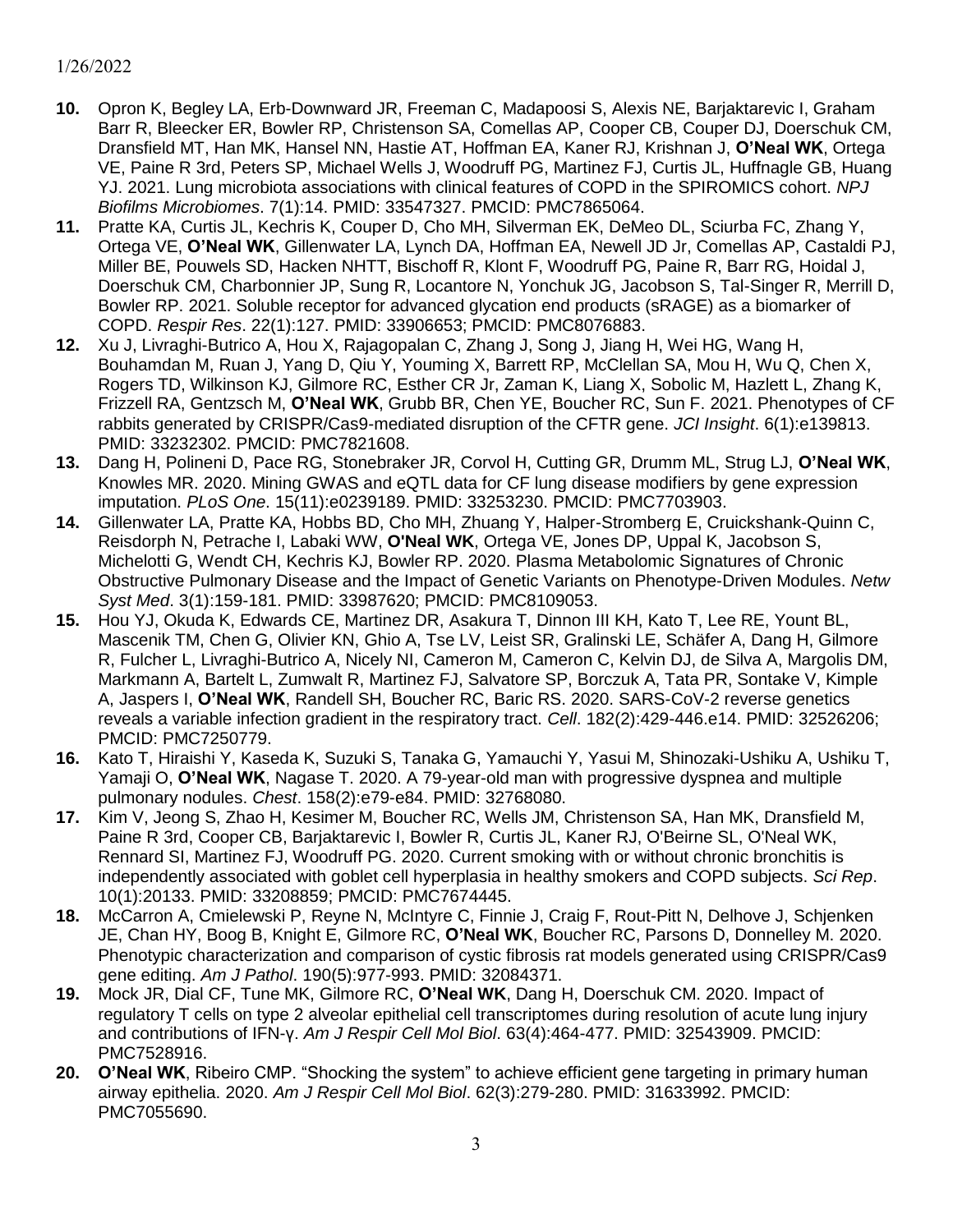1/26/2022

**10.** Opron K, Begley LA, Erb-Downward JR, Freeman C, Madapoosi S, Alexis NE, Barjaktarevic I, Graham Barr R, Bleecker ER, Bowler RP, Christenson SA, Comellas AP, Cooper CB, Couper DJ, Doerschuk CM, Dransfield MT, Han MK, Hansel NN, Hastie AT, Hoffman EA, Kaner RJ, Krishnan J, **O'Neal WK**, Ortega VE, Paine R 3rd, Peters SP, Michael Wells J, Woodruff PG, Martinez FJ, Curtis JL, Huffnagle GB, Huang YJ. 2021. Lung microbiota associations with clinical features of COPD in the SPIROMICS cohort. *NPJ Biofilms Microbiomes*. 7(1):14. PMID: 33547327. PMCID: PMC7865064.

**11.** Pratte KA, Curtis JL, Kechris K, Couper D, Cho MH, Silverman EK, DeMeo DL, Sciurba FC, Zhang Y, Ortega VE, **O'Neal WK**, Gillenwater LA, Lynch DA, Hoffman EA, Newell JD Jr, Comellas AP, Castaldi PJ, Miller BE, Pouwels SD, Hacken NHTT, Bischoff R, Klont F, Woodruff PG, Paine R, Barr RG, Hoidal J, Doerschuk CM, Charbonnier JP, Sung R, Locantore N, Yonchuk JG, Jacobson S, Tal-Singer R, Merrill D, Bowler RP. 2021. Soluble receptor for advanced glycation end products (sRAGE) as a biomarker of COPD. *Respir Res*. 22(1):127. PMID: 33906653; PMCID: PMC8076883.

**12.** Xu J, Livraghi-Butrico A, Hou X, Rajagopalan C, Zhang J, Song J, Jiang H, Wei HG, Wang H, Bouhamdan M, Ruan J, Yang D, Qiu Y, Youming X, Barrett RP, McClellan SA, Mou H, Wu Q, Chen X, Rogers TD, Wilkinson KJ, Gilmore RC, Esther CR Jr, Zaman K, Liang X, Sobolic M, Hazlett L, Zhang K, Frizzell RA, Gentzsch M, **O'Neal WK**, Grubb BR, Chen YE, Boucher RC, Sun F. 2021. Phenotypes of CF rabbits generated by CRISPR/Cas9-mediated disruption of the CFTR gene. *JCI Insight*. 6(1):e139813. PMID: 33232302. PMCID: PMC7821608.

**13.** Dang H, Polineni D, Pace RG, Stonebraker JR, Corvol H, Cutting GR, Drumm ML, Strug LJ, **O'Neal WK**, Knowles MR. 2020. Mining GWAS and eQTL data for CF lung disease modifiers by gene expression imputation. *PLoS One*. 15(11):e0239189. PMID: 33253230. PMCID: PMC7703903.

**14.** Gillenwater LA, Pratte KA, Hobbs BD, Cho MH, Zhuang Y, Halper-Stromberg E, Cruickshank-Quinn C, Reisdorph N, Petrache I, Labaki WW, **O'Neal WK**, Ortega VE, Jones DP, Uppal K, Jacobson S, Michelotti G, Wendt CH, Kechris KJ, Bowler RP. 2020. Plasma Metabolomic Signatures of Chronic Obstructive Pulmonary Disease and the Impact of Genetic Variants on Phenotype-Driven Modules. *Netw Syst Med*. 3(1):159-181. PMID: 33987620; PMCID: PMC8109053.

**15.** Hou YJ, Okuda K, Edwards CE, Martinez DR, Asakura T, Dinnon III KH, Kato T, Lee RE, Yount BL, Mascenik TM, Chen G, Olivier KN, Ghio A, Tse LV, Leist SR, Gralinski LE, Schäfer A, Dang H, Gilmore R, Fulcher L, Livraghi-Butrico A, Nicely NI, Cameron M, Cameron C, Kelvin DJ, de Silva A, Margolis DM, Markmann A, Bartelt L, Zumwalt R, Martinez FJ, Salvatore SP, Borczuk A, Tata PR, Sontake V, Kimple A, Jaspers I, **O'Neal WK**, Randell SH, Boucher RC, Baric RS. 2020. SARS-CoV-2 reverse genetics reveals a variable infection gradient in the respiratory tract. *Cell*. 182(2):429-446.e14. PMID: 32526206; PMCID: PMC7250779.

**16.** Kato T, Hiraishi Y, Kaseda K, Suzuki S, Tanaka G, Yamauchi Y, Yasui M, Shinozaki-Ushiku A, Ushiku T, Yamaji O, **O'Neal WK**, Nagase T. 2020. A 79-year-old man with progressive dyspnea and multiple pulmonary nodules. *Chest*. 158(2):e79-e84. PMID: 32768080.

**17.** Kim V, Jeong S, Zhao H, Kesimer M, Boucher RC, Wells JM, Christenson SA, Han MK, Dransfield M, Paine R 3rd, Cooper CB, Barjaktarevic I, Bowler R, Curtis JL, Kaner RJ, O'Beirne SL, O'Neal WK, Rennard SI, Martinez FJ, Woodruff PG. 2020. Current smoking with or without chronic bronchitis is independently associated with goblet cell hyperplasia in healthy smokers and COPD subjects. *Sci Rep*. 10(1):20133. PMID: 33208859; PMCID: PMC7674445.

**18.** McCarron A, Cmielewski P, Reyne N, McIntyre C, Finnie J, Craig F, Rout-Pitt N, Delhove J, Schjenken JE, Chan HY, Boog B, Knight E, Gilmore RC, **O'Neal WK**, Boucher RC, Parsons D, Donnelley M. 2020. Phenotypic characterization and comparison of cystic fibrosis rat models generated using CRISPR/Cas9 gene editing. *Am J Pathol*. 190(5):977-993. PMID: 32084371.

**19.** Mock JR, Dial CF, Tune MK, Gilmore RC, **O'Neal WK**, Dang H, Doerschuk CM. 2020. Impact of regulatory T cells on type 2 alveolar epithelial cell transcriptomes during resolution of acute lung injury and contributions of IFN-γ. *Am J Respir Cell Mol Biol*. 63(4):464-477. PMID: 32543909. PMCID: PMC7528916.

**20.** **O'Neal WK**, Ribeiro CMP. "Shocking the system" to achieve efficient gene targeting in primary human airway epithelia. 2020. *Am J Respir Cell Mol Biol*. 62(3):279-280. PMID: 31633992. PMCID: PMC7055690.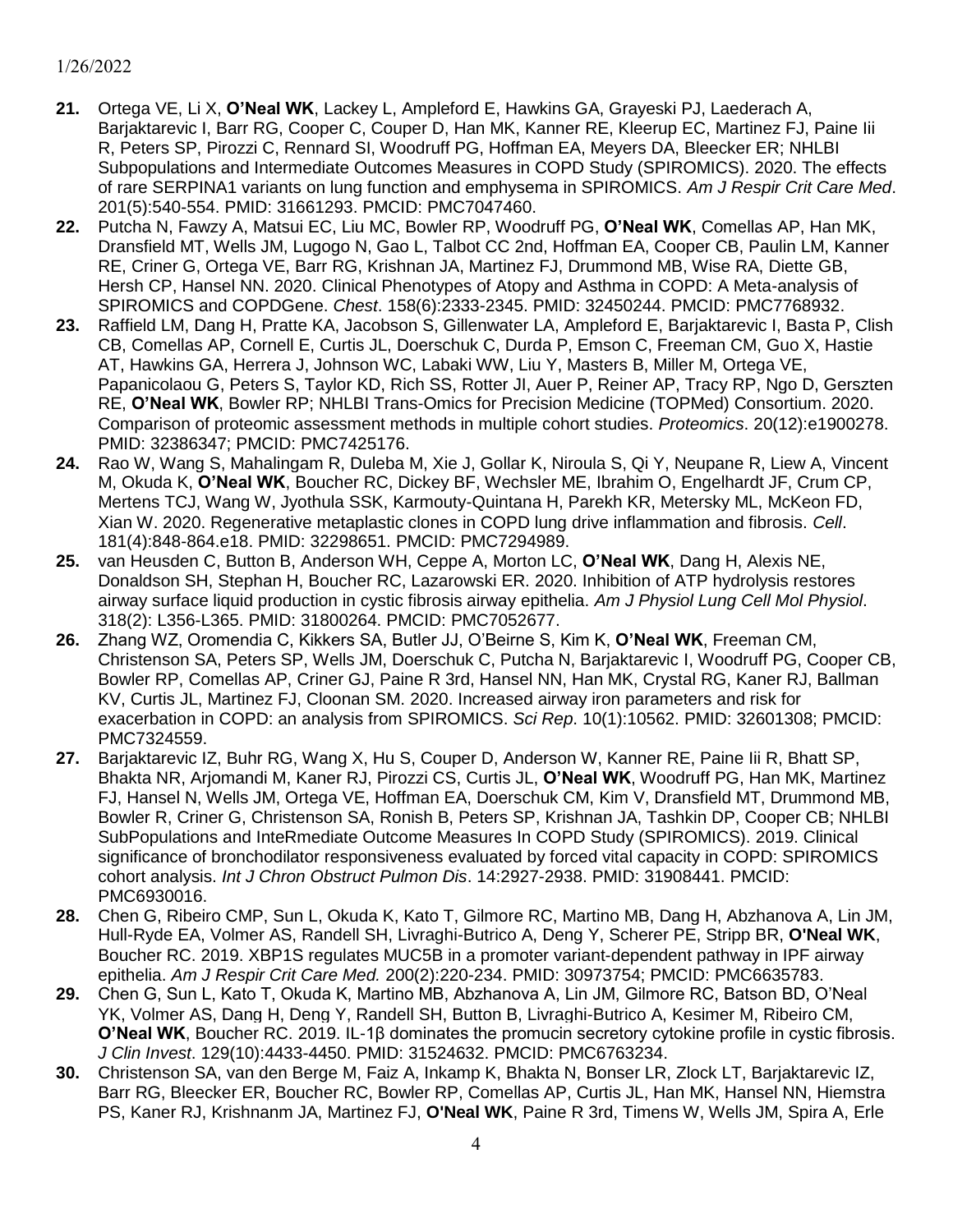1/26/2022

**21.** Ortega VE, Li X, **O'Neal WK**, Lackey L, Ampleford E, Hawkins GA, Grayeski PJ, Laederach A, Barjaktarevic I, Barr RG, Cooper C, Couper D, Han MK, Kanner RE, Kleerup EC, Martinez FJ, Paine Iii R, Peters SP, Pirozzi C, Rennard SI, Woodruff PG, Hoffman EA, Meyers DA, Bleecker ER; NHLBI Subpopulations and Intermediate Outcomes Measures in COPD Study (SPIROMICS). 2020. The effects of rare SERPINA1 variants on lung function and emphysema in SPIROMICS. *Am J Respir Crit Care Med*. 201(5):540-554. PMID: 31661293. PMCID: PMC7047460.

**22.** Putcha N, Fawzy A, Matsui EC, Liu MC, Bowler RP, Woodruff PG, **O'Neal WK**, Comellas AP, Han MK, Dransfield MT, Wells JM, Lugogo N, Gao L, Talbot CC 2nd, Hoffman EA, Cooper CB, Paulin LM, Kanner RE, Criner G, Ortega VE, Barr RG, Krishnan JA, Martinez FJ, Drummond MB, Wise RA, Diette GB, Hersh CP, Hansel NN. 2020. Clinical Phenotypes of Atopy and Asthma in COPD: A Meta-analysis of SPIROMICS and COPDGene. *Chest*. 158(6):2333-2345. PMID: 32450244. PMCID: PMC7768932.

**23.** Raffield LM, Dang H, Pratte KA, Jacobson S, Gillenwater LA, Ampleford E, Barjaktarevic I, Basta P, Clish CB, Comellas AP, Cornell E, Curtis JL, Doerschuk C, Durda P, Emson C, Freeman CM, Guo X, Hastie AT, Hawkins GA, Herrera J, Johnson WC, Labaki WW, Liu Y, Masters B, Miller M, Ortega VE, Papanicolaou G, Peters S, Taylor KD, Rich SS, Rotter JI, Auer P, Reiner AP, Tracy RP, Ngo D, Gerszten RE, **O'Neal WK**, Bowler RP; NHLBI Trans-Omics for Precision Medicine (TOPMed) Consortium. 2020. Comparison of proteomic assessment methods in multiple cohort studies. *Proteomics*. 20(12):e1900278. PMID: 32386347; PMCID: PMC7425176.

**24.** Rao W, Wang S, Mahalingam R, Duleba M, Xie J, Gollar K, Niroula S, Qi Y, Neupane R, Liew A, Vincent M, Okuda K, **O'Neal WK**, Boucher RC, Dickey BF, Wechsler ME, Ibrahim O, Engelhardt JF, Crum CP, Mertens TCJ, Wang W, Jyothula SSK, Karmouty-Quintana H, Parekh KR, Metersky ML, McKeon FD, Xian W. 2020. Regenerative metaplastic clones in COPD lung drive inflammation and fibrosis. *Cell*. 181(4):848-864.e18. PMID: 32298651. PMCID: PMC7294989.

**25.** van Heusden C, Button B, Anderson WH, Ceppe A, Morton LC, **O'Neal WK**, Dang H, Alexis NE, Donaldson SH, Stephan H, Boucher RC, Lazarowski ER. 2020. Inhibition of ATP hydrolysis restores airway surface liquid production in cystic fibrosis airway epithelia. *Am J Physiol Lung Cell Mol Physiol*. 318(2): L356-L365. PMID: 31800264. PMCID: PMC7052677.

**26.** Zhang WZ, Oromendia C, Kikkers SA, Butler JJ, O'Beirne S, Kim K, **O'Neal WK**, Freeman CM, Christenson SA, Peters SP, Wells JM, Doerschuk C, Putcha N, Barjaktarevic I, Woodruff PG, Cooper CB, Bowler RP, Comellas AP, Criner GJ, Paine R 3rd, Hansel NN, Han MK, Crystal RG, Kaner RJ, Ballman KV, Curtis JL, Martinez FJ, Cloonan SM. 2020. Increased airway iron parameters and risk for exacerbation in COPD: an analysis from SPIROMICS. *Sci Rep*. 10(1):10562. PMID: 32601308; PMCID: PMC7324559.

**27.** Barjaktarevic IZ, Buhr RG, Wang X, Hu S, Couper D, Anderson W, Kanner RE, Paine Iii R, Bhatt SP, Bhakta NR, Arjomandi M, Kaner RJ, Pirozzi CS, Curtis JL, **O'Neal WK**, Woodruff PG, Han MK, Martinez FJ, Hansel N, Wells JM, Ortega VE, Hoffman EA, Doerschuk CM, Kim V, Dransfield MT, Drummond MB, Bowler R, Criner G, Christenson SA, Ronish B, Peters SP, Krishnan JA, Tashkin DP, Cooper CB; NHLBI SubPopulations and InteRmediate Outcome Measures In COPD Study (SPIROMICS). 2019. Clinical significance of bronchodilator responsiveness evaluated by forced vital capacity in COPD: SPIROMICS cohort analysis. *Int J Chron Obstruct Pulmon Dis*. 14:2927-2938. PMID: 31908441. PMCID: PMC6930016.

**28.** Chen G, Ribeiro CMP, Sun L, Okuda K, Kato T, Gilmore RC, Martino MB, Dang H, Abzhanova A, Lin JM, Hull-Ryde EA, Volmer AS, Randell SH, Livraghi-Butrico A, Deng Y, Scherer PE, Stripp BR, **O'Neal WK**, Boucher RC. 2019. XBP1S regulates MUC5B in a promoter variant-dependent pathway in IPF airway epithelia. *Am J Respir Crit Care Med.* 200(2):220-234. PMID: 30973754; PMCID: PMC6635783.

**29.** Chen G, Sun L, Kato T, Okuda K, Martino MB, Abzhanova A, Lin JM, Gilmore RC, Batson BD, O'Neal YK, Volmer AS, Dang H, Deng Y, Randell SH, Button B, Livraghi-Butrico A, Kesimer M, Ribeiro CM, **O'Neal WK**, Boucher RC. 2019. IL-1β dominates the promucin secretory cytokine profile in cystic fibrosis. *J Clin Invest*. 129(10):4433-4450. PMID: 31524632. PMCID: PMC6763234.

**30.** Christenson SA, van den Berge M, Faiz A, Inkamp K, Bhakta N, Bonser LR, Zlock LT, Barjaktarevic IZ, Barr RG, Bleecker ER, Boucher RC, Bowler RP, Comellas AP, Curtis JL, Han MK, Hansel NN, Hiemstra PS, Kaner RJ, Krishnanm JA, Martinez FJ, **O'Neal WK**, Paine R 3rd, Timens W, Wells JM, Spira A, Erle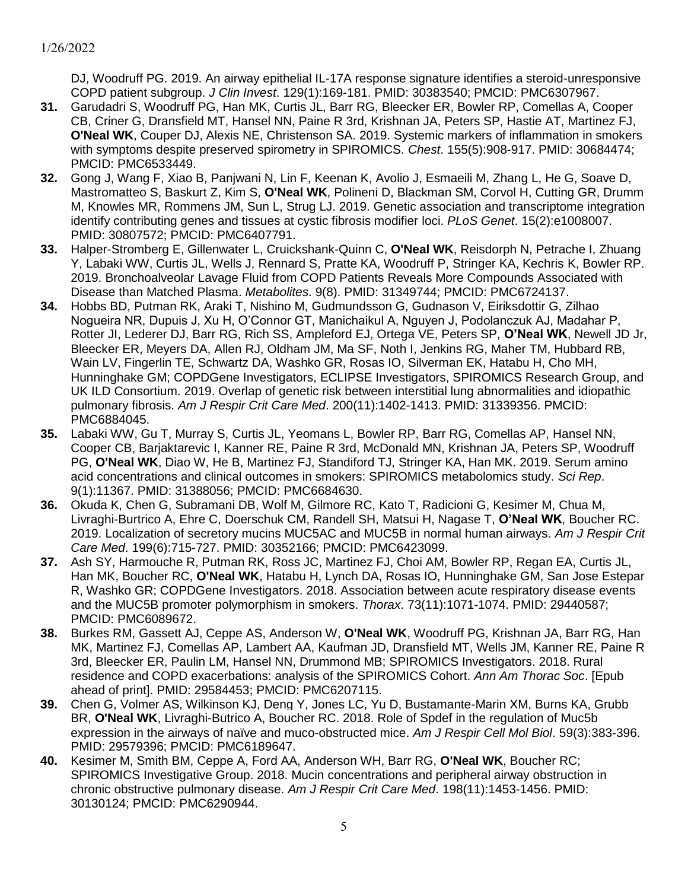DJ, Woodruff PG. 2019. An airway epithelial IL-17A response signature identifies a steroid-unresponsive COPD patient subgroup. *J Clin Invest*. 129(1):169-181. PMID: 30383540; PMCID: PMC6307967.

**31.** Garudadri S, Woodruff PG, Han MK, Curtis JL, Barr RG, Bleecker ER, Bowler RP, Comellas A, Cooper CB, Criner G, Dransfield MT, Hansel NN, Paine R 3rd, Krishnan JA, Peters SP, Hastie AT, Martinez FJ, **O'Neal WK**, Couper DJ, Alexis NE, Christenson SA. 2019. Systemic markers of inflammation in smokers with symptoms despite preserved spirometry in SPIROMICS. *Chest*. 155(5):908-917. PMID: 30684474; PMCID: PMC6533449.

**32.** Gong J, Wang F, Xiao B, Panjwani N, Lin F, Keenan K, Avolio J, Esmaeili M, Zhang L, He G, Soave D, Mastromatteo S, Baskurt Z, Kim S, **O'Neal WK**, Polineni D, Blackman SM, Corvol H, Cutting GR, Drumm M, Knowles MR, Rommens JM, Sun L, Strug LJ. 2019. Genetic association and transcriptome integration identify contributing genes and tissues at cystic fibrosis modifier loci. *PLoS Genet*. 15(2):e1008007. PMID: 30807572; PMCID: PMC6407791.

**33.** Halper-Stromberg E, Gillenwater L, Cruickshank-Quinn C, **O'Neal WK**, Reisdorph N, Petrache I, Zhuang Y, Labaki WW, Curtis JL, Wells J, Rennard S, Pratte KA, Woodruff P, Stringer KA, Kechris K, Bowler RP. 2019. Bronchoalveolar Lavage Fluid from COPD Patients Reveals More Compounds Associated with Disease than Matched Plasma. *Metabolites*. 9(8). PMID: 31349744; PMCID: PMC6724137.

**34.** Hobbs BD, Putman RK, Araki T, Nishino M, Gudmundsson G, Gudnason V, Eiriksdottir G, Zilhao Nogueira NR, Dupuis J, Xu H, O'Connor GT, Manichaikul A, Nguyen J, Podolanczuk AJ, Madahar P, Rotter JI, Lederer DJ, Barr RG, Rich SS, Ampleford EJ, Ortega VE, Peters SP, **O'Neal WK**, Newell JD Jr, Bleecker ER, Meyers DA, Allen RJ, Oldham JM, Ma SF, Noth I, Jenkins RG, Maher TM, Hubbard RB, Wain LV, Fingerlin TE, Schwartz DA, Washko GR, Rosas IO, Silverman EK, Hatabu H, Cho MH, Hunninghake GM; COPDGene Investigators, ECLIPSE Investigators, SPIROMICS Research Group, and UK ILD Consortium. 2019. Overlap of genetic risk between interstitial lung abnormalities and idiopathic pulmonary fibrosis. *Am J Respir Crit Care Med*. 200(11):1402-1413. PMID: 31339356. PMCID: PMC6884045.

**35.** Labaki WW, Gu T, Murray S, Curtis JL, Yeomans L, Bowler RP, Barr RG, Comellas AP, Hansel NN, Cooper CB, Barjaktarevic I, Kanner RE, Paine R 3rd, McDonald MN, Krishnan JA, Peters SP, Woodruff PG, **O'Neal WK**, Diao W, He B, Martinez FJ, Standiford TJ, Stringer KA, Han MK. 2019. Serum amino acid concentrations and clinical outcomes in smokers: SPIROMICS metabolomics study. *Sci Rep*. 9(1):11367. PMID: 31388056; PMCID: PMC6684630.

**36.** Okuda K, Chen G, Subramani DB, Wolf M, Gilmore RC, Kato T, Radicioni G, Kesimer M, Chua M, Livraghi-Burtrico A, Ehre C, Doerschuk CM, Randell SH, Matsui H, Nagase T, **O'Neal WK**, Boucher RC. 2019. Localization of secretory mucins MUC5AC and MUC5B in normal human airways. *Am J Respir Crit Care Med*. 199(6):715-727. PMID: 30352166; PMCID: PMC6423099.

**37.** Ash SY, Harmouche R, Putman RK, Ross JC, Martinez FJ, Choi AM, Bowler RP, Regan EA, Curtis JL, Han MK, Boucher RC, **O'Neal WK**, Hatabu H, Lynch DA, Rosas IO, Hunninghake GM, San Jose Estepar R, Washko GR; COPDGene Investigators. 2018. Association between acute respiratory disease events and the MUC5B promoter polymorphism in smokers. *Thorax*. 73(11):1071-1074. PMID: 29440587; PMCID: PMC6089672.

**38.** Burkes RM, Gassett AJ, Ceppe AS, Anderson W, **O'Neal WK**, Woodruff PG, Krishnan JA, Barr RG, Han MK, Martinez FJ, Comellas AP, Lambert AA, Kaufman JD, Dransfield MT, Wells JM, Kanner RE, Paine R 3rd, Bleecker ER, Paulin LM, Hansel NN, Drummond MB; SPIROMICS Investigators. 2018. Rural residence and COPD exacerbations: analysis of the SPIROMICS Cohort. *Ann Am Thorac Soc*. [Epub ahead of print]. PMID: 29584453; PMCID: PMC6207115.

**39.** Chen G, Volmer AS, Wilkinson KJ, Deng Y, Jones LC, Yu D, Bustamante-Marin XM, Burns KA, Grubb BR, **O'Neal WK**, Livraghi-Butrico A, Boucher RC. 2018. Role of Spdef in the regulation of Muc5b expression in the airways of naïve and muco-obstructed mice. *Am J Respir Cell Mol Biol*. 59(3):383-396. PMID: 29579396; PMCID: PMC6189647.

**40.** Kesimer M, Smith BM, Ceppe A, Ford AA, Anderson WH, Barr RG, **O'Neal WK**, Boucher RC; SPIROMICS Investigative Group. 2018. Mucin concentrations and peripheral airway obstruction in chronic obstructive pulmonary disease. *Am J Respir Crit Care Med*. 198(11):1453-1456. PMID: 30130124; PMCID: PMC6290944.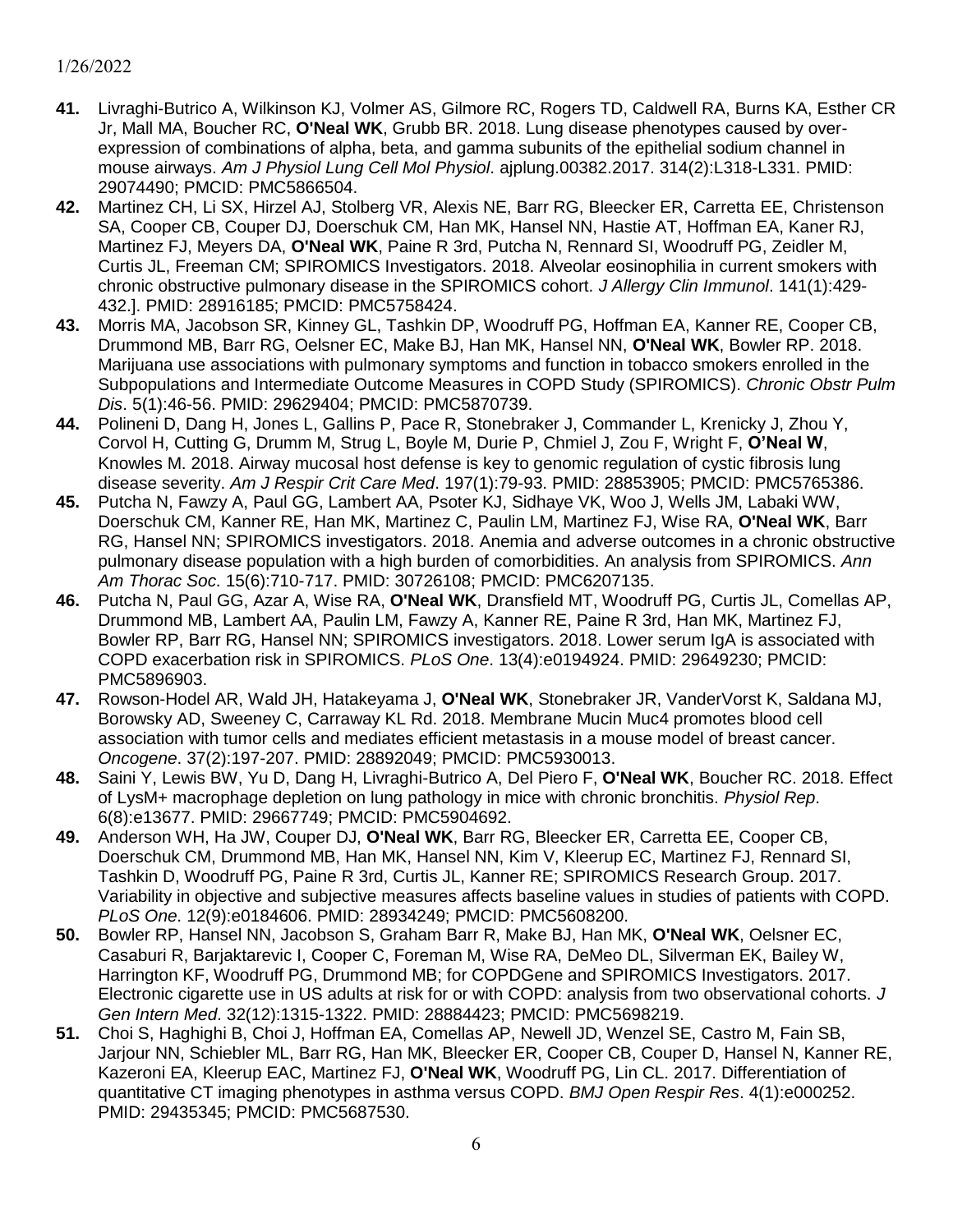1/26/2022

**41.** Livraghi-Butrico A, Wilkinson KJ, Volmer AS, Gilmore RC, Rogers TD, Caldwell RA, Burns KA, Esther CR Jr, Mall MA, Boucher RC, **O'Neal WK**, Grubb BR. 2018. Lung disease phenotypes caused by over-expression of combinations of alpha, beta, and gamma subunits of the epithelial sodium channel in mouse airways. *Am J Physiol Lung Cell Mol Physiol*. ajplung.00382.2017. 314(2):L318-L331. PMID: 29074490; PMCID: PMC5866504.

**42.** Martinez CH, Li SX, Hirzel AJ, Stolberg VR, Alexis NE, Barr RG, Bleecker ER, Carretta EE, Christenson SA, Cooper CB, Couper DJ, Doerschuk CM, Han MK, Hansel NN, Hastie AT, Hoffman EA, Kaner RJ, Martinez FJ, Meyers DA, **O'Neal WK**, Paine R 3rd, Putcha N, Rennard SI, Woodruff PG, Zeidler M, Curtis JL, Freeman CM; SPIROMICS Investigators. 2018. Alveolar eosinophilia in current smokers with chronic obstructive pulmonary disease in the SPIROMICS cohort. *J Allergy Clin Immunol*. 141(1):429-432.]. PMID: 28916185; PMCID: PMC5758424.

**43.** Morris MA, Jacobson SR, Kinney GL, Tashkin DP, Woodruff PG, Hoffman EA, Kanner RE, Cooper CB, Drummond MB, Barr RG, Oelsner EC, Make BJ, Han MK, Hansel NN, **O'Neal WK**, Bowler RP. 2018. Marijuana use associations with pulmonary symptoms and function in tobacco smokers enrolled in the Subpopulations and Intermediate Outcome Measures in COPD Study (SPIROMICS). *Chronic Obstr Pulm Dis*. 5(1):46-56. PMID: 29629404; PMCID: PMC5870739.

**44.** Polineni D, Dang H, Jones L, Gallins P, Pace R, Stonebraker J, Commander L, Krenicky J, Zhou Y, Corvol H, Cutting G, Drumm M, Strug L, Boyle M, Durie P, Chmiel J, Zou F, Wright F, **O'Neal W**, Knowles M. 2018. Airway mucosal host defense is key to genomic regulation of cystic fibrosis lung disease severity. *Am J Respir Crit Care Med*. 197(1):79-93. PMID: 28853905; PMCID: PMC5765386.

**45.** Putcha N, Fawzy A, Paul GG, Lambert AA, Psoter KJ, Sidhaye VK, Woo J, Wells JM, Labaki WW, Doerschuk CM, Kanner RE, Han MK, Martinez C, Paulin LM, Martinez FJ, Wise RA, **O'Neal WK**, Barr RG, Hansel NN; SPIROMICS investigators. 2018. Anemia and adverse outcomes in a chronic obstructive pulmonary disease population with a high burden of comorbidities. An analysis from SPIROMICS. *Ann Am Thorac Soc*. 15(6):710-717. PMID: 30726108; PMCID: PMC6207135.

**46.** Putcha N, Paul GG, Azar A, Wise RA, **O'Neal WK**, Dransfield MT, Woodruff PG, Curtis JL, Comellas AP, Drummond MB, Lambert AA, Paulin LM, Fawzy A, Kanner RE, Paine R 3rd, Han MK, Martinez FJ, Bowler RP, Barr RG, Hansel NN; SPIROMICS investigators. 2018. Lower serum IgA is associated with COPD exacerbation risk in SPIROMICS. *PLoS One*. 13(4):e0194924. PMID: 29649230; PMCID: PMC5896903.

**47.** Rowson-Hodel AR, Wald JH, Hatakeyama J, **O'Neal WK**, Stonebraker JR, VanderVorst K, Saldana MJ, Borowsky AD, Sweeney C, Carraway KL Rd. 2018. Membrane Mucin Muc4 promotes blood cell association with tumor cells and mediates efficient metastasis in a mouse model of breast cancer. *Oncogene*. 37(2):197-207. PMID: 28892049; PMCID: PMC5930013.

**48.** Saini Y, Lewis BW, Yu D, Dang H, Livraghi-Butrico A, Del Piero F, **O'Neal WK**, Boucher RC. 2018. Effect of LysM+ macrophage depletion on lung pathology in mice with chronic bronchitis. *Physiol Rep*. 6(8):e13677. PMID: 29667749; PMCID: PMC5904692.

**49.** Anderson WH, Ha JW, Couper DJ, **O'Neal WK**, Barr RG, Bleecker ER, Carretta EE, Cooper CB, Doerschuk CM, Drummond MB, Han MK, Hansel NN, Kim V, Kleerup EC, Martinez FJ, Rennard SI, Tashkin D, Woodruff PG, Paine R 3rd, Curtis JL, Kanner RE; SPIROMICS Research Group. 2017. Variability in objective and subjective measures affects baseline values in studies of patients with COPD. *PLoS One*. 12(9):e0184606. PMID: 28934249; PMCID: PMC5608200.

**50.** Bowler RP, Hansel NN, Jacobson S, Graham Barr R, Make BJ, Han MK, **O'Neal WK**, Oelsner EC, Casaburi R, Barjaktarevic I, Cooper C, Foreman M, Wise RA, DeMeo DL, Silverman EK, Bailey W, Harrington KF, Woodruff PG, Drummond MB; for COPDGene and SPIROMICS Investigators. 2017. Electronic cigarette use in US adults at risk for or with COPD: analysis from two observational cohorts. *J Gen Intern Med*. 32(12):1315-1322. PMID: 28884423; PMCID: PMC5698219.

**51.** Choi S, Haghighi B, Choi J, Hoffman EA, Comellas AP, Newell JD, Wenzel SE, Castro M, Fain SB, Jarjour NN, Schiebler ML, Barr RG, Han MK, Bleecker ER, Cooper CB, Couper D, Hansel N, Kanner RE, Kazeroni EA, Kleerup EAC, Martinez FJ, **O'Neal WK**, Woodruff PG, Lin CL. 2017. Differentiation of quantitative CT imaging phenotypes in asthma versus COPD. *BMJ Open Respir Res*. 4(1):e000252. PMID: 29435345; PMCID: PMC5687530.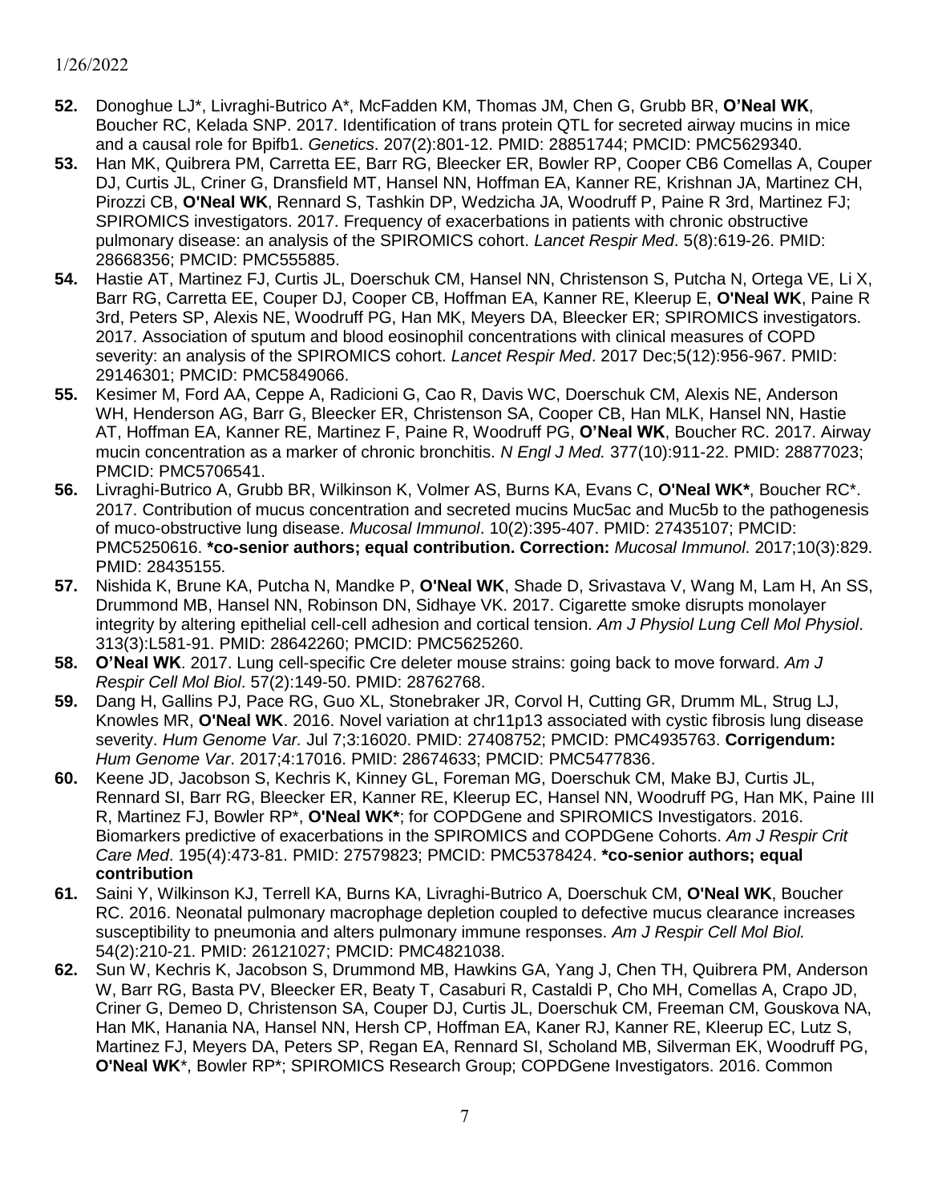**52.** Donoghue LJ*, Livraghi-Butrico A*, McFadden KM, Thomas JM, Chen G, Grubb BR, **O'Neal WK**, Boucher RC, Kelada SNP. 2017. Identification of trans protein QTL for secreted airway mucins in mice and a causal role for Bpifb1. *Genetics*. 207(2):801-12. PMID: 28851744; PMCID: PMC5629340.

**53.** Han MK, Quibrera PM, Carretta EE, Barr RG, Bleecker ER, Bowler RP, Cooper CB6 Comellas A, Couper DJ, Curtis JL, Criner G, Dransfield MT, Hansel NN, Hoffman EA, Kanner RE, Krishnan JA, Martinez CH, Pirozzi CB, **O'Neal WK**, Rennard S, Tashkin DP, Wedzicha JA, Woodruff P, Paine R 3rd, Martinez FJ; SPIROMICS investigators. 2017. Frequency of exacerbations in patients with chronic obstructive pulmonary disease: an analysis of the SPIROMICS cohort. *Lancet Respir Med*. 5(8):619-26. PMID: 28668356; PMCID: PMC555885.

**54.** Hastie AT, Martinez FJ, Curtis JL, Doerschuk CM, Hansel NN, Christenson S, Putcha N, Ortega VE, Li X, Barr RG, Carretta EE, Couper DJ, Cooper CB, Hoffman EA, Kanner RE, Kleerup E, **O'Neal WK**, Paine R 3rd, Peters SP, Alexis NE, Woodruff PG, Han MK, Meyers DA, Bleecker ER; SPIROMICS investigators. 2017. Association of sputum and blood eosinophil concentrations with clinical measures of COPD severity: an analysis of the SPIROMICS cohort. *Lancet Respir Med*. 2017 Dec;5(12):956-967. PMID: 29146301; PMCID: PMC5849066.

**55.** Kesimer M, Ford AA, Ceppe A, Radicioni G, Cao R, Davis WC, Doerschuk CM, Alexis NE, Anderson WH, Henderson AG, Barr G, Bleecker ER, Christenson SA, Cooper CB, Han MLK, Hansel NN, Hastie AT, Hoffman EA, Kanner RE, Martinez F, Paine R, Woodruff PG, **O'Neal WK**, Boucher RC. 2017. Airway mucin concentration as a marker of chronic bronchitis. *N Engl J Med.* 377(10):911-22. PMID: 28877023; PMCID: PMC5706541.

**56.** Livraghi-Butrico A, Grubb BR, Wilkinson K, Volmer AS, Burns KA, Evans C, **O'Neal WK***, Boucher RC*. 2017. Contribution of mucus concentration and secreted mucins Muc5ac and Muc5b to the pathogenesis of muco-obstructive lung disease. *Mucosal Immunol*. 10(2):395-407. PMID: 27435107; PMCID: PMC5250616. **\*co-senior authors; equal contribution. Correction:** *Mucosal Immunol*. 2017;10(3):829. PMID: 28435155.

**57.** Nishida K, Brune KA, Putcha N, Mandke P, **O'Neal WK**, Shade D, Srivastava V, Wang M, Lam H, An SS, Drummond MB, Hansel NN, Robinson DN, Sidhaye VK. 2017. Cigarette smoke disrupts monolayer integrity by altering epithelial cell-cell adhesion and cortical tension. *Am J Physiol Lung Cell Mol Physiol*. 313(3):L581-91. PMID: 28642260; PMCID: PMC5625260.

**58.** **O'Neal WK**. 2017. Lung cell-specific Cre deleter mouse strains: going back to move forward. *Am J Respir Cell Mol Biol*. 57(2):149-50. PMID: 28762768.

**59.** Dang H, Gallins PJ, Pace RG, Guo XL, Stonebraker JR, Corvol H, Cutting GR, Drumm ML, Strug LJ, Knowles MR, **O'Neal WK**. 2016. Novel variation at chr11p13 associated with cystic fibrosis lung disease severity. *Hum Genome Var.* Jul 7;3:16020. PMID: 27408752; PMCID: PMC4935763. **Corrigendum:** *Hum Genome Var*. 2017;4:17016. PMID: 28674633; PMCID: PMC5477836.

**60.** Keene JD, Jacobson S, Kechris K, Kinney GL, Foreman MG, Doerschuk CM, Make BJ, Curtis JL, Rennard SI, Barr RG, Bleecker ER, Kanner RE, Kleerup EC, Hansel NN, Woodruff PG, Han MK, Paine III R, Martinez FJ, Bowler RP*, **O'Neal WK***; for COPDGene and SPIROMICS Investigators. 2016. Biomarkers predictive of exacerbations in the SPIROMICS and COPDGene Cohorts. *Am J Respir Crit Care Med*. 195(4):473-81. PMID: 27579823; PMCID: PMC5378424. **\*co-senior authors; equal contribution**

**61.** Saini Y, Wilkinson KJ, Terrell KA, Burns KA, Livraghi-Butrico A, Doerschuk CM, **O'Neal WK**, Boucher RC. 2016. Neonatal pulmonary macrophage depletion coupled to defective mucus clearance increases susceptibility to pneumonia and alters pulmonary immune responses. *Am J Respir Cell Mol Biol.* 54(2):210-21. PMID: 26121027; PMCID: PMC4821038.

**62.** Sun W, Kechris K, Jacobson S, Drummond MB, Hawkins GA, Yang J, Chen TH, Quibrera PM, Anderson W, Barr RG, Basta PV, Bleecker ER, Beaty T, Casaburi R, Castaldi P, Cho MH, Comellas A, Crapo JD, Criner G, Demeo D, Christenson SA, Couper DJ, Curtis JL, Doerschuk CM, Freeman CM, Gouskova NA, Han MK, Hanania NA, Hansel NN, Hersh CP, Hoffman EA, Kaner RJ, Kanner RE, Kleerup EC, Lutz S, Martinez FJ, Meyers DA, Peters SP, Regan EA, Rennard SI, Scholand MB, Silverman EK, Woodruff PG, **O'Neal WK***, Bowler RP*; SPIROMICS Research Group; COPDGene Investigators. 2016. Common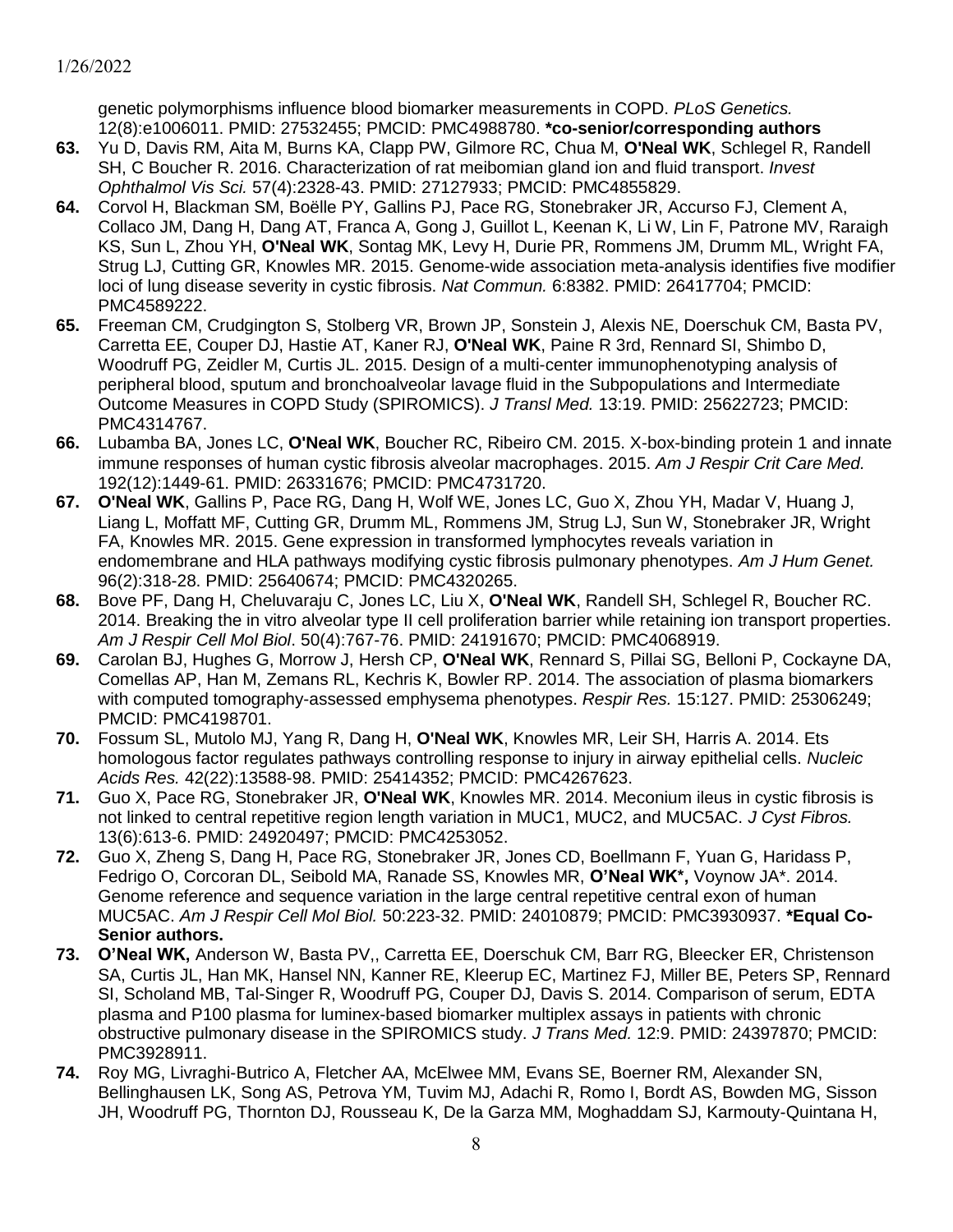genetic polymorphisms influence blood biomarker measurements in COPD. *PLoS Genetics.* 12(8):e1006011. PMID: 27532455; PMCID: PMC4988780. **\*co-senior/corresponding authors**

**63.** Yu D, Davis RM, Aita M, Burns KA, Clapp PW, Gilmore RC, Chua M, **O'Neal WK**, Schlegel R, Randell SH, C Boucher R. 2016. Characterization of rat meibomian gland ion and fluid transport. *Invest Ophthalmol Vis Sci.* 57(4):2328-43. PMID: 27127933; PMCID: PMC4855829.

**64.** Corvol H, Blackman SM, Boëlle PY, Gallins PJ, Pace RG, Stonebraker JR, Accurso FJ, Clement A, Collaco JM, Dang H, Dang AT, Franca A, Gong J, Guillot L, Keenan K, Li W, Lin F, Patrone MV, Raraigh KS, Sun L, Zhou YH, **O'Neal WK**, Sontag MK, Levy H, Durie PR, Rommens JM, Drumm ML, Wright FA, Strug LJ, Cutting GR, Knowles MR. 2015. Genome-wide association meta-analysis identifies five modifier loci of lung disease severity in cystic fibrosis. *Nat Commun.* 6:8382. PMID: 26417704; PMCID: PMC4589222.

**65.** Freeman CM, Crudgington S, Stolberg VR, Brown JP, Sonstein J, Alexis NE, Doerschuk CM, Basta PV, Carretta EE, Couper DJ, Hastie AT, Kaner RJ, **O'Neal WK**, Paine R 3rd, Rennard SI, Shimbo D, Woodruff PG, Zeidler M, Curtis JL. 2015. Design of a multi-center immunophenotyping analysis of peripheral blood, sputum and bronchoalveolar lavage fluid in the Subpopulations and Intermediate Outcome Measures in COPD Study (SPIROMICS). *J Transl Med.* 13:19. PMID: 25622723; PMCID: PMC4314767.

**66.** Lubamba BA, Jones LC, **O'Neal WK**, Boucher RC, Ribeiro CM. 2015. X-box-binding protein 1 and innate immune responses of human cystic fibrosis alveolar macrophages. 2015. *Am J Respir Crit Care Med.* 192(12):1449-61. PMID: 26331676; PMCID: PMC4731720.

**67.** **O'Neal WK**, Gallins P, Pace RG, Dang H, Wolf WE, Jones LC, Guo X, Zhou YH, Madar V, Huang J, Liang L, Moffatt MF, Cutting GR, Drumm ML, Rommens JM, Strug LJ, Sun W, Stonebraker JR, Wright FA, Knowles MR. 2015. Gene expression in transformed lymphocytes reveals variation in endomembrane and HLA pathways modifying cystic fibrosis pulmonary phenotypes. *Am J Hum Genet.* 96(2):318-28. PMID: 25640674; PMCID: PMC4320265.

**68.** Bove PF, Dang H, Cheluvaraju C, Jones LC, Liu X, **O'Neal WK**, Randell SH, Schlegel R, Boucher RC. 2014. Breaking the in vitro alveolar type II cell proliferation barrier while retaining ion transport properties. *Am J Respir Cell Mol Biol*. 50(4):767-76. PMID: 24191670; PMCID: PMC4068919.

**69.** Carolan BJ, Hughes G, Morrow J, Hersh CP, **O'Neal WK**, Rennard S, Pillai SG, Belloni P, Cockayne DA, Comellas AP, Han M, Zemans RL, Kechris K, Bowler RP. 2014. The association of plasma biomarkers with computed tomography-assessed emphysema phenotypes. *Respir Res.* 15:127. PMID: 25306249; PMCID: PMC4198701.

**70.** Fossum SL, Mutolo MJ, Yang R, Dang H, **O'Neal WK**, Knowles MR, Leir SH, Harris A. 2014. Ets homologous factor regulates pathways controlling response to injury in airway epithelial cells. *Nucleic Acids Res.* 42(22):13588-98. PMID: 25414352; PMCID: PMC4267623.

**71.** Guo X, Pace RG, Stonebraker JR, **O'Neal WK**, Knowles MR. 2014. Meconium ileus in cystic fibrosis is not linked to central repetitive region length variation in MUC1, MUC2, and MUC5AC. *J Cyst Fibros.* 13(6):613-6. PMID: 24920497; PMCID: PMC4253052.

**72.** Guo X, Zheng S, Dang H, Pace RG, Stonebraker JR, Jones CD, Boellmann F, Yuan G, Haridass P, Fedrigo O, Corcoran DL, Seibold MA, Ranade SS, Knowles MR, **O'Neal WK\*,** Voynow JA\*. 2014. Genome reference and sequence variation in the large central repetitive central exon of human MUC5AC. *Am J Respir Cell Mol Biol.* 50:223-32. PMID: 24010879; PMCID: PMC3930937. **\*Equal Co-Senior authors.**

**73.** **O'Neal WK,** Anderson W, Basta PV,, Carretta EE, Doerschuk CM, Barr RG, Bleecker ER, Christenson SA, Curtis JL, Han MK, Hansel NN, Kanner RE, Kleerup EC, Martinez FJ, Miller BE, Peters SP, Rennard SI, Scholand MB, Tal-Singer R, Woodruff PG, Couper DJ, Davis S. 2014. Comparison of serum, EDTA plasma and P100 plasma for luminex-based biomarker multiplex assays in patients with chronic obstructive pulmonary disease in the SPIROMICS study. *J Trans Med.* 12:9. PMID: 24397870; PMCID: PMC3928911.

**74.** Roy MG, Livraghi-Butrico A, Fletcher AA, McElwee MM, Evans SE, Boerner RM, Alexander SN, Bellinghausen LK, Song AS, Petrova YM, Tuvim MJ, Adachi R, Romo I, Bordt AS, Bowden MG, Sisson JH, Woodruff PG, Thornton DJ, Rousseau K, De la Garza MM, Moghaddam SJ, Karmouty-Quintana H,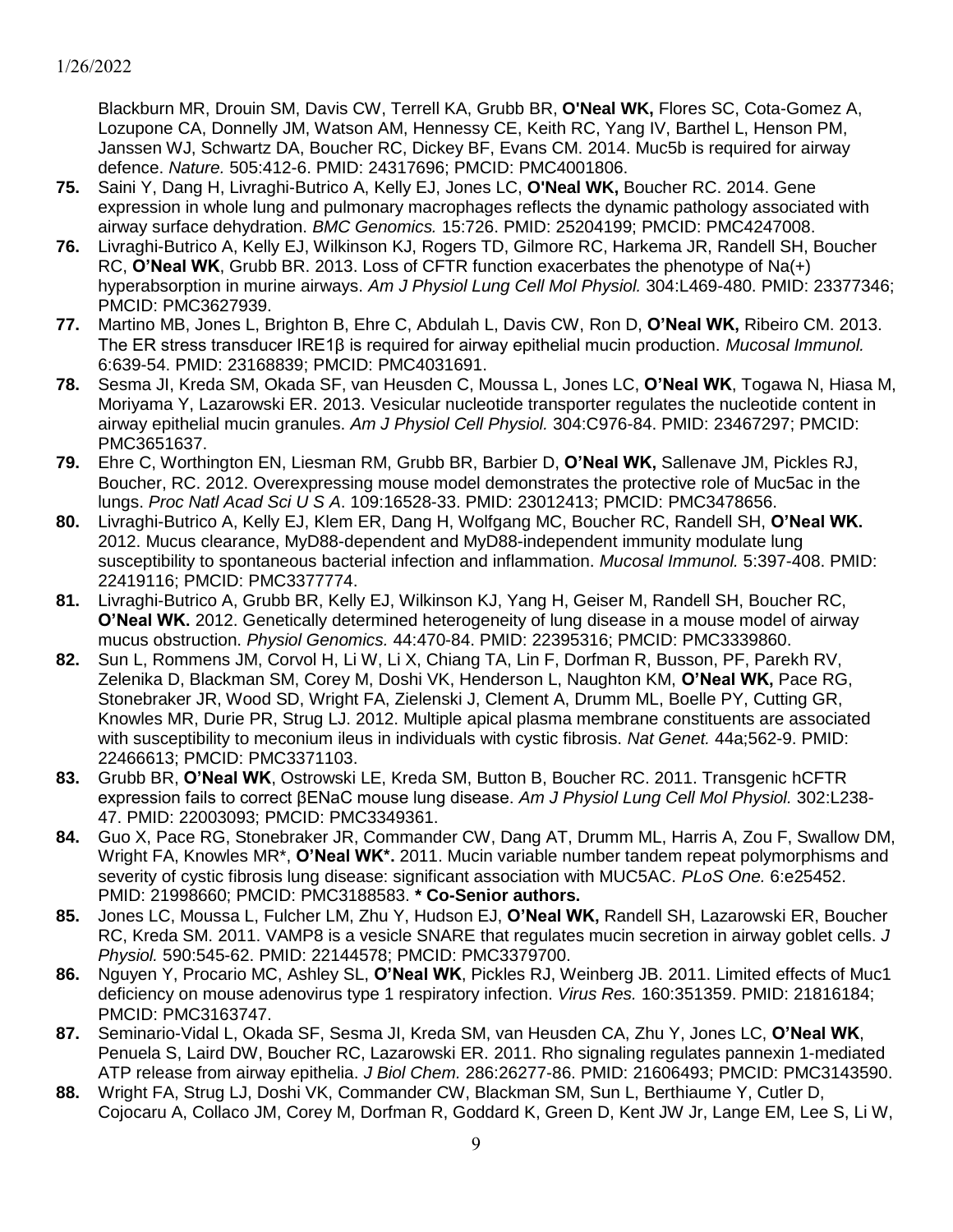Blackburn MR, Drouin SM, Davis CW, Terrell KA, Grubb BR, **O'Neal WK,** Flores SC, Cota-Gomez A, Lozupone CA, Donnelly JM, Watson AM, Hennessy CE, Keith RC, Yang IV, Barthel L, Henson PM, Janssen WJ, Schwartz DA, Boucher RC, Dickey BF, Evans CM. 2014. Muc5b is required for airway defence. *Nature.* 505:412-6. PMID: 24317696; PMCID: PMC4001806.

**75.** Saini Y, Dang H, Livraghi-Butrico A, Kelly EJ, Jones LC, **O'Neal WK,** Boucher RC. 2014. Gene expression in whole lung and pulmonary macrophages reflects the dynamic pathology associated with airway surface dehydration. *BMC Genomics.* 15:726. PMID: 25204199; PMCID: PMC4247008.

**76.** Livraghi-Butrico A, Kelly EJ, Wilkinson KJ, Rogers TD, Gilmore RC, Harkema JR, Randell SH, Boucher RC, **O'Neal WK**, Grubb BR. 2013. Loss of CFTR function exacerbates the phenotype of Na(+) hyperabsorption in murine airways. *Am J Physiol Lung Cell Mol Physiol.* 304:L469-480. PMID: 23377346; PMCID: PMC3627939.

**77.** Martino MB, Jones L, Brighton B, Ehre C, Abdulah L, Davis CW, Ron D, **O'Neal WK,** Ribeiro CM. 2013. The ER stress transducer IRE1β is required for airway epithelial mucin production. *Mucosal Immunol.* 6:639-54. PMID: 23168839; PMCID: PMC4031691.

**78.** Sesma JI, Kreda SM, Okada SF, van Heusden C, Moussa L, Jones LC, **O'Neal WK**, Togawa N, Hiasa M, Moriyama Y, Lazarowski ER. 2013. Vesicular nucleotide transporter regulates the nucleotide content in airway epithelial mucin granules. *Am J Physiol Cell Physiol.* 304:C976-84. PMID: 23467297; PMCID: PMC3651637.

**79.** Ehre C, Worthington EN, Liesman RM, Grubb BR, Barbier D, **O'Neal WK,** Sallenave JM, Pickles RJ, Boucher, RC. 2012. Overexpressing mouse model demonstrates the protective role of Muc5ac in the lungs. *Proc Natl Acad Sci U S A*. 109:16528-33. PMID: 23012413; PMCID: PMC3478656.

**80.** Livraghi-Butrico A, Kelly EJ, Klem ER, Dang H, Wolfgang MC, Boucher RC, Randell SH, **O'Neal WK.** 2012. Mucus clearance, MyD88-dependent and MyD88-independent immunity modulate lung susceptibility to spontaneous bacterial infection and inflammation. *Mucosal Immunol.* 5:397-408. PMID: 22419116; PMCID: PMC3377774.

**81.** Livraghi-Butrico A, Grubb BR, Kelly EJ, Wilkinson KJ, Yang H, Geiser M, Randell SH, Boucher RC, **O'Neal WK.** 2012. Genetically determined heterogeneity of lung disease in a mouse model of airway mucus obstruction. *Physiol Genomics.* 44:470-84. PMID: 22395316; PMCID: PMC3339860.

**82.** Sun L, Rommens JM, Corvol H, Li W, Li X, Chiang TA, Lin F, Dorfman R, Busson, PF, Parekh RV, Zelenika D, Blackman SM, Corey M, Doshi VK, Henderson L, Naughton KM, **O'Neal WK,** Pace RG, Stonebraker JR, Wood SD, Wright FA, Zielenski J, Clement A, Drumm ML, Boelle PY, Cutting GR, Knowles MR, Durie PR, Strug LJ. 2012. Multiple apical plasma membrane constituents are associated with susceptibility to meconium ileus in individuals with cystic fibrosis. *Nat Genet.* 44a;562-9. PMID: 22466613; PMCID: PMC3371103.

**83.** Grubb BR, **O'Neal WK**, Ostrowski LE, Kreda SM, Button B, Boucher RC. 2011. Transgenic hCFTR expression fails to correct βENaC mouse lung disease. *Am J Physiol Lung Cell Mol Physiol.* 302:L238-47. PMID: 22003093; PMCID: PMC3349361.

**84.** Guo X, Pace RG, Stonebraker JR, Commander CW, Dang AT, Drumm ML, Harris A, Zou F, Swallow DM, Wright FA, Knowles MR\*, **O'Neal WK\*.** 2011. Mucin variable number tandem repeat polymorphisms and severity of cystic fibrosis lung disease: significant association with MUC5AC. *PLoS One.* 6:e25452. PMID: 21998660; PMCID: PMC3188583. **\* Co-Senior authors.**

**85.** Jones LC, Moussa L, Fulcher LM, Zhu Y, Hudson EJ, **O'Neal WK,** Randell SH, Lazarowski ER, Boucher RC, Kreda SM. 2011. VAMP8 is a vesicle SNARE that regulates mucin secretion in airway goblet cells. *J Physiol.* 590:545-62. PMID: 22144578; PMCID: PMC3379700.

**86.** Nguyen Y, Procario MC, Ashley SL, **O'Neal WK**, Pickles RJ, Weinberg JB. 2011. Limited effects of Muc1 deficiency on mouse adenovirus type 1 respiratory infection. *Virus Res.* 160:351359. PMID: 21816184; PMCID: PMC3163747.

**87.** Seminario-Vidal L, Okada SF, Sesma JI, Kreda SM, van Heusden CA, Zhu Y, Jones LC, **O'Neal WK**, Penuela S, Laird DW, Boucher RC, Lazarowski ER. 2011. Rho signaling regulates pannexin 1-mediated ATP release from airway epithelia. *J Biol Chem.* 286:26277-86. PMID: 21606493; PMCID: PMC3143590.

**88.** Wright FA, Strug LJ, Doshi VK, Commander CW, Blackman SM, Sun L, Berthiaume Y, Cutler D, Cojocaru A, Collaco JM, Corey M, Dorfman R, Goddard K, Green D, Kent JW Jr, Lange EM, Lee S, Li W,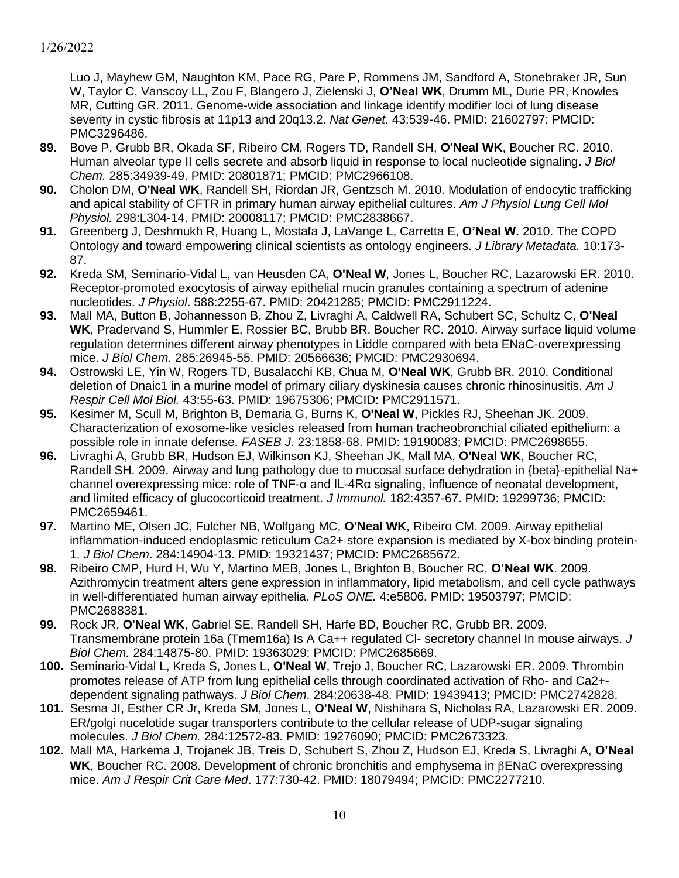Luo J, Mayhew GM, Naughton KM, Pace RG, Pare P, Rommens JM, Sandford A, Stonebraker JR, Sun W, Taylor C, Vanscoy LL, Zou F, Blangero J, Zielenski J, **O'Neal WK**, Drumm ML, Durie PR, Knowles MR, Cutting GR. 2011. Genome-wide association and linkage identify modifier loci of lung disease severity in cystic fibrosis at 11p13 and 20q13.2. *Nat Genet.* 43:539-46. PMID: 21602797; PMCID: PMC3296486.

89. Bove P, Grubb BR, Okada SF, Ribeiro CM, Rogers TD, Randell SH, **O'Neal WK**, Boucher RC. 2010. Human alveolar type II cells secrete and absorb liquid in response to local nucleotide signaling. *J Biol Chem.* 285:34939-49. PMID: 20801871; PMCID: PMC2966108.
90. Cholon DM, **O'Neal WK**, Randell SH, Riordan JR, Gentzsch M. 2010. Modulation of endocytic trafficking and apical stability of CFTR in primary human airway epithelial cultures. *Am J Physiol Lung Cell Mol Physiol.* 298:L304-14. PMID: 20008117; PMCID: PMC2838667.
91. Greenberg J, Deshmukh R, Huang L, Mostafa J, LaVange L, Carretta E, **O'Neal W.** 2010. The COPD Ontology and toward empowering clinical scientists as ontology engineers. *J Library Metadata.* 10:173-87.
92. Kreda SM, Seminario-Vidal L, van Heusden CA, **O'Neal W**, Jones L, Boucher RC, Lazarowski ER. 2010. Receptor-promoted exocytosis of airway epithelial mucin granules containing a spectrum of adenine nucleotides. *J Physiol*. 588:2255-67. PMID: 20421285; PMCID: PMC2911224.
93. Mall MA, Button B, Johannesson B, Zhou Z, Livraghi A, Caldwell RA, Schubert SC, Schultz C, **O'Neal WK**, Pradervand S, Hummler E, Rossier BC, Brubb BR, Boucher RC. 2010. Airway surface liquid volume regulation determines different airway phenotypes in Liddle compared with beta ENaC-overexpressing mice. *J Biol Chem.* 285:26945-55. PMID: 20566636; PMCID: PMC2930694.
94. Ostrowski LE, Yin W, Rogers TD, Busalacchi KB, Chua M, **O'Neal WK**, Grubb BR. 2010. Conditional deletion of Dnaic1 in a murine model of primary ciliary dyskinesia causes chronic rhinosinusitis. *Am J Respir Cell Mol Biol.* 43:55-63. PMID: 19675306; PMCID: PMC2911571.
95. Kesimer M, Scull M, Brighton B, Demaria G, Burns K, **O'Neal W**, Pickles RJ, Sheehan JK. 2009. Characterization of exosome-like vesicles released from human tracheobronchial ciliated epithelium: a possible role in innate defense. *FASEB J.* 23:1858-68. PMID: 19190083; PMCID: PMC2698655.
96. Livraghi A, Grubb BR, Hudson EJ, Wilkinson KJ, Sheehan JK, Mall MA, **O'Neal WK**, Boucher RC, Randell SH. 2009. Airway and lung pathology due to mucosal surface dehydration in {beta}-epithelial Na+ channel overexpressing mice: role of TNF-α and IL-4Rα signaling, influence of neonatal development, and limited efficacy of glucocorticoid treatment. *J Immunol.* 182:4357-67. PMID: 19299736; PMCID: PMC2659461.
97. Martino ME, Olsen JC, Fulcher NB, Wolfgang MC, **O'Neal WK**, Ribeiro CM. 2009. Airway epithelial inflammation-induced endoplasmic reticulum Ca2+ store expansion is mediated by X-box binding protein-1. *J Biol Chem*. 284:14904-13. PMID: 19321437; PMCID: PMC2685672.
98. Ribeiro CMP, Hurd H, Wu Y, Martino MEB, Jones L, Brighton B, Boucher RC, **O'Neal WK**. 2009. Azithromycin treatment alters gene expression in inflammatory, lipid metabolism, and cell cycle pathways in well-differentiated human airway epithelia. *PLoS ONE.* 4:e5806. PMID: 19503797; PMCID: PMC2688381.
99. Rock JR, **O'Neal WK**, Gabriel SE, Randell SH, Harfe BD, Boucher RC, Grubb BR. 2009. Transmembrane protein 16a (Tmem16a) Is A Ca++ regulated Cl- secretory channel In mouse airways. *J Biol Chem.* 284:14875-80. PMID: 19363029; PMCID: PMC2685669.
100. Seminario-Vidal L, Kreda S, Jones L, **O'Neal W**, Trejo J, Boucher RC, Lazarowski ER. 2009. Thrombin promotes release of ATP from lung epithelial cells through coordinated activation of Rho- and Ca2+-dependent signaling pathways. *J Biol Chem*. 284:20638-48. PMID: 19439413; PMCID: PMC2742828.
101. Sesma JI, Esther CR Jr, Kreda SM, Jones L, **O'Neal W**, Nishihara S, Nicholas RA, Lazarowski ER. 2009. ER/golgi nucelotide sugar transporters contribute to the cellular release of UDP-sugar signaling molecules. *J Biol Chem.* 284:12572-83. PMID: 19276090; PMCID: PMC2673323.
102. Mall MA, Harkema J, Trojanek JB, Treis D, Schubert S, Zhou Z, Hudson EJ, Kreda S, Livraghi A, **O'Neal WK**, Boucher RC. 2008. Development of chronic bronchitis and emphysema in βENaC overexpressing mice. *Am J Respir Crit Care Med*. 177:730-42. PMID: 18079494; PMCID: PMC2277210.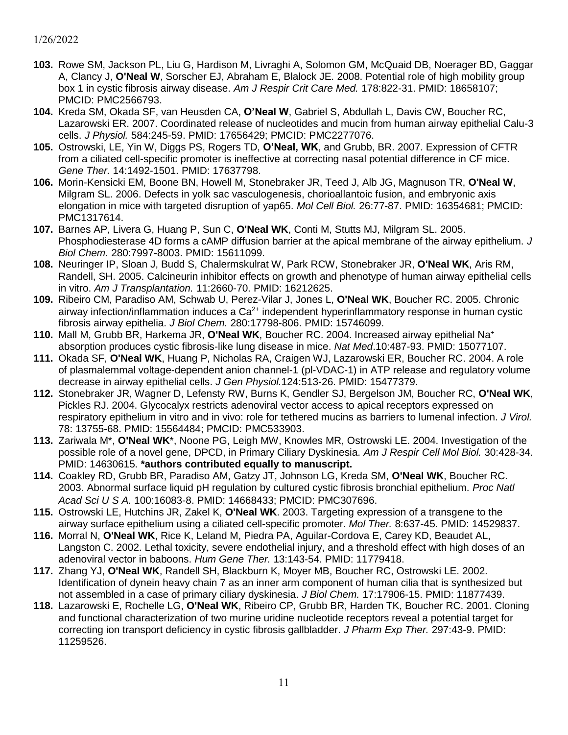1/26/2022

**103.** Rowe SM, Jackson PL, Liu G, Hardison M, Livraghi A, Solomon GM, McQuaid DB, Noerager BD, Gaggar A, Clancy J, **O'Neal W**, Sorscher EJ, Abraham E, Blalock JE. 2008. Potential role of high mobility group box 1 in cystic fibrosis airway disease. *Am J Respir Crit Care Med.* 178:822-31. PMID: 18658107; PMCID: PMC2566793.

**104.** Kreda SM, Okada SF, van Heusden CA, **O'Neal W**, Gabriel S, Abdullah L, Davis CW, Boucher RC, Lazarowski ER. 2007. Coordinated release of nucleotides and mucin from human airway epithelial Calu-3 cells. *J Physiol.* 584:245-59. PMID: 17656429; PMCID: PMC2277076.

**105.** Ostrowski, LE, Yin W, Diggs PS, Rogers TD, **O'Neal, WK**, and Grubb, BR. 2007. Expression of CFTR from a ciliated cell-specific promoter is ineffective at correcting nasal potential difference in CF mice. *Gene Ther.* 14:1492-1501. PMID: 17637798.

**106.** Morin-Kensicki EM, Boone BN, Howell M, Stonebraker JR, Teed J, Alb JG, Magnuson TR, **O'Neal W**, Milgram SL. 2006. Defects in yolk sac vasculogenesis, chorioallantoic fusion, and embryonic axis elongation in mice with targeted disruption of yap65. *Mol Cell Biol.* 26:77-87. PMID: 16354681; PMCID: PMC1317614.

**107.** Barnes AP, Livera G, Huang P, Sun C, **O'Neal WK**, Conti M, Stutts MJ, Milgram SL. 2005. Phosphodiesterase 4D forms a cAMP diffusion barrier at the apical membrane of the airway epithelium. *J Biol Chem.* 280:7997-8003. PMID: 15611099.

**108.** Neuringer IP, Sloan J, Budd S, Chalermskulrat W, Park RCW, Stonebraker JR, **O'Neal WK**, Aris RM, Randell, SH. 2005. Calcineurin inhibitor effects on growth and phenotype of human airway epithelial cells in vitro. *Am J Transplantation.* 11:2660-70. PMID: 16212625.

**109.** Ribeiro CM, Paradiso AM, Schwab U, Perez-Vilar J, Jones L, **O'Neal WK**, Boucher RC. 2005. Chronic airway infection/inflammation induces a $Ca^{2+}$ independent hyperinflammatory response in human cystic fibrosis airway epithelia. *J Biol Chem.* 280:17798-806. PMID: 15746099.

**110.** Mall M, Grubb BR, Harkema JR, **O'Neal WK**, Boucher RC. 2004. Increased airway epithelial $Na^+$ absorption produces cystic fibrosis-like lung disease in mice. *Nat Med*.10:487-93. PMID: 15077107.

**111.** Okada SF, **O'Neal WK**, Huang P, Nicholas RA, Craigen WJ, Lazarowski ER, Boucher RC. 2004. A role of plasmalemmal voltage-dependent anion channel-1 (pl-VDAC-1) in ATP release and regulatory volume decrease in airway epithelial cells. *J Gen Physiol.*124:513-26. PMID: 15477379.

**112.** Stonebraker JR, Wagner D, Lefensty RW, Burns K, Gendler SJ, Bergelson JM, Boucher RC, **O'Neal WK**, Pickles RJ. 2004. Glycocalyx restricts adenoviral vector access to apical receptors expressed on respiratory epithelium in vitro and in vivo: role for tethered mucins as barriers to lumenal infection. *J Virol.* 78: 13755-68. PMID: 15564484; PMCID: PMC533903.

**113.** Zariwala M*, **O'Neal WK***, Noone PG, Leigh MW, Knowles MR, Ostrowski LE. 2004. Investigation of the possible role of a novel gene, DPCD, in Primary Ciliary Dyskinesia. *Am J Respir Cell Mol Biol.* 30:428-34. PMID: 14630615. **\*authors contributed equally to manuscript.**

**114.** Coakley RD, Grubb BR, Paradiso AM, Gatzy JT, Johnson LG, Kreda SM, **O'Neal WK**, Boucher RC. 2003. Abnormal surface liquid pH regulation by cultured cystic fibrosis bronchial epithelium. *Proc Natl Acad Sci U S A.* 100:16083-8. PMID: 14668433; PMCID: PMC307696.

**115.** Ostrowski LE, Hutchins JR, Zakel K, **O'Neal WK**. 2003. Targeting expression of a transgene to the airway surface epithelium using a ciliated cell-specific promoter. *Mol Ther.* 8:637-45. PMID: 14529837.

**116.** Morral N, **O'Neal WK**, Rice K, Leland M, Piedra PA, Aguilar-Cordova E, Carey KD, Beaudet AL, Langston C. 2002. Lethal toxicity, severe endothelial injury, and a threshold effect with high doses of an adenoviral vector in baboons. *Hum Gene Ther.* 13:143-54. PMID: 11779418.

**117.** Zhang YJ, **O'Neal WK**, Randell SH, Blackburn K, Moyer MB, Boucher RC, Ostrowski LE. 2002. Identification of dynein heavy chain 7 as an inner arm component of human cilia that is synthesized but not assembled in a case of primary ciliary dyskinesia. *J Biol Chem.* 17:17906-15. PMID: 11877439.

**118.** Lazarowski E, Rochelle LG, **O'Neal WK**, Ribeiro CP, Grubb BR, Harden TK, Boucher RC. 2001. Cloning and functional characterization of two murine uridine nucleotide receptors reveal a potential target for correcting ion transport deficiency in cystic fibrosis gallbladder. *J Pharm Exp Ther.* 297:43-9. PMID: 11259526.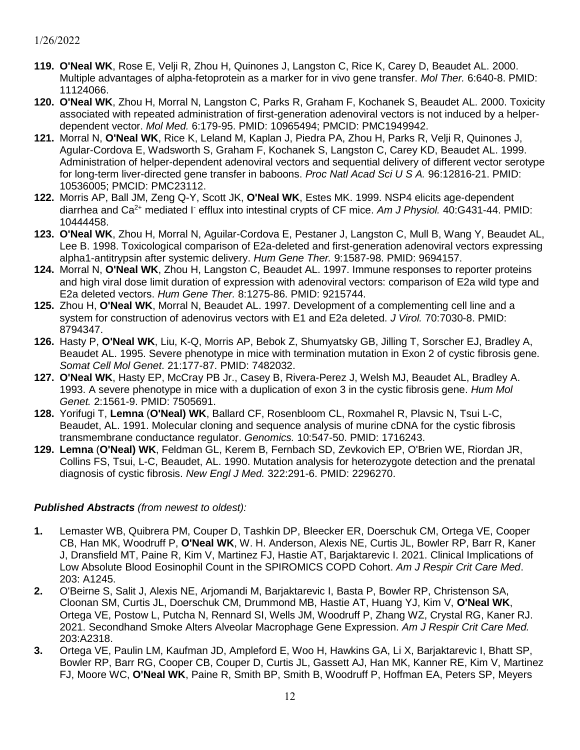119. **O'Neal WK**, Rose E, Velji R, Zhou H, Quinones J, Langston C, Rice K, Carey D, Beaudet AL. 2000. Multiple advantages of alpha-fetoprotein as a marker for in vivo gene transfer. *Mol Ther.* 6:640-8. PMID: 11124066.
120. **O'Neal WK**, Zhou H, Morral N, Langston C, Parks R, Graham F, Kochanek S, Beaudet AL. 2000. Toxicity associated with repeated administration of first-generation adenoviral vectors is not induced by a helper-dependent vector. *Mol Med.* 6:179-95. PMID: 10965494; PMCID: PMC1949942.
121. Morral N, **O'Neal WK**, Rice K, Leland M, Kaplan J, Piedra PA, Zhou H, Parks R, Velji R, Quinones J, Agular-Cordova E, Wadsworth S, Graham F, Kochanek S, Langston C, Carey KD, Beaudet AL. 1999. Administration of helper-dependent adenoviral vectors and sequential delivery of different vector serotype for long-term liver-directed gene transfer in baboons. *Proc Natl Acad Sci U S A.* 96:12816-21. PMID: 10536005; PMCID: PMC23112.
122. Morris AP, Ball JM, Zeng Q-Y, Scott JK, **O'Neal WK**, Estes MK. 1999. NSP4 elicits age-dependent diarrhea and $Ca^{2+}$ mediated $I^-$ efflux into intestinal crypts of CF mice. *Am J Physiol.* 40:G431-44. PMID: 10444458.
123. **O'Neal WK**, Zhou H, Morral N, Aguilar-Cordova E, Pestaner J, Langston C, Mull B, Wang Y, Beaudet AL, Lee B. 1998. Toxicological comparison of E2a-deleted and first-generation adenoviral vectors expressing alpha1-antitrypsin after systemic delivery. *Hum Gene Ther.* 9:1587-98. PMID: 9694157.
124. Morral N, **O'Neal WK**, Zhou H, Langston C, Beaudet AL. 1997. Immune responses to reporter proteins and high viral dose limit duration of expression with adenoviral vectors: comparison of E2a wild type and E2a deleted vectors. *Hum Gene Ther.* 8:1275-86. PMID: 9215744.
125. Zhou H, **O'Neal WK**, Morral N, Beaudet AL. 1997. Development of a complementing cell line and a system for construction of adenovirus vectors with E1 and E2a deleted. *J Virol.* 70:7030-8. PMID: 8794347.
126. Hasty P, **O'Neal WK**, Liu, K-Q, Morris AP, Bebok Z, Shumyatsky GB, Jilling T, Sorscher EJ, Bradley A, Beaudet AL. 1995. Severe phenotype in mice with termination mutation in Exon 2 of cystic fibrosis gene. *Somat Cell Mol Genet*. 21:177-87. PMID: 7482032.
127. **O'Neal WK**, Hasty EP, McCray PB Jr., Casey B, Rivera-Perez J, Welsh MJ, Beaudet AL, Bradley A. 1993. A severe phenotype in mice with a duplication of exon 3 in the cystic fibrosis gene. *Hum Mol Genet.* 2:1561-9. PMID: 7505691.
128. Yorifugi T, **Lemna** (**O'Neal) WK**, Ballard CF, Rosenbloom CL, Roxmahel R, Plavsic N, Tsui L-C, Beaudet, AL. 1991. Molecular cloning and sequence analysis of murine cDNA for the cystic fibrosis transmembrane conductance regulator. *Genomics.* 10:547-50. PMID: 1716243.
129. **Lemna** (**O'Neal) WK**, Feldman GL, Kerem B, Fernbach SD, Zevkovich EP, O'Brien WE, Riordan JR, Collins FS, Tsui, L-C, Beaudet, AL. 1990. Mutation analysis for heterozygote detection and the prenatal diagnosis of cystic fibrosis. *New Engl J Med.* 322:291-6. PMID: 2296270.

***Published Abstracts** (from newest to oldest):*

1. Lemaster WB, Quibrera PM, Couper D, Tashkin DP, Bleecker ER, Doerschuk CM, Ortega VE, Cooper CB, Han MK, Woodruff P, **O'Neal WK**, W. H. Anderson, Alexis NE, Curtis JL, Bowler RP, Barr R, Kaner J, Dransfield MT, Paine R, Kim V, Martinez FJ, Hastie AT, Barjaktarevic I. 2021. Clinical Implications of Low Absolute Blood Eosinophil Count in the SPIROMICS COPD Cohort. *Am J Respir Crit Care Med*. 203: A1245.
2. O'Beirne S, Salit J, Alexis NE, Arjomandi M, Barjaktarevic I, Basta P, Bowler RP, Christenson SA, Cloonan SM, Curtis JL, Doerschuk CM, Drummond MB, Hastie AT, Huang YJ, Kim V, **O'Neal WK**, Ortega VE, Postow L, Putcha N, Rennard SI, Wells JM, Woodruff P, Zhang WZ, Crystal RG, Kaner RJ. 2021. Secondhand Smoke Alters Alveolar Macrophage Gene Expression. *Am J Respir Crit Care Med.* 203:A2318.
3. Ortega VE, Paulin LM, Kaufman JD, Ampleford E, Woo H, Hawkins GA, Li X, Barjaktarevic I, Bhatt SP, Bowler RP, Barr RG, Cooper CB, Couper D, Curtis JL, Gassett AJ, Han MK, Kanner RE, Kim V, Martinez FJ, Moore WC, **O'Neal WK**, Paine R, Smith BP, Smith B, Woodruff P, Hoffman EA, Peters SP, Meyers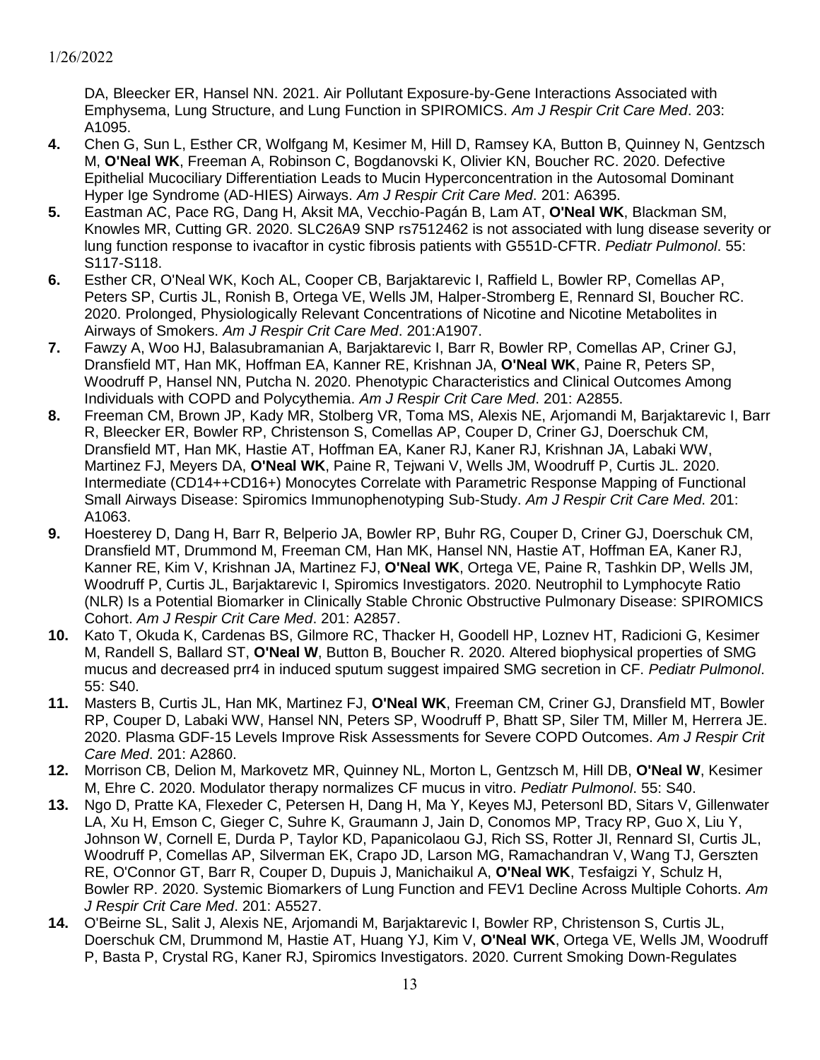DA, Bleecker ER, Hansel NN. 2021. Air Pollutant Exposure-by-Gene Interactions Associated with Emphysema, Lung Structure, and Lung Function in SPIROMICS. *Am J Respir Crit Care Med*. 203: A1095.

4. Chen G, Sun L, Esther CR, Wolfgang M, Kesimer M, Hill D, Ramsey KA, Button B, Quinney N, Gentzsch M, **O'Neal WK**, Freeman A, Robinson C, Bogdanovski K, Olivier KN, Boucher RC. 2020. Defective Epithelial Mucociliary Differentiation Leads to Mucin Hyperconcentration in the Autosomal Dominant Hyper Ige Syndrome (AD-HIES) Airways. *Am J Respir Crit Care Med*. 201: A6395.
5. Eastman AC, Pace RG, Dang H, Aksit MA, Vecchio-Pagán B, Lam AT, **O'Neal WK**, Blackman SM, Knowles MR, Cutting GR. 2020. SLC26A9 SNP rs7512462 is not associated with lung disease severity or lung function response to ivacaftor in cystic fibrosis patients with G551D-CFTR. *Pediatr Pulmonol*. 55: S117-S118.
6. Esther CR, O'Neal WK, Koch AL, Cooper CB, Barjaktarevic I, Raffield L, Bowler RP, Comellas AP, Peters SP, Curtis JL, Ronish B, Ortega VE, Wells JM, Halper-Stromberg E, Rennard SI, Boucher RC. 2020. Prolonged, Physiologically Relevant Concentrations of Nicotine and Nicotine Metabolites in Airways of Smokers. *Am J Respir Crit Care Med*. 201:A1907.
7. Fawzy A, Woo HJ, Balasubramanian A, Barjaktarevic I, Barr R, Bowler RP, Comellas AP, Criner GJ, Dransfield MT, Han MK, Hoffman EA, Kanner RE, Krishnan JA, **O'Neal WK**, Paine R, Peters SP, Woodruff P, Hansel NN, Putcha N. 2020. Phenotypic Characteristics and Clinical Outcomes Among Individuals with COPD and Polycythemia. *Am J Respir Crit Care Med*. 201: A2855.
8. Freeman CM, Brown JP, Kady MR, Stolberg VR, Toma MS, Alexis NE, Arjomandi M, Barjaktarevic I, Barr R, Bleecker ER, Bowler RP, Christenson S, Comellas AP, Couper D, Criner GJ, Doerschuk CM, Dransfield MT, Han MK, Hastie AT, Hoffman EA, Kaner RJ, Kaner RJ, Krishnan JA, Labaki WW, Martinez FJ, Meyers DA, **O'Neal WK**, Paine R, Tejwani V, Wells JM, Woodruff P, Curtis JL. 2020. Intermediate (CD14++CD16+) Monocytes Correlate with Parametric Response Mapping of Functional Small Airways Disease: Spiromics Immunophenotyping Sub-Study. *Am J Respir Crit Care Med*. 201: A1063.
9. Hoesterey D, Dang H, Barr R, Belperio JA, Bowler RP, Buhr RG, Couper D, Criner GJ, Doerschuk CM, Dransfield MT, Drummond M, Freeman CM, Han MK, Hansel NN, Hastie AT, Hoffman EA, Kaner RJ, Kanner RE, Kim V, Krishnan JA, Martinez FJ, **O'Neal WK**, Ortega VE, Paine R, Tashkin DP, Wells JM, Woodruff P, Curtis JL, Barjaktarevic I, Spiromics Investigators. 2020. Neutrophil to Lymphocyte Ratio (NLR) Is a Potential Biomarker in Clinically Stable Chronic Obstructive Pulmonary Disease: SPIROMICS Cohort. *Am J Respir Crit Care Med*. 201: A2857.
10. Kato T, Okuda K, Cardenas BS, Gilmore RC, Thacker H, Goodell HP, Loznev HT, Radicioni G, Kesimer M, Randell S, Ballard ST, **O'Neal W**, Button B, Boucher R. 2020. Altered biophysical properties of SMG mucus and decreased prr4 in induced sputum suggest impaired SMG secretion in CF. *Pediatr Pulmonol*. 55: S40.
11. Masters B, Curtis JL, Han MK, Martinez FJ, **O'Neal WK**, Freeman CM, Criner GJ, Dransfield MT, Bowler RP, Couper D, Labaki WW, Hansel NN, Peters SP, Woodruff P, Bhatt SP, Siler TM, Miller M, Herrera JE. 2020. Plasma GDF-15 Levels Improve Risk Assessments for Severe COPD Outcomes. *Am J Respir Crit Care Med*. 201: A2860.
12. Morrison CB, Delion M, Markovetz MR, Quinney NL, Morton L, Gentzsch M, Hill DB, **O'Neal W**, Kesimer M, Ehre C. 2020. Modulator therapy normalizes CF mucus in vitro. *Pediatr Pulmonol*. 55: S40.
13. Ngo D, Pratte KA, Flexeder C, Petersen H, Dang H, Ma Y, Keyes MJ, Petersonl BD, Sitars V, Gillenwater LA, Xu H, Emson C, Gieger C, Suhre K, Graumann J, Jain D, Conomos MP, Tracy RP, Guo X, Liu Y, Johnson W, Cornell E, Durda P, Taylor KD, Papanicolaou GJ, Rich SS, Rotter JI, Rennard SI, Curtis JL, Woodruff P, Comellas AP, Silverman EK, Crapo JD, Larson MG, Ramachandran V, Wang TJ, Gerszten RE, O'Connor GT, Barr R, Couper D, Dupuis J, Manichaikul A, **O'Neal WK**, Tesfaigzi Y, Schulz H, Bowler RP. 2020. Systemic Biomarkers of Lung Function and FEV1 Decline Across Multiple Cohorts. *Am J Respir Crit Care Med*. 201: A5527.
14. O'Beirne SL, Salit J, Alexis NE, Arjomandi M, Barjaktarevic I, Bowler RP, Christenson S, Curtis JL, Doerschuk CM, Drummond M, Hastie AT, Huang YJ, Kim V, **O'Neal WK**, Ortega VE, Wells JM, Woodruff P, Basta P, Crystal RG, Kaner RJ, Spiromics Investigators. 2020. Current Smoking Down-Regulates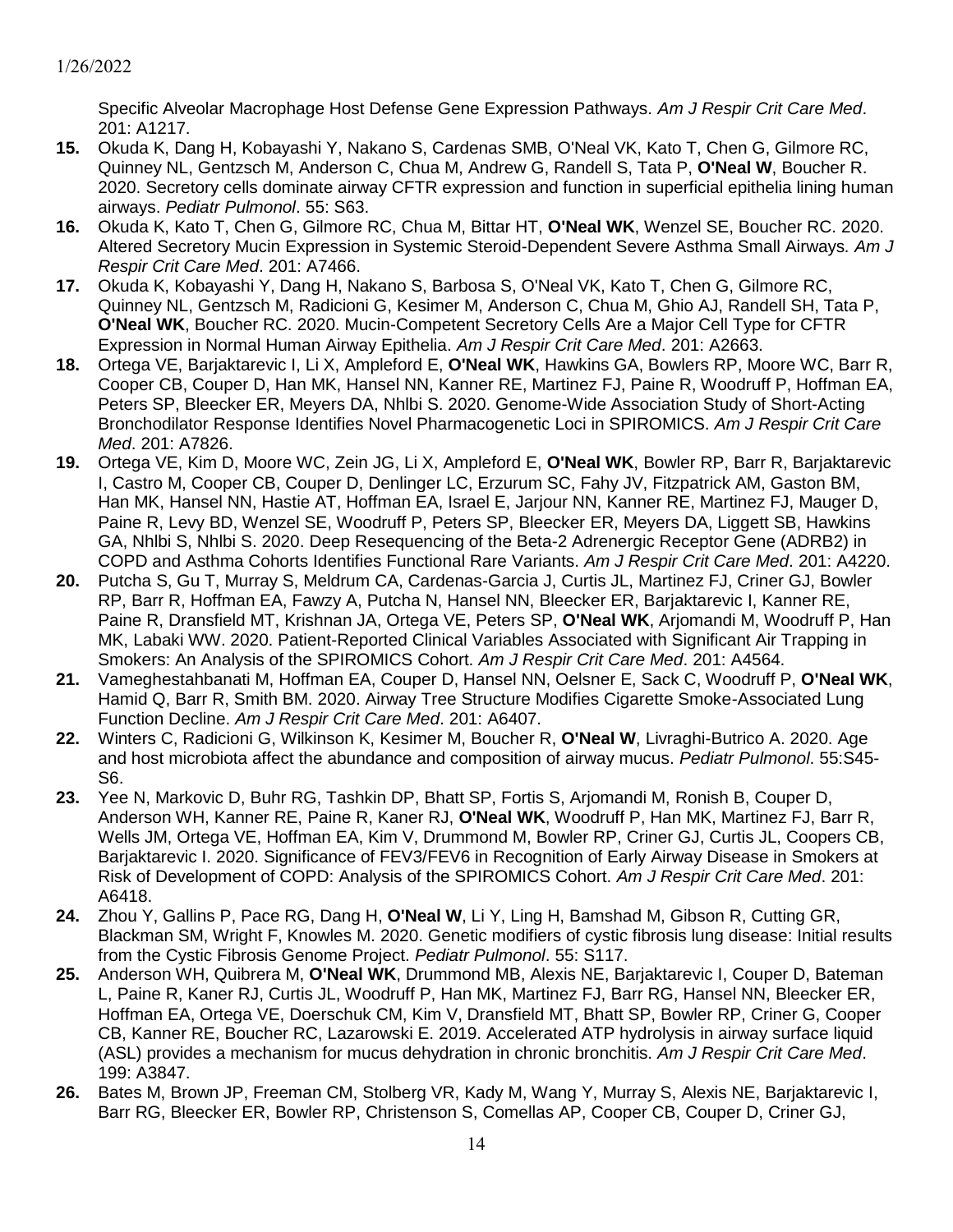Specific Alveolar Macrophage Host Defense Gene Expression Pathways. *Am J Respir Crit Care Med*. 201: A1217.

15. Okuda K, Dang H, Kobayashi Y, Nakano S, Cardenas SMB, O'Neal VK, Kato T, Chen G, Gilmore RC, Quinney NL, Gentzsch M, Anderson C, Chua M, Andrew G, Randell S, Tata P, **O'Neal W**, Boucher R. 2020. Secretory cells dominate airway CFTR expression and function in superficial epithelia lining human airways. *Pediatr Pulmonol*. 55: S63.
16. Okuda K, Kato T, Chen G, Gilmore RC, Chua M, Bittar HT, **O'Neal WK**, Wenzel SE, Boucher RC. 2020. Altered Secretory Mucin Expression in Systemic Steroid-Dependent Severe Asthma Small Airways*. Am J Respir Crit Care Med*. 201: A7466.
17. Okuda K, Kobayashi Y, Dang H, Nakano S, Barbosa S, O'Neal VK, Kato T, Chen G, Gilmore RC, Quinney NL, Gentzsch M, Radicioni G, Kesimer M, Anderson C, Chua M, Ghio AJ, Randell SH, Tata P, **O'Neal WK**, Boucher RC. 2020. Mucin-Competent Secretory Cells Are a Major Cell Type for CFTR Expression in Normal Human Airway Epithelia. *Am J Respir Crit Care Med*. 201: A2663.
18. Ortega VE, Barjaktarevic I, Li X, Ampleford E, **O'Neal WK**, Hawkins GA, Bowlers RP, Moore WC, Barr R, Cooper CB, Couper D, Han MK, Hansel NN, Kanner RE, Martinez FJ, Paine R, Woodruff P, Hoffman EA, Peters SP, Bleecker ER, Meyers DA, Nhlbi S. 2020. Genome-Wide Association Study of Short-Acting Bronchodilator Response Identifies Novel Pharmacogenetic Loci in SPIROMICS. *Am J Respir Crit Care Med*. 201: A7826.
19. Ortega VE, Kim D, Moore WC, Zein JG, Li X, Ampleford E, **O'Neal WK**, Bowler RP, Barr R, Barjaktarevic I, Castro M, Cooper CB, Couper D, Denlinger LC, Erzurum SC, Fahy JV, Fitzpatrick AM, Gaston BM, Han MK, Hansel NN, Hastie AT, Hoffman EA, Israel E, Jarjour NN, Kanner RE, Martinez FJ, Mauger D, Paine R, Levy BD, Wenzel SE, Woodruff P, Peters SP, Bleecker ER, Meyers DA, Liggett SB, Hawkins GA, Nhlbi S, Nhlbi S. 2020. Deep Resequencing of the Beta-2 Adrenergic Receptor Gene (ADRB2) in COPD and Asthma Cohorts Identifies Functional Rare Variants. *Am J Respir Crit Care Med*. 201: A4220.
20. Putcha S, Gu T, Murray S, Meldrum CA, Cardenas-Garcia J, Curtis JL, Martinez FJ, Criner GJ, Bowler RP, Barr R, Hoffman EA, Fawzy A, Putcha N, Hansel NN, Bleecker ER, Barjaktarevic I, Kanner RE, Paine R, Dransfield MT, Krishnan JA, Ortega VE, Peters SP, **O'Neal WK**, Arjomandi M, Woodruff P, Han MK, Labaki WW. 2020. Patient-Reported Clinical Variables Associated with Significant Air Trapping in Smokers: An Analysis of the SPIROMICS Cohort. *Am J Respir Crit Care Med*. 201: A4564.
21. Vameghestahbanati M, Hoffman EA, Couper D, Hansel NN, Oelsner E, Sack C, Woodruff P, **O'Neal WK**, Hamid Q, Barr R, Smith BM. 2020. Airway Tree Structure Modifies Cigarette Smoke-Associated Lung Function Decline. *Am J Respir Crit Care Med*. 201: A6407.
22. Winters C, Radicioni G, Wilkinson K, Kesimer M, Boucher R, **O'Neal W**, Livraghi-Butrico A. 2020. Age and host microbiota affect the abundance and composition of airway mucus. *Pediatr Pulmonol*. 55:S45-S6.
23. Yee N, Markovic D, Buhr RG, Tashkin DP, Bhatt SP, Fortis S, Arjomandi M, Ronish B, Couper D, Anderson WH, Kanner RE, Paine R, Kaner RJ, **O'Neal WK**, Woodruff P, Han MK, Martinez FJ, Barr R, Wells JM, Ortega VE, Hoffman EA, Kim V, Drummond M, Bowler RP, Criner GJ, Curtis JL, Coopers CB, Barjaktarevic I. 2020. Significance of FEV3/FEV6 in Recognition of Early Airway Disease in Smokers at Risk of Development of COPD: Analysis of the SPIROMICS Cohort. *Am J Respir Crit Care Med*. 201: A6418.
24. Zhou Y, Gallins P, Pace RG, Dang H, **O'Neal W**, Li Y, Ling H, Bamshad M, Gibson R, Cutting GR, Blackman SM, Wright F, Knowles M. 2020. Genetic modifiers of cystic fibrosis lung disease: Initial results from the Cystic Fibrosis Genome Project. *Pediatr Pulmonol*. 55: S117.
25. Anderson WH, Quibrera M, **O'Neal WK**, Drummond MB, Alexis NE, Barjaktarevic I, Couper D, Bateman L, Paine R, Kaner RJ, Curtis JL, Woodruff P, Han MK, Martinez FJ, Barr RG, Hansel NN, Bleecker ER, Hoffman EA, Ortega VE, Doerschuk CM, Kim V, Dransfield MT, Bhatt SP, Bowler RP, Criner G, Cooper CB, Kanner RE, Boucher RC, Lazarowski E. 2019. Accelerated ATP hydrolysis in airway surface liquid (ASL) provides a mechanism for mucus dehydration in chronic bronchitis. *Am J Respir Crit Care Med*. 199: A3847.
26. Bates M, Brown JP, Freeman CM, Stolberg VR, Kady M, Wang Y, Murray S, Alexis NE, Barjaktarevic I, Barr RG, Bleecker ER, Bowler RP, Christenson S, Comellas AP, Cooper CB, Couper D, Criner GJ,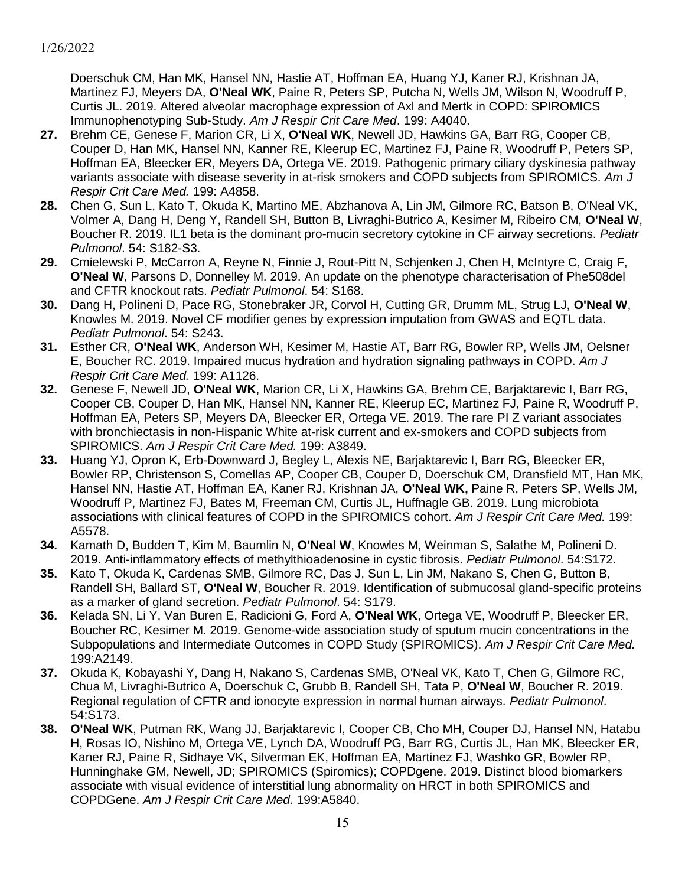Doerschuk CM, Han MK, Hansel NN, Hastie AT, Hoffman EA, Huang YJ, Kaner RJ, Krishnan JA, Martinez FJ, Meyers DA, **O'Neal WK**, Paine R, Peters SP, Putcha N, Wells JM, Wilson N, Woodruff P, Curtis JL. 2019. Altered alveolar macrophage expression of Axl and Mertk in COPD: SPIROMICS Immunophenotyping Sub-Study. *Am J Respir Crit Care Med*. 199: A4040.

**27.** Brehm CE, Genese F, Marion CR, Li X, **O'Neal WK**, Newell JD, Hawkins GA, Barr RG, Cooper CB, Couper D, Han MK, Hansel NN, Kanner RE, Kleerup EC, Martinez FJ, Paine R, Woodruff P, Peters SP, Hoffman EA, Bleecker ER, Meyers DA, Ortega VE. 2019. Pathogenic primary ciliary dyskinesia pathway variants associate with disease severity in at-risk smokers and COPD subjects from SPIROMICS. *Am J Respir Crit Care Med.* 199: A4858.

**28.** Chen G, Sun L, Kato T, Okuda K, Martino ME, Abzhanova A, Lin JM, Gilmore RC, Batson B, O'Neal VK, Volmer A, Dang H, Deng Y, Randell SH, Button B, Livraghi-Butrico A, Kesimer M, Ribeiro CM, **O'Neal W**, Boucher R. 2019. IL1 beta is the dominant pro-mucin secretory cytokine in CF airway secretions. *Pediatr Pulmonol*. 54: S182-S3.

**29.** Cmielewski P, McCarron A, Reyne N, Finnie J, Rout-Pitt N, Schjenken J, Chen H, McIntyre C, Craig F, **O'Neal W**, Parsons D, Donnelley M. 2019. An update on the phenotype characterisation of Phe508del and CFTR knockout rats. *Pediatr Pulmonol*. 54: S168.

**30.** Dang H, Polineni D, Pace RG, Stonebraker JR, Corvol H, Cutting GR, Drumm ML, Strug LJ, **O'Neal W**, Knowles M. 2019. Novel CF modifier genes by expression imputation from GWAS and EQTL data. *Pediatr Pulmonol*. 54: S243.

**31.** Esther CR, **O'Neal WK**, Anderson WH, Kesimer M, Hastie AT, Barr RG, Bowler RP, Wells JM, Oelsner E, Boucher RC. 2019. Impaired mucus hydration and hydration signaling pathways in COPD. *Am J Respir Crit Care Med.* 199: A1126.

**32.** Genese F, Newell JD, **O'Neal WK**, Marion CR, Li X, Hawkins GA, Brehm CE, Barjaktarevic I, Barr RG, Cooper CB, Couper D, Han MK, Hansel NN, Kanner RE, Kleerup EC, Martinez FJ, Paine R, Woodruff P, Hoffman EA, Peters SP, Meyers DA, Bleecker ER, Ortega VE. 2019. The rare PI Z variant associates with bronchiectasis in non-Hispanic White at-risk current and ex-smokers and COPD subjects from SPIROMICS. *Am J Respir Crit Care Med.* 199: A3849.

**33.** Huang YJ, Opron K, Erb-Downward J, Begley L, Alexis NE, Barjaktarevic I, Barr RG, Bleecker ER, Bowler RP, Christenson S, Comellas AP, Cooper CB, Couper D, Doerschuk CM, Dransfield MT, Han MK, Hansel NN, Hastie AT, Hoffman EA, Kaner RJ, Krishnan JA, **O'Neal WK,** Paine R, Peters SP, Wells JM, Woodruff P, Martinez FJ, Bates M, Freeman CM, Curtis JL, Huffnagle GB. 2019. Lung microbiota associations with clinical features of COPD in the SPIROMICS cohort. *Am J Respir Crit Care Med.* 199: A5578.

**34.** Kamath D, Budden T, Kim M, Baumlin N, **O'Neal W**, Knowles M, Weinman S, Salathe M, Polineni D. 2019. Anti-inflammatory effects of methylthioadenosine in cystic fibrosis. *Pediatr Pulmonol*. 54:S172.

**35.** Kato T, Okuda K, Cardenas SMB, Gilmore RC, Das J, Sun L, Lin JM, Nakano S, Chen G, Button B, Randell SH, Ballard ST, **O'Neal W**, Boucher R. 2019. Identification of submucosal gland-specific proteins as a marker of gland secretion. *Pediatr Pulmonol*. 54: S179.

**36.** Kelada SN, Li Y, Van Buren E, Radicioni G, Ford A, **O'Neal WK**, Ortega VE, Woodruff P, Bleecker ER, Boucher RC, Kesimer M. 2019. Genome-wide association study of sputum mucin concentrations in the Subpopulations and Intermediate Outcomes in COPD Study (SPIROMICS). *Am J Respir Crit Care Med.* 199:A2149.

**37.** Okuda K, Kobayashi Y, Dang H, Nakano S, Cardenas SMB, O'Neal VK, Kato T, Chen G, Gilmore RC, Chua M, Livraghi-Butrico A, Doerschuk C, Grubb B, Randell SH, Tata P, **O'Neal W**, Boucher R. 2019. Regional regulation of CFTR and ionocyte expression in normal human airways. *Pediatr Pulmonol*. 54:S173.

**38.** **O'Neal WK**, Putman RK, Wang JJ, Barjaktarevic I, Cooper CB, Cho MH, Couper DJ, Hansel NN, Hatabu H, Rosas IO, Nishino M, Ortega VE, Lynch DA, Woodruff PG, Barr RG, Curtis JL, Han MK, Bleecker ER, Kaner RJ, Paine R, Sidhaye VK, Silverman EK, Hoffman EA, Martinez FJ, Washko GR, Bowler RP, Hunninghake GM, Newell, JD; SPIROMICS (Spiromics); COPDgene. 2019. Distinct blood biomarkers associate with visual evidence of interstitial lung abnormality on HRCT in both SPIROMICS and COPDGene. *Am J Respir Crit Care Med.* 199:A5840.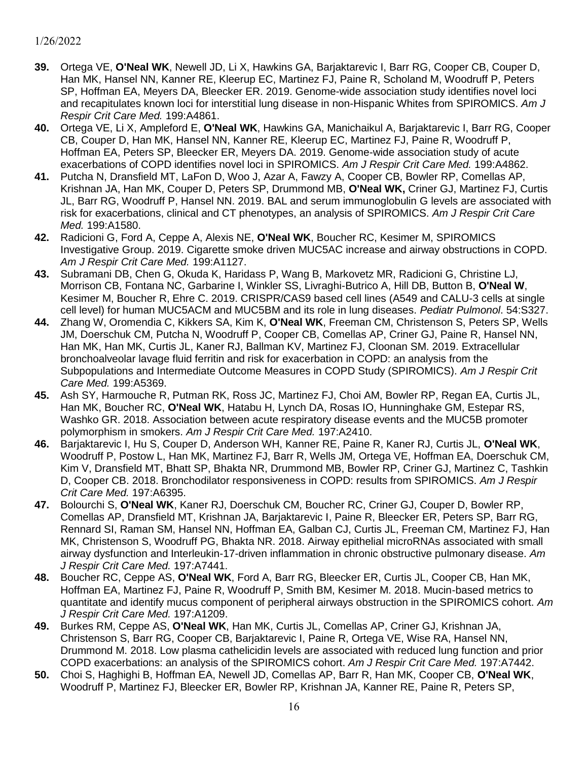**39.** Ortega VE, **O'Neal WK**, Newell JD, Li X, Hawkins GA, Barjaktarevic I, Barr RG, Cooper CB, Couper D, Han MK, Hansel NN, Kanner RE, Kleerup EC, Martinez FJ, Paine R, Scholand M, Woodruff P, Peters SP, Hoffman EA, Meyers DA, Bleecker ER. 2019. Genome-wide association study identifies novel loci and recapitulates known loci for interstitial lung disease in non-Hispanic Whites from SPIROMICS. *Am J Respir Crit Care Med.* 199:A4861.

**40.** Ortega VE, Li X, Ampleford E, **O'Neal WK**, Hawkins GA, Manichaikul A, Barjaktarevic I, Barr RG, Cooper CB, Couper D, Han MK, Hansel NN, Kanner RE, Kleerup EC, Martinez FJ, Paine R, Woodruff P, Hoffman EA, Peters SP, Bleecker ER, Meyers DA. 2019. Genome-wide association study of acute exacerbations of COPD identifies novel loci in SPIROMICS. *Am J Respir Crit Care Med.* 199:A4862.

**41.** Putcha N, Dransfield MT, LaFon D, Woo J, Azar A, Fawzy A, Cooper CB, Bowler RP, Comellas AP, Krishnan JA, Han MK, Couper D, Peters SP, Drummond MB, **O'Neal WK,** Criner GJ, Martinez FJ, Curtis JL, Barr RG, Woodruff P, Hansel NN. 2019. BAL and serum immunoglobulin G levels are associated with risk for exacerbations, clinical and CT phenotypes, an analysis of SPIROMICS. *Am J Respir Crit Care Med.* 199:A1580.

**42.** Radicioni G, Ford A, Ceppe A, Alexis NE, **O'Neal WK**, Boucher RC, Kesimer M, SPIROMICS Investigative Group. 2019. Cigarette smoke driven MUC5AC increase and airway obstructions in COPD. *Am J Respir Crit Care Med.* 199:A1127.

**43.** Subramani DB, Chen G, Okuda K, Haridass P, Wang B, Markovetz MR, Radicioni G, Christine LJ, Morrison CB, Fontana NC, Garbarine I, Winkler SS, Livraghi-Butrico A, Hill DB, Button B, **O'Neal W**, Kesimer M, Boucher R, Ehre C. 2019. CRISPR/CAS9 based cell lines (A549 and CALU-3 cells at single cell level) for human MUC5ACM and MUC5BM and its role in lung diseases. *Pediatr Pulmonol*. 54:S327.

**44.** Zhang W, Oromendia C, Kikkers SA, Kim K, **O'Neal WK**, Freeman CM, Christenson S, Peters SP, Wells JM, Doerschuk CM, Putcha N, Woodruff P, Cooper CB, Comellas AP, Criner GJ, Paine R, Hansel NN, Han MK, Han MK, Curtis JL, Kaner RJ, Ballman KV, Martinez FJ, Cloonan SM. 2019. Extracellular bronchoalveolar lavage fluid ferritin and risk for exacerbation in COPD: an analysis from the Subpopulations and Intermediate Outcome Measures in COPD Study (SPIROMICS). *Am J Respir Crit Care Med.* 199:A5369.

**45.** Ash SY, Harmouche R, Putman RK, Ross JC, Martinez FJ, Choi AM, Bowler RP, Regan EA, Curtis JL, Han MK, Boucher RC, **O'Neal WK**, Hatabu H, Lynch DA, Rosas IO, Hunninghake GM, Estepar RS, Washko GR. 2018. Association between acute respiratory disease events and the MUC5B promoter polymorphism in smokers. *Am J Respir Crit Care Med.* 197:A2410.

**46.** Barjaktarevic I, Hu S, Couper D, Anderson WH, Kanner RE, Paine R, Kaner RJ, Curtis JL, **O'Neal WK**, Woodruff P, Postow L, Han MK, Martinez FJ, Barr R, Wells JM, Ortega VE, Hoffman EA, Doerschuk CM, Kim V, Dransfield MT, Bhatt SP, Bhakta NR, Drummond MB, Bowler RP, Criner GJ, Martinez C, Tashkin D, Cooper CB. 2018. Bronchodilator responsiveness in COPD: results from SPIROMICS. *Am J Respir Crit Care Med.* 197:A6395.

**47.** Bolourchi S, **O'Neal WK**, Kaner RJ, Doerschuk CM, Boucher RC, Criner GJ, Couper D, Bowler RP, Comellas AP, Dransfield MT, Krishnan JA, Barjaktarevic I, Paine R, Bleecker ER, Peters SP, Barr RG, Rennard SI, Raman SM, Hansel NN, Hoffman EA, Galban CJ, Curtis JL, Freeman CM, Martinez FJ, Han MK, Christenson S, Woodruff PG, Bhakta NR. 2018. Airway epithelial microRNAs associated with small airway dysfunction and Interleukin-17-driven inflammation in chronic obstructive pulmonary disease. *Am J Respir Crit Care Med.* 197:A7441.

**48.** Boucher RC, Ceppe AS, **O'Neal WK**, Ford A, Barr RG, Bleecker ER, Curtis JL, Cooper CB, Han MK, Hoffman EA, Martinez FJ, Paine R, Woodruff P, Smith BM, Kesimer M. 2018. Mucin-based metrics to quantitate and identify mucus component of peripheral airways obstruction in the SPIROMICS cohort. *Am J Respir Crit Care Med.* 197:A1209.

**49.** Burkes RM, Ceppe AS, **O'Neal WK**, Han MK, Curtis JL, Comellas AP, Criner GJ, Krishnan JA, Christenson S, Barr RG, Cooper CB, Barjaktarevic I, Paine R, Ortega VE, Wise RA, Hansel NN, Drummond M. 2018. Low plasma cathelicidin levels are associated with reduced lung function and prior COPD exacerbations: an analysis of the SPIROMICS cohort. *Am J Respir Crit Care Med.* 197:A7442.

**50.** Choi S, Haghighi B, Hoffman EA, Newell JD, Comellas AP, Barr R, Han MK, Cooper CB, **O'Neal WK**, Woodruff P, Martinez FJ, Bleecker ER, Bowler RP, Krishnan JA, Kanner RE, Paine R, Peters SP,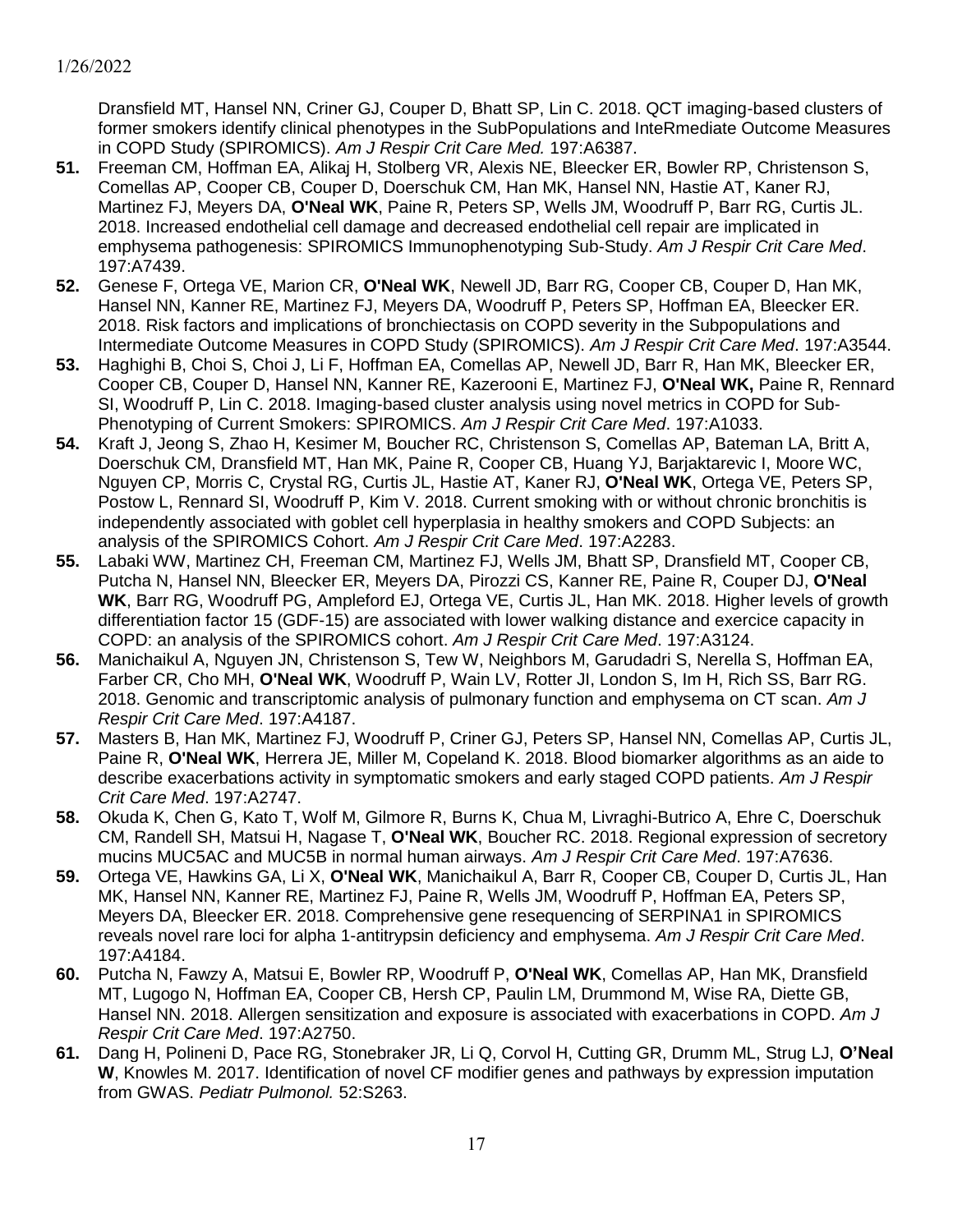Dransfield MT, Hansel NN, Criner GJ, Couper D, Bhatt SP, Lin C. 2018. QCT imaging-based clusters of former smokers identify clinical phenotypes in the SubPopulations and InteRmediate Outcome Measures in COPD Study (SPIROMICS). *Am J Respir Crit Care Med.* 197:A6387.

**51.** Freeman CM, Hoffman EA, Alikaj H, Stolberg VR, Alexis NE, Bleecker ER, Bowler RP, Christenson S, Comellas AP, Cooper CB, Couper D, Doerschuk CM, Han MK, Hansel NN, Hastie AT, Kaner RJ, Martinez FJ, Meyers DA, **O'Neal WK**, Paine R, Peters SP, Wells JM, Woodruff P, Barr RG, Curtis JL. 2018. Increased endothelial cell damage and decreased endothelial cell repair are implicated in emphysema pathogenesis: SPIROMICS Immunophenotyping Sub-Study. *Am J Respir Crit Care Med*. 197:A7439.

**52.** Genese F, Ortega VE, Marion CR, **O'Neal WK**, Newell JD, Barr RG, Cooper CB, Couper D, Han MK, Hansel NN, Kanner RE, Martinez FJ, Meyers DA, Woodruff P, Peters SP, Hoffman EA, Bleecker ER. 2018. Risk factors and implications of bronchiectasis on COPD severity in the Subpopulations and Intermediate Outcome Measures in COPD Study (SPIROMICS). *Am J Respir Crit Care Med*. 197:A3544.

**53.** Haghighi B, Choi S, Choi J, Li F, Hoffman EA, Comellas AP, Newell JD, Barr R, Han MK, Bleecker ER, Cooper CB, Couper D, Hansel NN, Kanner RE, Kazerooni E, Martinez FJ, **O'Neal WK,** Paine R, Rennard SI, Woodruff P, Lin C. 2018. Imaging-based cluster analysis using novel metrics in COPD for Sub-Phenotyping of Current Smokers: SPIROMICS. *Am J Respir Crit Care Med*. 197:A1033.

**54.** Kraft J, Jeong S, Zhao H, Kesimer M, Boucher RC, Christenson S, Comellas AP, Bateman LA, Britt A, Doerschuk CM, Dransfield MT, Han MK, Paine R, Cooper CB, Huang YJ, Barjaktarevic I, Moore WC, Nguyen CP, Morris C, Crystal RG, Curtis JL, Hastie AT, Kaner RJ, **O'Neal WK**, Ortega VE, Peters SP, Postow L, Rennard SI, Woodruff P, Kim V. 2018. Current smoking with or without chronic bronchitis is independently associated with goblet cell hyperplasia in healthy smokers and COPD Subjects: an analysis of the SPIROMICS Cohort. *Am J Respir Crit Care Med*. 197:A2283.

**55.** Labaki WW, Martinez CH, Freeman CM, Martinez FJ, Wells JM, Bhatt SP, Dransfield MT, Cooper CB, Putcha N, Hansel NN, Bleecker ER, Meyers DA, Pirozzi CS, Kanner RE, Paine R, Couper DJ, **O'Neal WK**, Barr RG, Woodruff PG, Ampleford EJ, Ortega VE, Curtis JL, Han MK. 2018. Higher levels of growth differentiation factor 15 (GDF-15) are associated with lower walking distance and exercice capacity in COPD: an analysis of the SPIROMICS cohort. *Am J Respir Crit Care Med*. 197:A3124.

**56.** Manichaikul A, Nguyen JN, Christenson S, Tew W, Neighbors M, Garudadri S, Nerella S, Hoffman EA, Farber CR, Cho MH, **O'Neal WK**, Woodruff P, Wain LV, Rotter JI, London S, Im H, Rich SS, Barr RG. 2018. Genomic and transcriptomic analysis of pulmonary function and emphysema on CT scan. *Am J Respir Crit Care Med*. 197:A4187.

**57.** Masters B, Han MK, Martinez FJ, Woodruff P, Criner GJ, Peters SP, Hansel NN, Comellas AP, Curtis JL, Paine R, **O'Neal WK**, Herrera JE, Miller M, Copeland K. 2018. Blood biomarker algorithms as an aide to describe exacerbations activity in symptomatic smokers and early staged COPD patients. *Am J Respir Crit Care Med*. 197:A2747.

**58.** Okuda K, Chen G, Kato T, Wolf M, Gilmore R, Burns K, Chua M, Livraghi-Butrico A, Ehre C, Doerschuk CM, Randell SH, Matsui H, Nagase T, **O'Neal WK**, Boucher RC. 2018. Regional expression of secretory mucins MUC5AC and MUC5B in normal human airways. *Am J Respir Crit Care Med*. 197:A7636.

**59.** Ortega VE, Hawkins GA, Li X, **O'Neal WK**, Manichaikul A, Barr R, Cooper CB, Couper D, Curtis JL, Han MK, Hansel NN, Kanner RE, Martinez FJ, Paine R, Wells JM, Woodruff P, Hoffman EA, Peters SP, Meyers DA, Bleecker ER. 2018. Comprehensive gene resequencing of SERPINA1 in SPIROMICS reveals novel rare loci for alpha 1-antitrypsin deficiency and emphysema. *Am J Respir Crit Care Med*. 197:A4184.

**60.** Putcha N, Fawzy A, Matsui E, Bowler RP, Woodruff P, **O'Neal WK**, Comellas AP, Han MK, Dransfield MT, Lugogo N, Hoffman EA, Cooper CB, Hersh CP, Paulin LM, Drummond M, Wise RA, Diette GB, Hansel NN. 2018. Allergen sensitization and exposure is associated with exacerbations in COPD. *Am J Respir Crit Care Med*. 197:A2750.

**61.** Dang H, Polineni D, Pace RG, Stonebraker JR, Li Q, Corvol H, Cutting GR, Drumm ML, Strug LJ, **O'Neal W**, Knowles M. 2017. Identification of novel CF modifier genes and pathways by expression imputation from GWAS. *Pediatr Pulmonol.* 52:S263.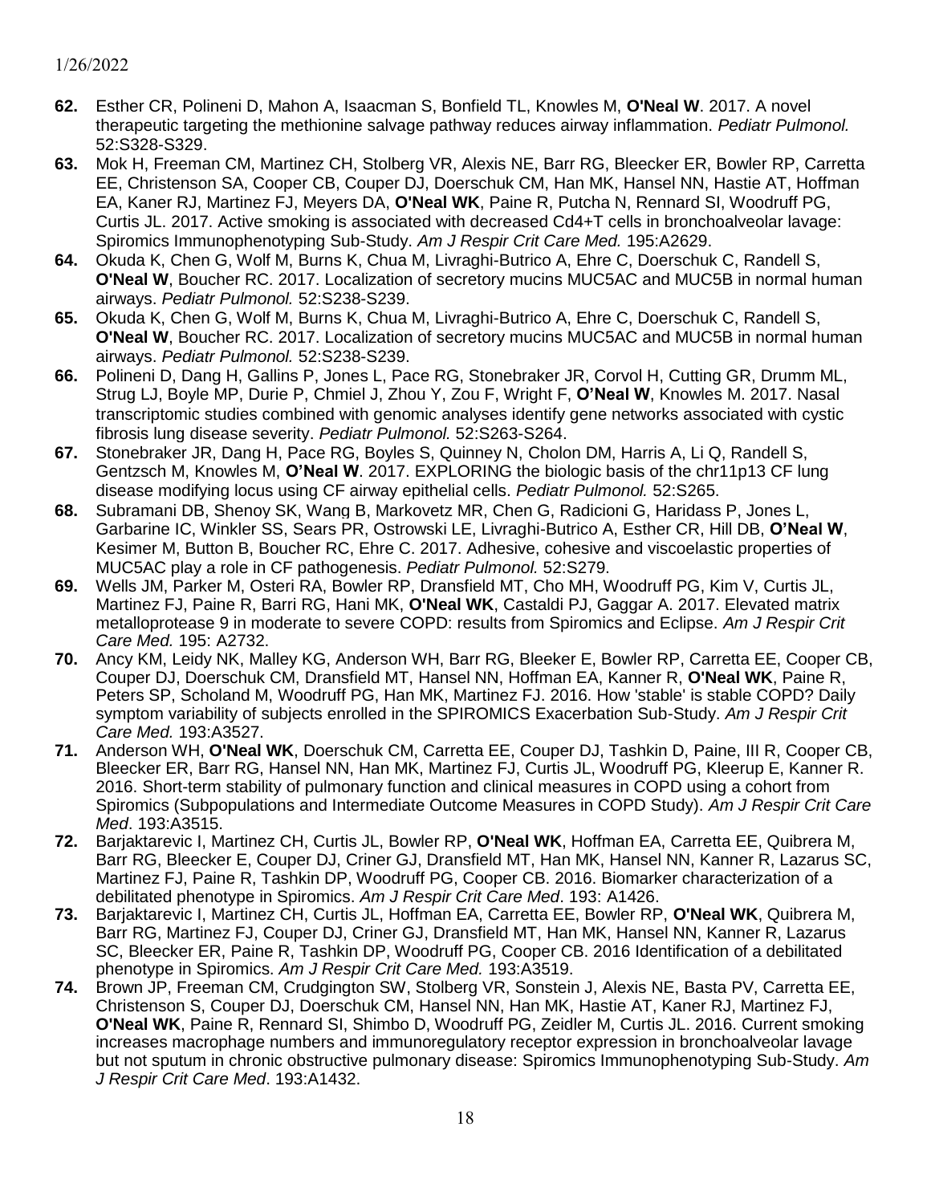1/26/2022

62. Esther CR, Polineni D, Mahon A, Isaacman S, Bonfield TL, Knowles M, **O'Neal W**. 2017. A novel therapeutic targeting the methionine salvage pathway reduces airway inflammation. *Pediatr Pulmonol.* 52:S328-S329.
63. Mok H, Freeman CM, Martinez CH, Stolberg VR, Alexis NE, Barr RG, Bleecker ER, Bowler RP, Carretta EE, Christenson SA, Cooper CB, Couper DJ, Doerschuk CM, Han MK, Hansel NN, Hastie AT, Hoffman EA, Kaner RJ, Martinez FJ, Meyers DA, **O'Neal WK**, Paine R, Putcha N, Rennard SI, Woodruff PG, Curtis JL. 2017. Active smoking is associated with decreased Cd4+T cells in bronchoalveolar lavage: Spiromics Immunophenotyping Sub-Study. *Am J Respir Crit Care Med.* 195:A2629.
64. Okuda K, Chen G, Wolf M, Burns K, Chua M, Livraghi-Butrico A, Ehre C, Doerschuk C, Randell S, **O'Neal W**, Boucher RC. 2017. Localization of secretory mucins MUC5AC and MUC5B in normal human airways. *Pediatr Pulmonol.* 52:S238-S239.
65. Okuda K, Chen G, Wolf M, Burns K, Chua M, Livraghi-Butrico A, Ehre C, Doerschuk C, Randell S, **O'Neal W**, Boucher RC. 2017. Localization of secretory mucins MUC5AC and MUC5B in normal human airways. *Pediatr Pulmonol.* 52:S238-S239.
66. Polineni D, Dang H, Gallins P, Jones L, Pace RG, Stonebraker JR, Corvol H, Cutting GR, Drumm ML, Strug LJ, Boyle MP, Durie P, Chmiel J, Zhou Y, Zou F, Wright F, **O'Neal W**, Knowles M. 2017. Nasal transcriptomic studies combined with genomic analyses identify gene networks associated with cystic fibrosis lung disease severity. *Pediatr Pulmonol.* 52:S263-S264.
67. Stonebraker JR, Dang H, Pace RG, Boyles S, Quinney N, Cholon DM, Harris A, Li Q, Randell S, Gentzsch M, Knowles M, **O'Neal W**. 2017. EXPLORING the biologic basis of the chr11p13 CF lung disease modifying locus using CF airway epithelial cells. *Pediatr Pulmonol.* 52:S265.
68. Subramani DB, Shenoy SK, Wang B, Markovetz MR, Chen G, Radicioni G, Haridass P, Jones L, Garbarine IC, Winkler SS, Sears PR, Ostrowski LE, Livraghi-Butrico A, Esther CR, Hill DB, **O'Neal W**, Kesimer M, Button B, Boucher RC, Ehre C. 2017. Adhesive, cohesive and viscoelastic properties of MUC5AC play a role in CF pathogenesis. *Pediatr Pulmonol.* 52:S279.
69. Wells JM, Parker M, Osteri RA, Bowler RP, Dransfield MT, Cho MH, Woodruff PG, Kim V, Curtis JL, Martinez FJ, Paine R, Barri RG, Hani MK, **O'Neal WK**, Castaldi PJ, Gaggar A. 2017. Elevated matrix metalloprotease 9 in moderate to severe COPD: results from Spiromics and Eclipse. *Am J Respir Crit Care Med.* 195: A2732.
70. Ancy KM, Leidy NK, Malley KG, Anderson WH, Barr RG, Bleeker E, Bowler RP, Carretta EE, Cooper CB, Couper DJ, Doerschuk CM, Dransfield MT, Hansel NN, Hoffman EA, Kanner R, **O'Neal WK**, Paine R, Peters SP, Scholand M, Woodruff PG, Han MK, Martinez FJ. 2016. How 'stable' is stable COPD? Daily symptom variability of subjects enrolled in the SPIROMICS Exacerbation Sub-Study. *Am J Respir Crit Care Med.* 193:A3527.
71. Anderson WH, **O'Neal WK**, Doerschuk CM, Carretta EE, Couper DJ, Tashkin D, Paine, III R, Cooper CB, Bleecker ER, Barr RG, Hansel NN, Han MK, Martinez FJ, Curtis JL, Woodruff PG, Kleerup E, Kanner R. 2016. Short-term stability of pulmonary function and clinical measures in COPD using a cohort from Spiromics (Subpopulations and Intermediate Outcome Measures in COPD Study). *Am J Respir Crit Care Med*. 193:A3515.
72. Barjaktarevic I, Martinez CH, Curtis JL, Bowler RP, **O'Neal WK**, Hoffman EA, Carretta EE, Quibrera M, Barr RG, Bleecker E, Couper DJ, Criner GJ, Dransfield MT, Han MK, Hansel NN, Kanner R, Lazarus SC, Martinez FJ, Paine R, Tashkin DP, Woodruff PG, Cooper CB. 2016. Biomarker characterization of a debilitated phenotype in Spiromics. *Am J Respir Crit Care Med*. 193: A1426.
73. Barjaktarevic I, Martinez CH, Curtis JL, Hoffman EA, Carretta EE, Bowler RP, **O'Neal WK**, Quibrera M, Barr RG, Martinez FJ, Couper DJ, Criner GJ, Dransfield MT, Han MK, Hansel NN, Kanner R, Lazarus SC, Bleecker ER, Paine R, Tashkin DP, Woodruff PG, Cooper CB. 2016 Identification of a debilitated phenotype in Spiromics. *Am J Respir Crit Care Med.* 193:A3519.
74. Brown JP, Freeman CM, Crudgington SW, Stolberg VR, Sonstein J, Alexis NE, Basta PV, Carretta EE, Christenson S, Couper DJ, Doerschuk CM, Hansel NN, Han MK, Hastie AT, Kaner RJ, Martinez FJ, **O'Neal WK**, Paine R, Rennard SI, Shimbo D, Woodruff PG, Zeidler M, Curtis JL. 2016. Current smoking increases macrophage numbers and immunoregulatory receptor expression in bronchoalveolar lavage but not sputum in chronic obstructive pulmonary disease: Spiromics Immunophenotyping Sub-Study. *Am J Respir Crit Care Med*. 193:A1432.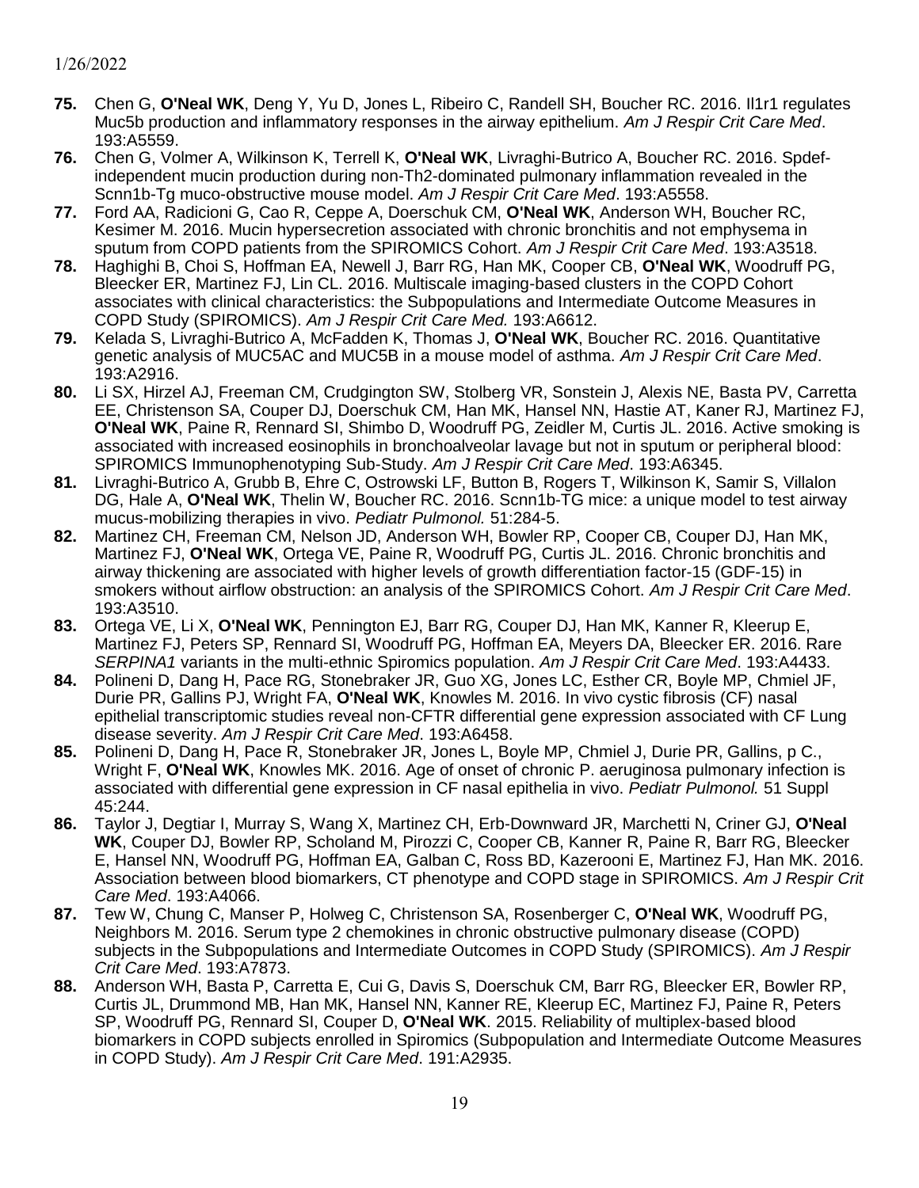1/26/2022

**75.** Chen G, **O'Neal WK**, Deng Y, Yu D, Jones L, Ribeiro C, Randell SH, Boucher RC. 2016. Il1r1 regulates Muc5b production and inflammatory responses in the airway epithelium. *Am J Respir Crit Care Med*. 193:A5559.

**76.** Chen G, Volmer A, Wilkinson K, Terrell K, **O'Neal WK**, Livraghi-Butrico A, Boucher RC. 2016. Spdef-independent mucin production during non-Th2-dominated pulmonary inflammation revealed in the Scnn1b-Tg muco-obstructive mouse model. *Am J Respir Crit Care Med*. 193:A5558.

**77.** Ford AA, Radicioni G, Cao R, Ceppe A, Doerschuk CM, **O'Neal WK**, Anderson WH, Boucher RC, Kesimer M. 2016. Mucin hypersecretion associated with chronic bronchitis and not emphysema in sputum from COPD patients from the SPIROMICS Cohort. *Am J Respir Crit Care Med*. 193:A3518.

**78.** Haghighi B, Choi S, Hoffman EA, Newell J, Barr RG, Han MK, Cooper CB, **O'Neal WK**, Woodruff PG, Bleecker ER, Martinez FJ, Lin CL. 2016. Multiscale imaging-based clusters in the COPD Cohort associates with clinical characteristics: the Subpopulations and Intermediate Outcome Measures in COPD Study (SPIROMICS). *Am J Respir Crit Care Med.* 193:A6612.

**79.** Kelada S, Livraghi-Butrico A, McFadden K, Thomas J, **O'Neal WK**, Boucher RC. 2016. Quantitative genetic analysis of MUC5AC and MUC5B in a mouse model of asthma. *Am J Respir Crit Care Med*. 193:A2916.

**80.** Li SX, Hirzel AJ, Freeman CM, Crudgington SW, Stolberg VR, Sonstein J, Alexis NE, Basta PV, Carretta EE, Christenson SA, Couper DJ, Doerschuk CM, Han MK, Hansel NN, Hastie AT, Kaner RJ, Martinez FJ, **O'Neal WK**, Paine R, Rennard SI, Shimbo D, Woodruff PG, Zeidler M, Curtis JL. 2016. Active smoking is associated with increased eosinophils in bronchoalveolar lavage but not in sputum or peripheral blood: SPIROMICS Immunophenotyping Sub-Study. *Am J Respir Crit Care Med*. 193:A6345.

**81.** Livraghi-Butrico A, Grubb B, Ehre C, Ostrowski LF, Button B, Rogers T, Wilkinson K, Samir S, Villalon DG, Hale A, **O'Neal WK**, Thelin W, Boucher RC. 2016. Scnn1b-TG mice: a unique model to test airway mucus-mobilizing therapies in vivo. *Pediatr Pulmonol.* 51:284-5.

**82.** Martinez CH, Freeman CM, Nelson JD, Anderson WH, Bowler RP, Cooper CB, Couper DJ, Han MK, Martinez FJ, **O'Neal WK**, Ortega VE, Paine R, Woodruff PG, Curtis JL. 2016. Chronic bronchitis and airway thickening are associated with higher levels of growth differentiation factor-15 (GDF-15) in smokers without airflow obstruction: an analysis of the SPIROMICS Cohort. *Am J Respir Crit Care Med*. 193:A3510.

**83.** Ortega VE, Li X, **O'Neal WK**, Pennington EJ, Barr RG, Couper DJ, Han MK, Kanner R, Kleerup E, Martinez FJ, Peters SP, Rennard SI, Woodruff PG, Hoffman EA, Meyers DA, Bleecker ER. 2016. Rare *SERPINA1* variants in the multi-ethnic Spiromics population. *Am J Respir Crit Care Med*. 193:A4433.

**84.** Polineni D, Dang H, Pace RG, Stonebraker JR, Guo XG, Jones LC, Esther CR, Boyle MP, Chmiel JF, Durie PR, Gallins PJ, Wright FA, **O'Neal WK**, Knowles M. 2016. In vivo cystic fibrosis (CF) nasal epithelial transcriptomic studies reveal non-CFTR differential gene expression associated with CF Lung disease severity. *Am J Respir Crit Care Med*. 193:A6458.

**85.** Polineni D, Dang H, Pace R, Stonebraker JR, Jones L, Boyle MP, Chmiel J, Durie PR, Gallins, p C., Wright F, **O'Neal WK**, Knowles MK. 2016. Age of onset of chronic P. aeruginosa pulmonary infection is associated with differential gene expression in CF nasal epithelia in vivo. *Pediatr Pulmonol.* 51 Suppl 45:244.

**86.** Taylor J, Degtiar I, Murray S, Wang X, Martinez CH, Erb-Downward JR, Marchetti N, Criner GJ, **O'Neal WK**, Couper DJ, Bowler RP, Scholand M, Pirozzi C, Cooper CB, Kanner R, Paine R, Barr RG, Bleecker E, Hansel NN, Woodruff PG, Hoffman EA, Galban C, Ross BD, Kazerooni E, Martinez FJ, Han MK. 2016. Association between blood biomarkers, CT phenotype and COPD stage in SPIROMICS. *Am J Respir Crit Care Med*. 193:A4066.

**87.** Tew W, Chung C, Manser P, Holweg C, Christenson SA, Rosenberger C, **O'Neal WK**, Woodruff PG, Neighbors M. 2016. Serum type 2 chemokines in chronic obstructive pulmonary disease (COPD) subjects in the Subpopulations and Intermediate Outcomes in COPD Study (SPIROMICS). *Am J Respir Crit Care Med*. 193:A7873.

**88.** Anderson WH, Basta P, Carretta E, Cui G, Davis S, Doerschuk CM, Barr RG, Bleecker ER, Bowler RP, Curtis JL, Drummond MB, Han MK, Hansel NN, Kanner RE, Kleerup EC, Martinez FJ, Paine R, Peters SP, Woodruff PG, Rennard SI, Couper D, **O'Neal WK**. 2015. Reliability of multiplex-based blood biomarkers in COPD subjects enrolled in Spiromics (Subpopulation and Intermediate Outcome Measures in COPD Study). *Am J Respir Crit Care Med*. 191:A2935.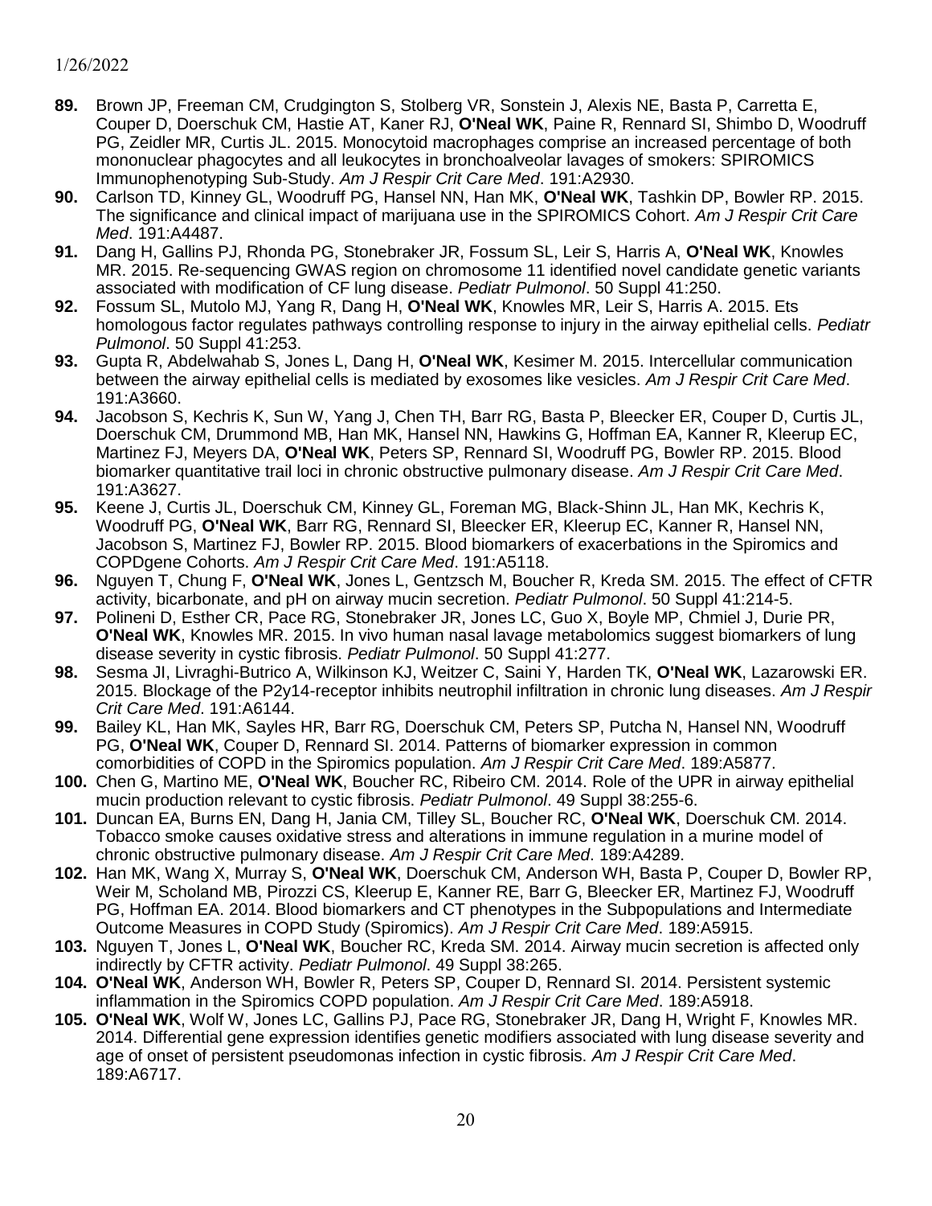1/26/2022

**89.** Brown JP, Freeman CM, Crudgington S, Stolberg VR, Sonstein J, Alexis NE, Basta P, Carretta E, Couper D, Doerschuk CM, Hastie AT, Kaner RJ, **O'Neal WK**, Paine R, Rennard SI, Shimbo D, Woodruff PG, Zeidler MR, Curtis JL. 2015. Monocytoid macrophages comprise an increased percentage of both mononuclear phagocytes and all leukocytes in bronchoalveolar lavages of smokers: SPIROMICS Immunophenotyping Sub-Study. *Am J Respir Crit Care Med*. 191:A2930.

**90.** Carlson TD, Kinney GL, Woodruff PG, Hansel NN, Han MK, **O'Neal WK**, Tashkin DP, Bowler RP. 2015. The significance and clinical impact of marijuana use in the SPIROMICS Cohort. *Am J Respir Crit Care Med*. 191:A4487.

**91.** Dang H, Gallins PJ, Rhonda PG, Stonebraker JR, Fossum SL, Leir S, Harris A, **O'Neal WK**, Knowles MR. 2015. Re-sequencing GWAS region on chromosome 11 identified novel candidate genetic variants associated with modification of CF lung disease. *Pediatr Pulmonol*. 50 Suppl 41:250.

**92.** Fossum SL, Mutolo MJ, Yang R, Dang H, **O'Neal WK**, Knowles MR, Leir S, Harris A. 2015. Ets homologous factor regulates pathways controlling response to injury in the airway epithelial cells. *Pediatr Pulmonol*. 50 Suppl 41:253.

**93.** Gupta R, Abdelwahab S, Jones L, Dang H, **O'Neal WK**, Kesimer M. 2015. Intercellular communication between the airway epithelial cells is mediated by exosomes like vesicles. *Am J Respir Crit Care Med*. 191:A3660.

**94.** Jacobson S, Kechris K, Sun W, Yang J, Chen TH, Barr RG, Basta P, Bleecker ER, Couper D, Curtis JL, Doerschuk CM, Drummond MB, Han MK, Hansel NN, Hawkins G, Hoffman EA, Kanner R, Kleerup EC, Martinez FJ, Meyers DA, **O'Neal WK**, Peters SP, Rennard SI, Woodruff PG, Bowler RP. 2015. Blood biomarker quantitative trail loci in chronic obstructive pulmonary disease. *Am J Respir Crit Care Med*. 191:A3627.

**95.** Keene J, Curtis JL, Doerschuk CM, Kinney GL, Foreman MG, Black-Shinn JL, Han MK, Kechris K, Woodruff PG, **O'Neal WK**, Barr RG, Rennard SI, Bleecker ER, Kleerup EC, Kanner R, Hansel NN, Jacobson S, Martinez FJ, Bowler RP. 2015. Blood biomarkers of exacerbations in the Spiromics and COPDgene Cohorts. *Am J Respir Crit Care Med*. 191:A5118.

**96.** Nguyen T, Chung F, **O'Neal WK**, Jones L, Gentzsch M, Boucher R, Kreda SM. 2015. The effect of CFTR activity, bicarbonate, and pH on airway mucin secretion. *Pediatr Pulmonol*. 50 Suppl 41:214-5.

**97.** Polineni D, Esther CR, Pace RG, Stonebraker JR, Jones LC, Guo X, Boyle MP, Chmiel J, Durie PR, **O'Neal WK**, Knowles MR. 2015. In vivo human nasal lavage metabolomics suggest biomarkers of lung disease severity in cystic fibrosis. *Pediatr Pulmonol*. 50 Suppl 41:277.

**98.** Sesma JI, Livraghi-Butrico A, Wilkinson KJ, Weitzer C, Saini Y, Harden TK, **O'Neal WK**, Lazarowski ER. 2015. Blockage of the P2y14-receptor inhibits neutrophil infiltration in chronic lung diseases. *Am J Respir Crit Care Med*. 191:A6144.

**99.** Bailey KL, Han MK, Sayles HR, Barr RG, Doerschuk CM, Peters SP, Putcha N, Hansel NN, Woodruff PG, **O'Neal WK**, Couper D, Rennard SI. 2014. Patterns of biomarker expression in common comorbidities of COPD in the Spiromics population. *Am J Respir Crit Care Med*. 189:A5877.

**100.** Chen G, Martino ME, **O'Neal WK**, Boucher RC, Ribeiro CM. 2014. Role of the UPR in airway epithelial mucin production relevant to cystic fibrosis. *Pediatr Pulmonol*. 49 Suppl 38:255-6.

**101.** Duncan EA, Burns EN, Dang H, Jania CM, Tilley SL, Boucher RC, **O'Neal WK**, Doerschuk CM. 2014. Tobacco smoke causes oxidative stress and alterations in immune regulation in a murine model of chronic obstructive pulmonary disease. *Am J Respir Crit Care Med*. 189:A4289.

**102.** Han MK, Wang X, Murray S, **O'Neal WK**, Doerschuk CM, Anderson WH, Basta P, Couper D, Bowler RP, Weir M, Scholand MB, Pirozzi CS, Kleerup E, Kanner RE, Barr G, Bleecker ER, Martinez FJ, Woodruff PG, Hoffman EA. 2014. Blood biomarkers and CT phenotypes in the Subpopulations and Intermediate Outcome Measures in COPD Study (Spiromics). *Am J Respir Crit Care Med*. 189:A5915.

**103.** Nguyen T, Jones L, **O'Neal WK**, Boucher RC, Kreda SM. 2014. Airway mucin secretion is affected only indirectly by CFTR activity. *Pediatr Pulmonol*. 49 Suppl 38:265.

**104.** **O'Neal WK**, Anderson WH, Bowler R, Peters SP, Couper D, Rennard SI. 2014. Persistent systemic inflammation in the Spiromics COPD population. *Am J Respir Crit Care Med*. 189:A5918.

**105.** **O'Neal WK**, Wolf W, Jones LC, Gallins PJ, Pace RG, Stonebraker JR, Dang H, Wright F, Knowles MR. 2014. Differential gene expression identifies genetic modifiers associated with lung disease severity and age of onset of persistent pseudomonas infection in cystic fibrosis. *Am J Respir Crit Care Med*. 189:A6717.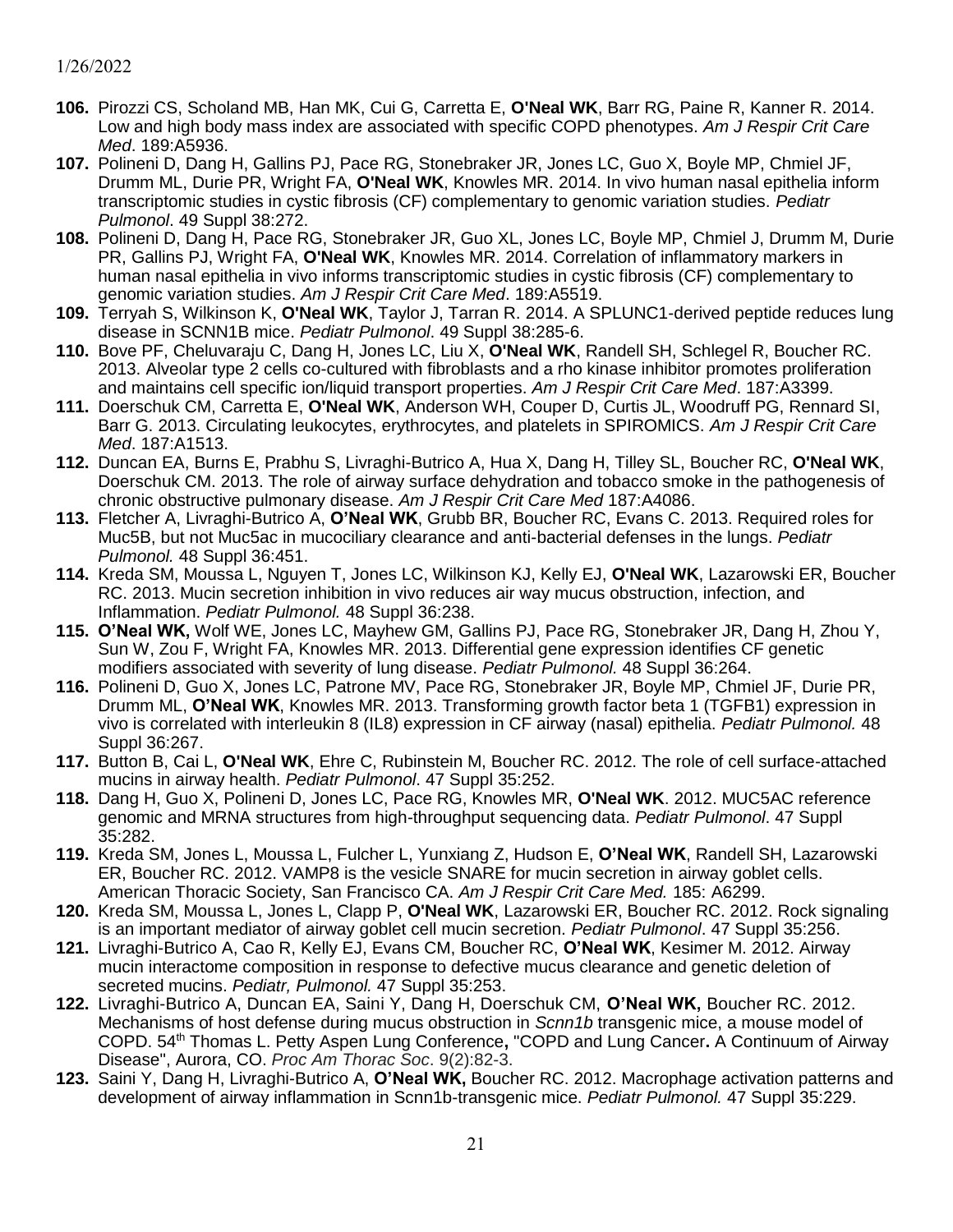1/26/2022

**106.** Pirozzi CS, Scholand MB, Han MK, Cui G, Carretta E, **O'Neal WK**, Barr RG, Paine R, Kanner R. 2014. Low and high body mass index are associated with specific COPD phenotypes. *Am J Respir Crit Care Med*. 189:A5936.

**107.** Polineni D, Dang H, Gallins PJ, Pace RG, Stonebraker JR, Jones LC, Guo X, Boyle MP, Chmiel JF, Drumm ML, Durie PR, Wright FA, **O'Neal WK**, Knowles MR. 2014. In vivo human nasal epithelia inform transcriptomic studies in cystic fibrosis (CF) complementary to genomic variation studies. *Pediatr Pulmonol*. 49 Suppl 38:272.

**108.** Polineni D, Dang H, Pace RG, Stonebraker JR, Guo XL, Jones LC, Boyle MP, Chmiel J, Drumm M, Durie PR, Gallins PJ, Wright FA, **O'Neal WK**, Knowles MR. 2014. Correlation of inflammatory markers in human nasal epithelia in vivo informs transcriptomic studies in cystic fibrosis (CF) complementary to genomic variation studies. *Am J Respir Crit Care Med*. 189:A5519.

**109.** Terryah S, Wilkinson K, **O'Neal WK**, Taylor J, Tarran R. 2014. A SPLUNC1-derived peptide reduces lung disease in SCNN1B mice. *Pediatr Pulmonol*. 49 Suppl 38:285-6.

**110.** Bove PF, Cheluvaraju C, Dang H, Jones LC, Liu X, **O'Neal WK**, Randell SH, Schlegel R, Boucher RC. 2013. Alveolar type 2 cells co-cultured with fibroblasts and a rho kinase inhibitor promotes proliferation and maintains cell specific ion/liquid transport properties. *Am J Respir Crit Care Med*. 187:A3399.

**111.** Doerschuk CM, Carretta E, **O'Neal WK**, Anderson WH, Couper D, Curtis JL, Woodruff PG, Rennard SI, Barr G. 2013. Circulating leukocytes, erythrocytes, and platelets in SPIROMICS. *Am J Respir Crit Care Med*. 187:A1513.

**112.** Duncan EA, Burns E, Prabhu S, Livraghi-Butrico A, Hua X, Dang H, Tilley SL, Boucher RC, **O'Neal WK**, Doerschuk CM. 2013. The role of airway surface dehydration and tobacco smoke in the pathogenesis of chronic obstructive pulmonary disease. *Am J Respir Crit Care Med* 187:A4086.

**113.** Fletcher A, Livraghi-Butrico A, **O'Neal WK**, Grubb BR, Boucher RC, Evans C. 2013. Required roles for Muc5B, but not Muc5ac in mucociliary clearance and anti-bacterial defenses in the lungs. *Pediatr Pulmonol.* 48 Suppl 36:451.

**114.** Kreda SM, Moussa L, Nguyen T, Jones LC, Wilkinson KJ, Kelly EJ, **O'Neal WK**, Lazarowski ER, Boucher RC. 2013. Mucin secretion inhibition in vivo reduces air way mucus obstruction, infection, and Inflammation. *Pediatr Pulmonol.* 48 Suppl 36:238.

**115.** **O'Neal WK,** Wolf WE, Jones LC, Mayhew GM, Gallins PJ, Pace RG, Stonebraker JR, Dang H, Zhou Y, Sun W, Zou F, Wright FA, Knowles MR. 2013. Differential gene expression identifies CF genetic modifiers associated with severity of lung disease. *Pediatr Pulmonol.* 48 Suppl 36:264.

**116.** Polineni D, Guo X, Jones LC, Patrone MV, Pace RG, Stonebraker JR, Boyle MP, Chmiel JF, Durie PR, Drumm ML, **O'Neal WK**, Knowles MR. 2013. Transforming growth factor beta 1 (TGFB1) expression in vivo is correlated with interleukin 8 (IL8) expression in CF airway (nasal) epithelia. *Pediatr Pulmonol.* 48 Suppl 36:267.

**117.** Button B, Cai L, **O'Neal WK**, Ehre C, Rubinstein M, Boucher RC. 2012. The role of cell surface-attached mucins in airway health. *Pediatr Pulmonol*. 47 Suppl 35:252.

**118.** Dang H, Guo X, Polineni D, Jones LC, Pace RG, Knowles MR, **O'Neal WK**. 2012. MUC5AC reference genomic and MRNA structures from high-throughput sequencing data. *Pediatr Pulmonol*. 47 Suppl 35:282.

**119.** Kreda SM, Jones L, Moussa L, Fulcher L, Yunxiang Z, Hudson E, **O'Neal WK**, Randell SH, Lazarowski ER, Boucher RC. 2012. VAMP8 is the vesicle SNARE for mucin secretion in airway goblet cells. American Thoracic Society, San Francisco CA. *Am J Respir Crit Care Med.* 185: A6299.

**120.** Kreda SM, Moussa L, Jones L, Clapp P, **O'Neal WK**, Lazarowski ER, Boucher RC. 2012. Rock signaling is an important mediator of airway goblet cell mucin secretion. *Pediatr Pulmonol*. 47 Suppl 35:256.

**121.** Livraghi-Butrico A, Cao R, Kelly EJ, Evans CM, Boucher RC, **O'Neal WK**, Kesimer M. 2012. Airway mucin interactome composition in response to defective mucus clearance and genetic deletion of secreted mucins. *Pediatr, Pulmonol.* 47 Suppl 35:253.

**122.** Livraghi-Butrico A, Duncan EA, Saini Y, Dang H, Doerschuk CM, **O'Neal WK,** Boucher RC. 2012. Mechanisms of host defense during mucus obstruction in *Scnn1b* transgenic mice, a mouse model of COPD. 54th Thomas L. Petty Aspen Lung Conference**,** "COPD and Lung Cancer**.** A Continuum of Airway Disease", Aurora, CO. *Proc Am Thorac Soc*. 9(2):82-3.

**123.** Saini Y, Dang H, Livraghi-Butrico A, **O'Neal WK,** Boucher RC. 2012. Macrophage activation patterns and development of airway inflammation in Scnn1b-transgenic mice. *Pediatr Pulmonol.* 47 Suppl 35:229.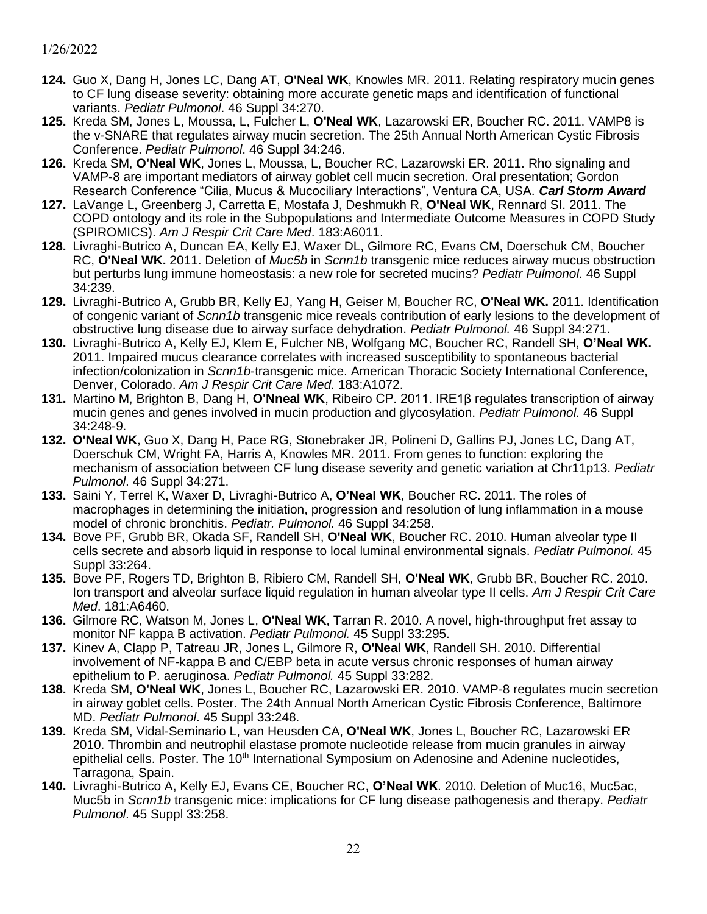124. Guo X, Dang H, Jones LC, Dang AT, **O'Neal WK**, Knowles MR. 2011. Relating respiratory mucin genes to CF lung disease severity: obtaining more accurate genetic maps and identification of functional variants. *Pediatr Pulmonol*. 46 Suppl 34:270.
125. Kreda SM, Jones L, Moussa, L, Fulcher L, **O'Neal WK**, Lazarowski ER, Boucher RC. 2011. VAMP8 is the v-SNARE that regulates airway mucin secretion. The 25th Annual North American Cystic Fibrosis Conference. *Pediatr Pulmonol*. 46 Suppl 34:246.
126. Kreda SM, **O'Neal WK**, Jones L, Moussa, L, Boucher RC, Lazarowski ER. 2011. Rho signaling and VAMP-8 are important mediators of airway goblet cell mucin secretion. Oral presentation; Gordon Research Conference "Cilia, Mucus & Mucociliary Interactions", Ventura CA, USA. ***Carl Storm Award***
127. LaVange L, Greenberg J, Carretta E, Mostafa J, Deshmukh R, **O'Neal WK**, Rennard SI. 2011. The COPD ontology and its role in the Subpopulations and Intermediate Outcome Measures in COPD Study (SPIROMICS). *Am J Respir Crit Care Med*. 183:A6011.
128. Livraghi-Butrico A, Duncan EA, Kelly EJ, Waxer DL, Gilmore RC, Evans CM, Doerschuk CM, Boucher RC, **O'Neal WK.** 2011. Deletion of *Muc5b* in *Scnn1b* transgenic mice reduces airway mucus obstruction but perturbs lung immune homeostasis: a new role for secreted mucins? *Pediatr Pulmonol*. 46 Suppl 34:239.
129. Livraghi-Butrico A, Grubb BR, Kelly EJ, Yang H, Geiser M, Boucher RC, **O'Neal WK.** 2011. Identification of congenic variant of *Scnn1b* transgenic mice reveals contribution of early lesions to the development of obstructive lung disease due to airway surface dehydration. *Pediatr Pulmonol.* 46 Suppl 34:271.
130. Livraghi-Butrico A, Kelly EJ, Klem E, Fulcher NB, Wolfgang MC, Boucher RC, Randell SH, **O'Neal WK.** 2011. Impaired mucus clearance correlates with increased susceptibility to spontaneous bacterial infection/colonization in *Scnn1b*-transgenic mice. American Thoracic Society International Conference, Denver, Colorado. *Am J Respir Crit Care Med.* 183:A1072.
131. Martino M, Brighton B, Dang H, **O'Nneal WK**, Ribeiro CP. 2011. IRE1β regulates transcription of airway mucin genes and genes involved in mucin production and glycosylation. *Pediatr Pulmonol*. 46 Suppl 34:248-9.
132. **O'Neal WK**, Guo X, Dang H, Pace RG, Stonebraker JR, Polineni D, Gallins PJ, Jones LC, Dang AT, Doerschuk CM, Wright FA, Harris A, Knowles MR. 2011. From genes to function: exploring the mechanism of association between CF lung disease severity and genetic variation at Chr11p13. *Pediatr Pulmonol*. 46 Suppl 34:271.
133. Saini Y, Terrel K, Waxer D, Livraghi-Butrico A, **O'Neal WK**, Boucher RC. 2011. The roles of macrophages in determining the initiation, progression and resolution of lung inflammation in a mouse model of chronic bronchitis. *Pediatr. Pulmonol.* 46 Suppl 34:258.
134. Bove PF, Grubb BR, Okada SF, Randell SH, **O'Neal WK**, Boucher RC. 2010. Human alveolar type II cells secrete and absorb liquid in response to local luminal environmental signals. *Pediatr Pulmonol.* 45 Suppl 33:264.
135. Bove PF, Rogers TD, Brighton B, Ribiero CM, Randell SH, **O'Neal WK**, Grubb BR, Boucher RC. 2010. Ion transport and alveolar surface liquid regulation in human alveolar type II cells. *Am J Respir Crit Care Med*. 181:A6460.
136. Gilmore RC, Watson M, Jones L, **O'Neal WK**, Tarran R. 2010. A novel, high-throughput fret assay to monitor NF kappa B activation. *Pediatr Pulmonol.* 45 Suppl 33:295.
137. Kinev A, Clapp P, Tatreau JR, Jones L, Gilmore R, **O'Neal WK**, Randell SH. 2010. Differential involvement of NF-kappa B and C/EBP beta in acute versus chronic responses of human airway epithelium to P. aeruginosa. *Pediatr Pulmonol.* 45 Suppl 33:282.
138. Kreda SM, **O'Neal WK**, Jones L, Boucher RC, Lazarowski ER. 2010. VAMP-8 regulates mucin secretion in airway goblet cells. Poster. The 24th Annual North American Cystic Fibrosis Conference, Baltimore MD. *Pediatr Pulmonol*. 45 Suppl 33:248.
139. Kreda SM, Vidal-Seminario L, van Heusden CA, **O'Neal WK**, Jones L, Boucher RC, Lazarowski ER 2010. Thrombin and neutrophil elastase promote nucleotide release from mucin granules in airway epithelial cells. Poster. The 10th International Symposium on Adenosine and Adenine nucleotides, Tarragona, Spain.
140. Livraghi-Butrico A, Kelly EJ, Evans CE, Boucher RC, **O'Neal WK**. 2010. Deletion of Muc16, Muc5ac, Muc5b in *Scnn1b* transgenic mice: implications for CF lung disease pathogenesis and therapy. *Pediatr Pulmonol*. 45 Suppl 33:258.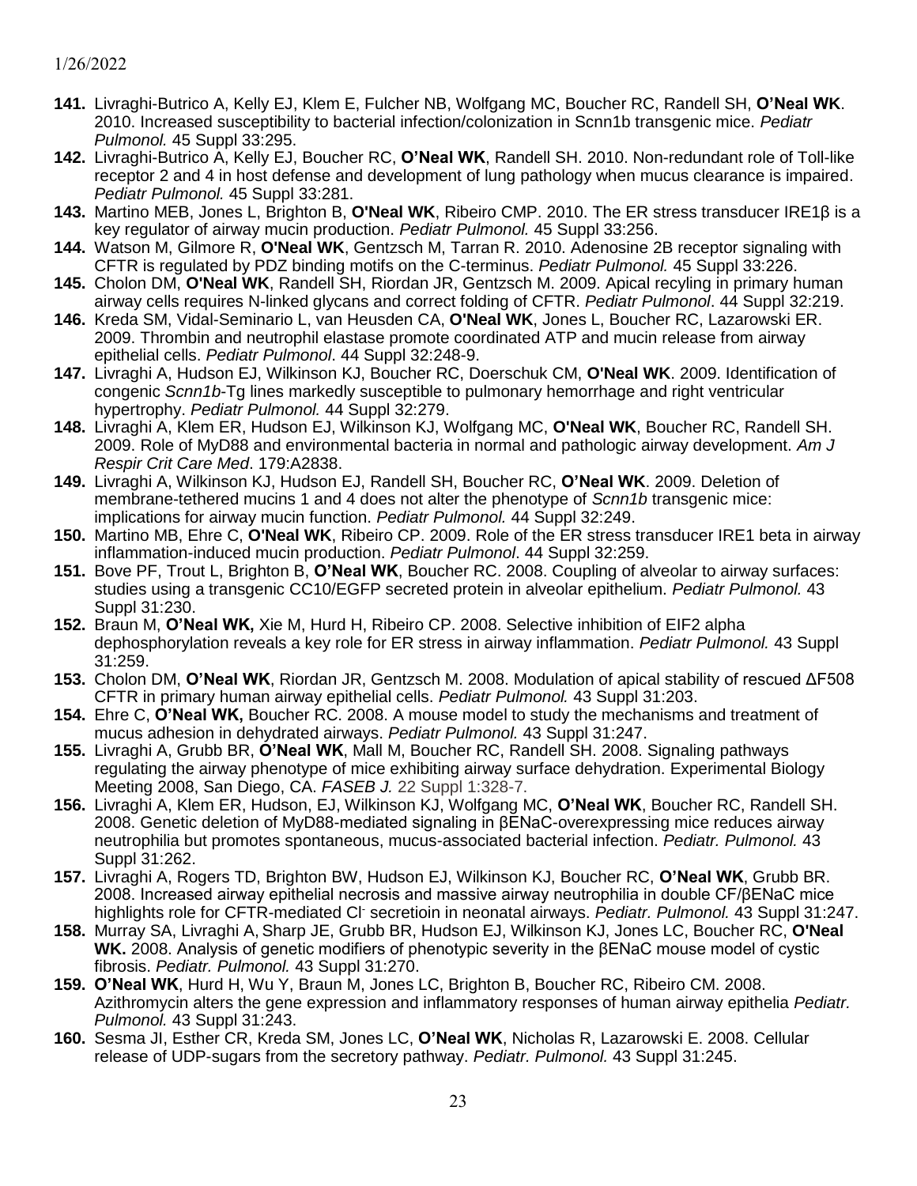141. Livraghi-Butrico A, Kelly EJ, Klem E, Fulcher NB, Wolfgang MC, Boucher RC, Randell SH, **O'Neal WK**. 2010. Increased susceptibility to bacterial infection/colonization in Scnn1b transgenic mice. *Pediatr Pulmonol.* 45 Suppl 33:295.
142. Livraghi-Butrico A, Kelly EJ, Boucher RC, **O'Neal WK**, Randell SH. 2010. Non-redundant role of Toll-like receptor 2 and 4 in host defense and development of lung pathology when mucus clearance is impaired. *Pediatr Pulmonol.* 45 Suppl 33:281.
143. Martino MEB, Jones L, Brighton B, **O'Neal WK**, Ribeiro CMP. 2010. The ER stress transducer IRE1β is a key regulator of airway mucin production. *Pediatr Pulmonol.* 45 Suppl 33:256.
144. Watson M, Gilmore R, **O'Neal WK**, Gentzsch M, Tarran R. 2010. Adenosine 2B receptor signaling with CFTR is regulated by PDZ binding motifs on the C-terminus. *Pediatr Pulmonol.* 45 Suppl 33:226.
145. Cholon DM, **O'Neal WK**, Randell SH, Riordan JR, Gentzsch M. 2009. Apical recyling in primary human airway cells requires N-linked glycans and correct folding of CFTR. *Pediatr Pulmonol*. 44 Suppl 32:219.
146. Kreda SM, Vidal-Seminario L, van Heusden CA, **O'Neal WK**, Jones L, Boucher RC, Lazarowski ER. 2009. Thrombin and neutrophil elastase promote coordinated ATP and mucin release from airway epithelial cells. *Pediatr Pulmonol*. 44 Suppl 32:248-9.
147. Livraghi A, Hudson EJ, Wilkinson KJ, Boucher RC, Doerschuk CM, **O'Neal WK**. 2009. Identification of congenic *Scnn1b*-Tg lines markedly susceptible to pulmonary hemorrhage and right ventricular hypertrophy. *Pediatr Pulmonol.* 44 Suppl 32:279.
148. Livraghi A, Klem ER, Hudson EJ, Wilkinson KJ, Wolfgang MC, **O'Neal WK**, Boucher RC, Randell SH. 2009. Role of MyD88 and environmental bacteria in normal and pathologic airway development. *Am J Respir Crit Care Med*. 179:A2838.
149. Livraghi A, Wilkinson KJ, Hudson EJ, Randell SH, Boucher RC, **O'Neal WK**. 2009. Deletion of membrane-tethered mucins 1 and 4 does not alter the phenotype of *Scnn1b* transgenic mice: implications for airway mucin function. *Pediatr Pulmonol.* 44 Suppl 32:249.
150. Martino MB, Ehre C, **O'Neal WK**, Ribeiro CP. 2009. Role of the ER stress transducer IRE1 beta in airway inflammation-induced mucin production. *Pediatr Pulmonol*. 44 Suppl 32:259.
151. Bove PF, Trout L, Brighton B, **O'Neal WK**, Boucher RC. 2008. Coupling of alveolar to airway surfaces: studies using a transgenic CC10/EGFP secreted protein in alveolar epithelium. *Pediatr Pulmonol.* 43 Suppl 31:230.
152. Braun M, **O'Neal WK,** Xie M, Hurd H, Ribeiro CP. 2008. Selective inhibition of EIF2 alpha dephosphorylation reveals a key role for ER stress in airway inflammation. *Pediatr Pulmonol.* 43 Suppl 31:259.
153. Cholon DM, **O'Neal WK**, Riordan JR, Gentzsch M. 2008. Modulation of apical stability of rescued ΔF508 CFTR in primary human airway epithelial cells. *Pediatr Pulmonol.* 43 Suppl 31:203.
154. Ehre C, **O'Neal WK,** Boucher RC. 2008. A mouse model to study the mechanisms and treatment of mucus adhesion in dehydrated airways. *Pediatr Pulmonol.* 43 Suppl 31:247.
155. Livraghi A, Grubb BR, **O'Neal WK**, Mall M, Boucher RC, Randell SH. 2008. Signaling pathways regulating the airway phenotype of mice exhibiting airway surface dehydration. Experimental Biology Meeting 2008, San Diego, CA. *FASEB J.* 22 Suppl 1:328-7.
156. Livraghi A, Klem ER, Hudson, EJ, Wilkinson KJ, Wolfgang MC, **O'Neal WK**, Boucher RC, Randell SH. 2008. Genetic deletion of MyD88-mediated signaling in βENaC-overexpressing mice reduces airway neutrophilia but promotes spontaneous, mucus-associated bacterial infection. *Pediatr. Pulmonol.* 43 Suppl 31:262.
157. Livraghi A, Rogers TD, Brighton BW, Hudson EJ, Wilkinson KJ, Boucher RC, **O'Neal WK**, Grubb BR. 2008. Increased airway epithelial necrosis and massive airway neutrophilia in double CF/βENaC mice highlights role for CFTR-mediated $Cl^-$ secretioin in neonatal airways. *Pediatr. Pulmonol.* 43 Suppl 31:247.
158. Murray SA, Livraghi A, Sharp JE, Grubb BR, Hudson EJ, Wilkinson KJ, Jones LC, Boucher RC, **O'Neal WK.** 2008. Analysis of genetic modifiers of phenotypic severity in the βENaC mouse model of cystic fibrosis. *Pediatr. Pulmonol.* 43 Suppl 31:270.
159. **O'Neal WK**, Hurd H, Wu Y, Braun M, Jones LC, Brighton B, Boucher RC, Ribeiro CM. 2008. Azithromycin alters the gene expression and inflammatory responses of human airway epithelia *Pediatr. Pulmonol.* 43 Suppl 31:243.
160. Sesma JI, Esther CR, Kreda SM, Jones LC, **O'Neal WK**, Nicholas R, Lazarowski E. 2008. Cellular release of UDP-sugars from the secretory pathway. *Pediatr. Pulmonol.* 43 Suppl 31:245.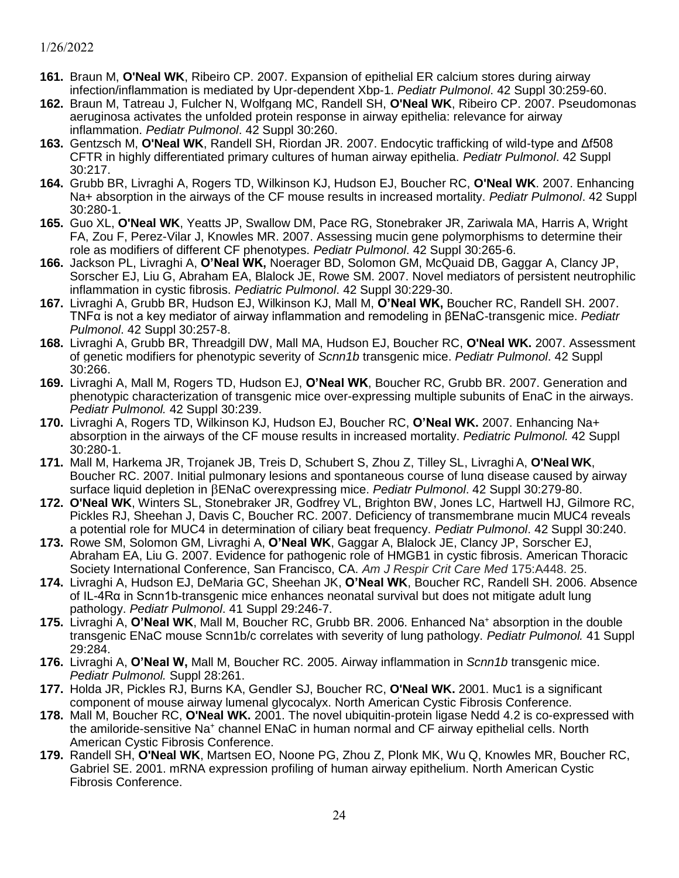161. Braun M, **O'Neal WK**, Ribeiro CP. 2007. Expansion of epithelial ER calcium stores during airway infection/inflammation is mediated by Upr-dependent Xbp-1. *Pediatr Pulmonol*. 42 Suppl 30:259-60.
162. Braun M, Tatreau J, Fulcher N, Wolfgang MC, Randell SH, **O'Neal WK**, Ribeiro CP. 2007. Pseudomonas aeruginosa activates the unfolded protein response in airway epithelia: relevance for airway inflammation. *Pediatr Pulmonol*. 42 Suppl 30:260.
163. Gentzsch M, **O'Neal WK**, Randell SH, Riordan JR. 2007. Endocytic trafficking of wild-type and Δf508 CFTR in highly differentiated primary cultures of human airway epithelia. *Pediatr Pulmonol*. 42 Suppl 30:217.
164. Grubb BR, Livraghi A, Rogers TD, Wilkinson KJ, Hudson EJ, Boucher RC, **O'Neal WK**. 2007. Enhancing Na+ absorption in the airways of the CF mouse results in increased mortality. *Pediatr Pulmonol*. 42 Suppl 30:280-1.
165. Guo XL, **O'Neal WK**, Yeatts JP, Swallow DM, Pace RG, Stonebraker JR, Zariwala MA, Harris A, Wright FA, Zou F, Perez-Vilar J, Knowles MR. 2007. Assessing mucin gene polymorphisms to determine their role as modifiers of different CF phenotypes. *Pediatr Pulmonol*. 42 Suppl 30:265-6.
166. Jackson PL, Livraghi A, **O'Neal WK,** Noerager BD, Solomon GM, McQuaid DB, Gaggar A, Clancy JP, Sorscher EJ, Liu G, Abraham EA, Blalock JE, Rowe SM. 2007. Novel mediators of persistent neutrophilic inflammation in cystic fibrosis. *Pediatric Pulmonol*. 42 Suppl 30:229-30.
167. Livraghi A, Grubb BR, Hudson EJ, Wilkinson KJ, Mall M, **O'Neal WK,** Boucher RC, Randell SH. 2007. TNFα is not a key mediator of airway inflammation and remodeling in βENaC-transgenic mice. *Pediatr Pulmonol*. 42 Suppl 30:257-8.
168. Livraghi A, Grubb BR, Threadgill DW, Mall MA, Hudson EJ, Boucher RC, **O'Neal WK.** 2007. Assessment of genetic modifiers for phenotypic severity of *Scnn1b* transgenic mice. *Pediatr Pulmonol*. 42 Suppl 30:266.
169. Livraghi A, Mall M, Rogers TD, Hudson EJ, **O'Neal WK**, Boucher RC, Grubb BR. 2007. Generation and phenotypic characterization of transgenic mice over-expressing multiple subunits of EnaC in the airways. *Pediatr Pulmonol.* 42 Suppl 30:239.
170. Livraghi A, Rogers TD, Wilkinson KJ, Hudson EJ, Boucher RC, **O'Neal WK.** 2007. Enhancing Na+ absorption in the airways of the CF mouse results in increased mortality. *Pediatric Pulmonol.* 42 Suppl 30:280-1.
171. Mall M, Harkema JR, Trojanek JB, Treis D, Schubert S, Zhou Z, Tilley SL, Livraghi A, **O'Neal WK**, Boucher RC. 2007. Initial pulmonary lesions and spontaneous course of lung disease caused by airway surface liquid depletion in βENaC overexpressing mice. *Pediatr Pulmonol*. 42 Suppl 30:279-80.
172. **O'Neal WK**, Winters SL, Stonebraker JR, Godfrey VL, Brighton BW, Jones LC, Hartwell HJ, Gilmore RC, Pickles RJ, Sheehan J, Davis C, Boucher RC. 2007. Deficiency of transmembrane mucin MUC4 reveals a potential role for MUC4 in determination of ciliary beat frequency. *Pediatr Pulmonol*. 42 Suppl 30:240.
173. Rowe SM, Solomon GM, Livraghi A, **O'Neal WK**, Gaggar A, Blalock JE, Clancy JP, Sorscher EJ, Abraham EA, Liu G. 2007. Evidence for pathogenic role of HMGB1 in cystic fibrosis. American Thoracic Society International Conference, San Francisco, CA. *Am J Respir Crit Care Med* 175:A448. 25.
174. Livraghi A, Hudson EJ, DeMaria GC, Sheehan JK, **O'Neal WK**, Boucher RC, Randell SH. 2006. Absence of IL-4Rα in Scnn1b-transgenic mice enhances neonatal survival but does not mitigate adult lung pathology. *Pediatr Pulmonol*. 41 Suppl 29:246-7.
175. Livraghi A, **O'Neal WK**, Mall M, Boucher RC, Grubb BR. 2006. Enhanced $Na^+$ absorption in the double transgenic ENaC mouse Scnn1b/c correlates with severity of lung pathology. *Pediatr Pulmonol.* 41 Suppl 29:284.
176. Livraghi A, **O'Neal W,** Mall M, Boucher RC. 2005. Airway inflammation in *Scnn1b* transgenic mice. *Pediatr Pulmonol.* Suppl 28:261.
177. Holda JR, Pickles RJ, Burns KA, Gendler SJ, Boucher RC, **O'Neal WK.** 2001. Muc1 is a significant component of mouse airway lumenal glycocalyx. North American Cystic Fibrosis Conference.
178. Mall M, Boucher RC, **O'Neal WK.** 2001. The novel ubiquitin-protein ligase Nedd 4.2 is co-expressed with the amiloride-sensitive $Na^+$ channel ENaC in human normal and CF airway epithelial cells. North American Cystic Fibrosis Conference.
179. Randell SH, **O'Neal WK**, Martsen EO, Noone PG, Zhou Z, Plonk MK, Wu Q, Knowles MR, Boucher RC, Gabriel SE. 2001. mRNA expression profiling of human airway epithelium. North American Cystic Fibrosis Conference.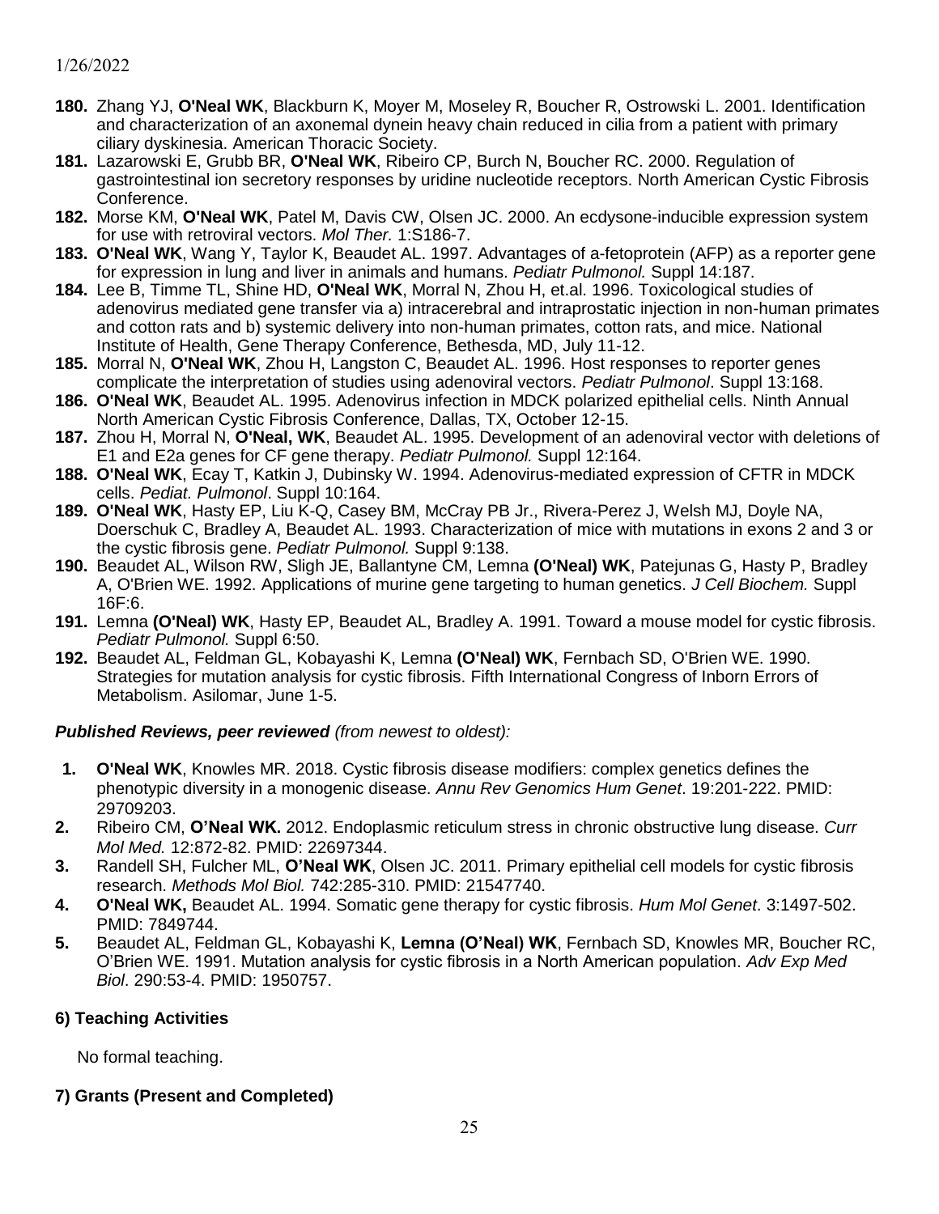180. Zhang YJ, **O'Neal WK**, Blackburn K, Moyer M, Moseley R, Boucher R, Ostrowski L. 2001. Identification and characterization of an axonemal dynein heavy chain reduced in cilia from a patient with primary ciliary dyskinesia. American Thoracic Society.
181. Lazarowski E, Grubb BR, **O'Neal WK**, Ribeiro CP, Burch N, Boucher RC. 2000. Regulation of gastrointestinal ion secretory responses by uridine nucleotide receptors. North American Cystic Fibrosis Conference.
182. Morse KM, **O'Neal WK**, Patel M, Davis CW, Olsen JC. 2000. An ecdysone-inducible expression system for use with retroviral vectors. *Mol Ther.* 1:S186-7.
183. **O'Neal WK**, Wang Y, Taylor K, Beaudet AL. 1997. Advantages of a-fetoprotein (AFP) as a reporter gene for expression in lung and liver in animals and humans. *Pediatr Pulmonol.* Suppl 14:187.
184. Lee B, Timme TL, Shine HD, **O'Neal WK**, Morral N, Zhou H, et.al. 1996. Toxicological studies of adenovirus mediated gene transfer via a) intracerebral and intraprostatic injection in non-human primates and cotton rats and b) systemic delivery into non-human primates, cotton rats, and mice. National Institute of Health, Gene Therapy Conference, Bethesda, MD, July 11-12.
185. Morral N, **O'Neal WK**, Zhou H, Langston C, Beaudet AL. 1996. Host responses to reporter genes complicate the interpretation of studies using adenoviral vectors. *Pediatr Pulmonol*. Suppl 13:168.
186. **O'Neal WK**, Beaudet AL. 1995. Adenovirus infection in MDCK polarized epithelial cells. Ninth Annual North American Cystic Fibrosis Conference, Dallas, TX, October 12-15.
187. Zhou H, Morral N, **O'Neal, WK**, Beaudet AL. 1995. Development of an adenoviral vector with deletions of E1 and E2a genes for CF gene therapy. *Pediatr Pulmonol.* Suppl 12:164.
188. **O'Neal WK**, Ecay T, Katkin J, Dubinsky W. 1994. Adenovirus-mediated expression of CFTR in MDCK cells. *Pediat. Pulmonol*. Suppl 10:164.
189. **O'Neal WK**, Hasty EP, Liu K-Q, Casey BM, McCray PB Jr., Rivera-Perez J, Welsh MJ, Doyle NA, Doerschuk C, Bradley A, Beaudet AL. 1993. Characterization of mice with mutations in exons 2 and 3 or the cystic fibrosis gene. *Pediatr Pulmonol.* Suppl 9:138.
190. Beaudet AL, Wilson RW, Sligh JE, Ballantyne CM, Lemna **(O'Neal) WK**, Patejunas G, Hasty P, Bradley A, O'Brien WE. 1992. Applications of murine gene targeting to human genetics. *J Cell Biochem.* Suppl 16F:6.
191. Lemna **(O'Neal) WK**, Hasty EP, Beaudet AL, Bradley A. 1991. Toward a mouse model for cystic fibrosis. *Pediatr Pulmonol.* Suppl 6:50.
192. Beaudet AL, Feldman GL, Kobayashi K, Lemna **(O'Neal) WK**, Fernbach SD, O'Brien WE. 1990. Strategies for mutation analysis for cystic fibrosis. Fifth International Congress of Inborn Errors of Metabolism. Asilomar, June 1-5.

***Published Reviews, peer reviewed*** *(from newest to oldest):*

1. **O'Neal WK**, Knowles MR. 2018. Cystic fibrosis disease modifiers: complex genetics defines the phenotypic diversity in a monogenic disease. *Annu Rev Genomics Hum Genet*. 19:201-222. PMID: 29709203.
2. Ribeiro CM, **O'Neal WK.** 2012. Endoplasmic reticulum stress in chronic obstructive lung disease. *Curr Mol Med.* 12:872-82. PMID: 22697344.
3. Randell SH, Fulcher ML, **O'Neal WK**, Olsen JC. 2011. Primary epithelial cell models for cystic fibrosis research. *Methods Mol Biol.* 742:285-310. PMID: 21547740.
4. **O'Neal WK,** Beaudet AL. 1994. Somatic gene therapy for cystic fibrosis. *Hum Mol Genet*. 3:1497-502. PMID: 7849744.
5. Beaudet AL, Feldman GL, Kobayashi K, **Lemna (O'Neal) WK**, Fernbach SD, Knowles MR, Boucher RC, O'Brien WE. 1991. Mutation analysis for cystic fibrosis in a North American population. *Adv Exp Med Biol*. 290:53-4. PMID: 1950757.

### 6) Teaching Activities

No formal teaching.

### 7) Grants (Present and Completed)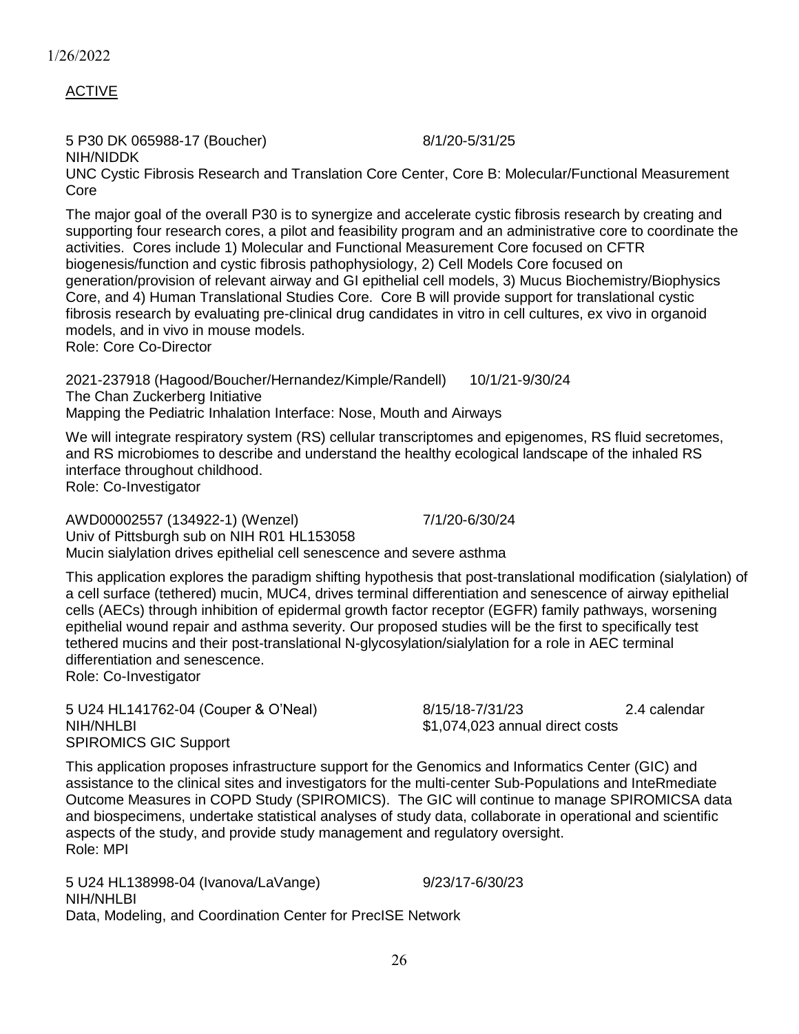1/26/2022

<u>ACTIVE</u>

5 P30 DK 065988-17 (Boucher) 8/1/20-5/31/25
NIH/NIDDK
UNC Cystic Fibrosis Research and Translation Core Center, Core B: Molecular/Functional Measurement Core

The major goal of the overall P30 is to synergize and accelerate cystic fibrosis research by creating and supporting four research cores, a pilot and feasibility program and an administrative core to coordinate the activities. Cores include 1) Molecular and Functional Measurement Core focused on CFTR biogenesis/function and cystic fibrosis pathophysiology, 2) Cell Models Core focused on generation/provision of relevant airway and GI epithelial cell models, 3) Mucus Biochemistry/Biophysics Core, and 4) Human Translational Studies Core. Core B will provide support for translational cystic fibrosis research by evaluating pre-clinical drug candidates in vitro in cell cultures, ex vivo in organoid models, and in vivo in mouse models.
Role: Core Co-Director

2021-237918 (Hagood/Boucher/Hernandez/Kimple/Randell) 10/1/21-9/30/24
The Chan Zuckerberg Initiative
Mapping the Pediatric Inhalation Interface: Nose, Mouth and Airways

We will integrate respiratory system (RS) cellular transcriptomes and epigenomes, RS fluid secretomes, and RS microbiomes to describe and understand the healthy ecological landscape of the inhaled RS interface throughout childhood.
Role: Co-Investigator

AWD00002557 (134922-1) (Wenzel) 7/1/20-6/30/24
Univ of Pittsburgh sub on NIH R01 HL153058
Mucin sialylation drives epithelial cell senescence and severe asthma

This application explores the paradigm shifting hypothesis that post-translational modification (sialylation) of a cell surface (tethered) mucin, MUC4, drives terminal differentiation and senescence of airway epithelial cells (AECs) through inhibition of epidermal growth factor receptor (EGFR) family pathways, worsening epithelial wound repair and asthma severity. Our proposed studies will be the first to specifically test tethered mucins and their post-translational N-glycosylation/sialylation for a role in AEC terminal differentiation and senescence.
Role: Co-Investigator

5 U24 HL141762-04 (Couper & O'Neal) 8/15/18-7/31/23 2.4 calendar
NIH/NHLBI $1,074,023 annual direct costs
SPIROMICS GIC Support

This application proposes infrastructure support for the Genomics and Informatics Center (GIC) and assistance to the clinical sites and investigators for the multi-center Sub-Populations and InteRmediate Outcome Measures in COPD Study (SPIROMICS). The GIC will continue to manage SPIROMICSA data and biospecimens, undertake statistical analyses of study data, collaborate in operational and scientific aspects of the study, and provide study management and regulatory oversight.
Role: MPI

5 U24 HL138998-04 (Ivanova/LaVange) 9/23/17-6/30/23
NIH/NHLBI
Data, Modeling, and Coordination Center for PrecISE Network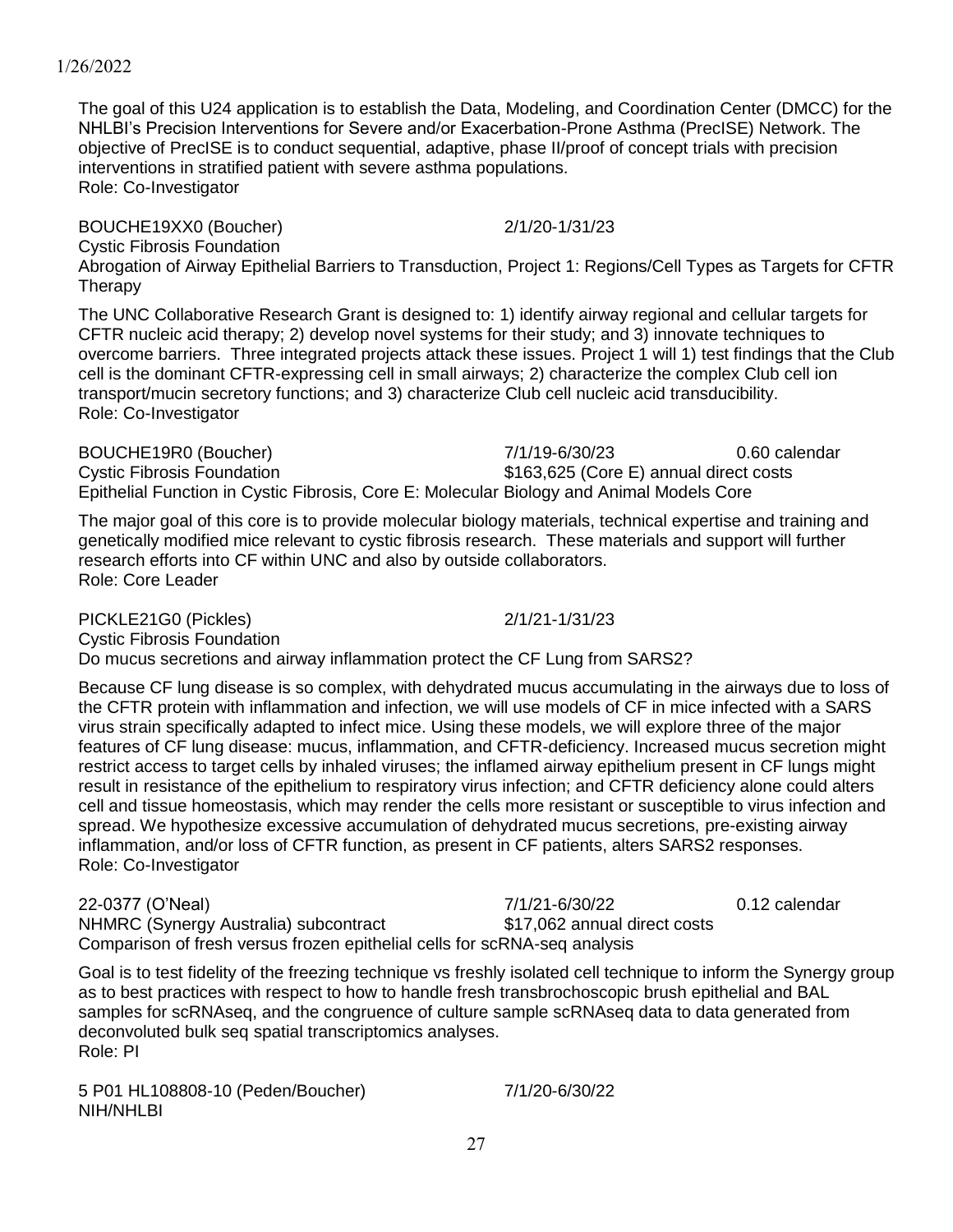The goal of this U24 application is to establish the Data, Modeling, and Coordination Center (DMCC) for the NHLBI's Precision Interventions for Severe and/or Exacerbation-Prone Asthma (PrecISE) Network. The objective of PrecISE is to conduct sequential, adaptive, phase II/proof of concept trials with precision interventions in stratified patient with severe asthma populations.
Role: Co-Investigator

BOUCHE19XX0 (Boucher) 2/1/20-1/31/23
Cystic Fibrosis Foundation
Abrogation of Airway Epithelial Barriers to Transduction, Project 1: Regions/Cell Types as Targets for CFTR Therapy

The UNC Collaborative Research Grant is designed to: 1) identify airway regional and cellular targets for CFTR nucleic acid therapy; 2) develop novel systems for their study; and 3) innovate techniques to overcome barriers. Three integrated projects attack these issues. Project 1 will 1) test findings that the Club cell is the dominant CFTR-expressing cell in small airways; 2) characterize the complex Club cell ion transport/mucin secretory functions; and 3) characterize Club cell nucleic acid transducibility.
Role: Co-Investigator

BOUCHE19R0 (Boucher) 7/1/19-6/30/23 0.60 calendar
Cystic Fibrosis Foundation $163,625 (Core E) annual direct costs
Epithelial Function in Cystic Fibrosis, Core E: Molecular Biology and Animal Models Core

The major goal of this core is to provide molecular biology materials, technical expertise and training and genetically modified mice relevant to cystic fibrosis research. These materials and support will further research efforts into CF within UNC and also by outside collaborators.
Role: Core Leader

PICKLE21G0 (Pickles) 2/1/21-1/31/23
Cystic Fibrosis Foundation
Do mucus secretions and airway inflammation protect the CF Lung from SARS2?

Because CF lung disease is so complex, with dehydrated mucus accumulating in the airways due to loss of the CFTR protein with inflammation and infection, we will use models of CF in mice infected with a SARS virus strain specifically adapted to infect mice. Using these models, we will explore three of the major features of CF lung disease: mucus, inflammation, and CFTR-deficiency. Increased mucus secretion might restrict access to target cells by inhaled viruses; the inflamed airway epithelium present in CF lungs might result in resistance of the epithelium to respiratory virus infection; and CFTR deficiency alone could alters cell and tissue homeostasis, which may render the cells more resistant or susceptible to virus infection and spread. We hypothesize excessive accumulation of dehydrated mucus secretions, pre-existing airway inflammation, and/or loss of CFTR function, as present in CF patients, alters SARS2 responses.
Role: Co-Investigator

22-0377 (O'Neal) 7/1/21-6/30/22 0.12 calendar
NHMRC (Synergy Australia) subcontract $17,062 annual direct costs
Comparison of fresh versus frozen epithelial cells for scRNA-seq analysis

Goal is to test fidelity of the freezing technique vs freshly isolated cell technique to inform the Synergy group as to best practices with respect to how to handle fresh transbrochoscopic brush epithelial and BAL samples for scRNAseq, and the congruence of culture sample scRNAseq data to data generated from deconvoluted bulk seq spatial transcriptomics analyses.
Role: PI

5 P01 HL108808-10 (Peden/Boucher) 7/1/20-6/30/22
NIH/NHLBI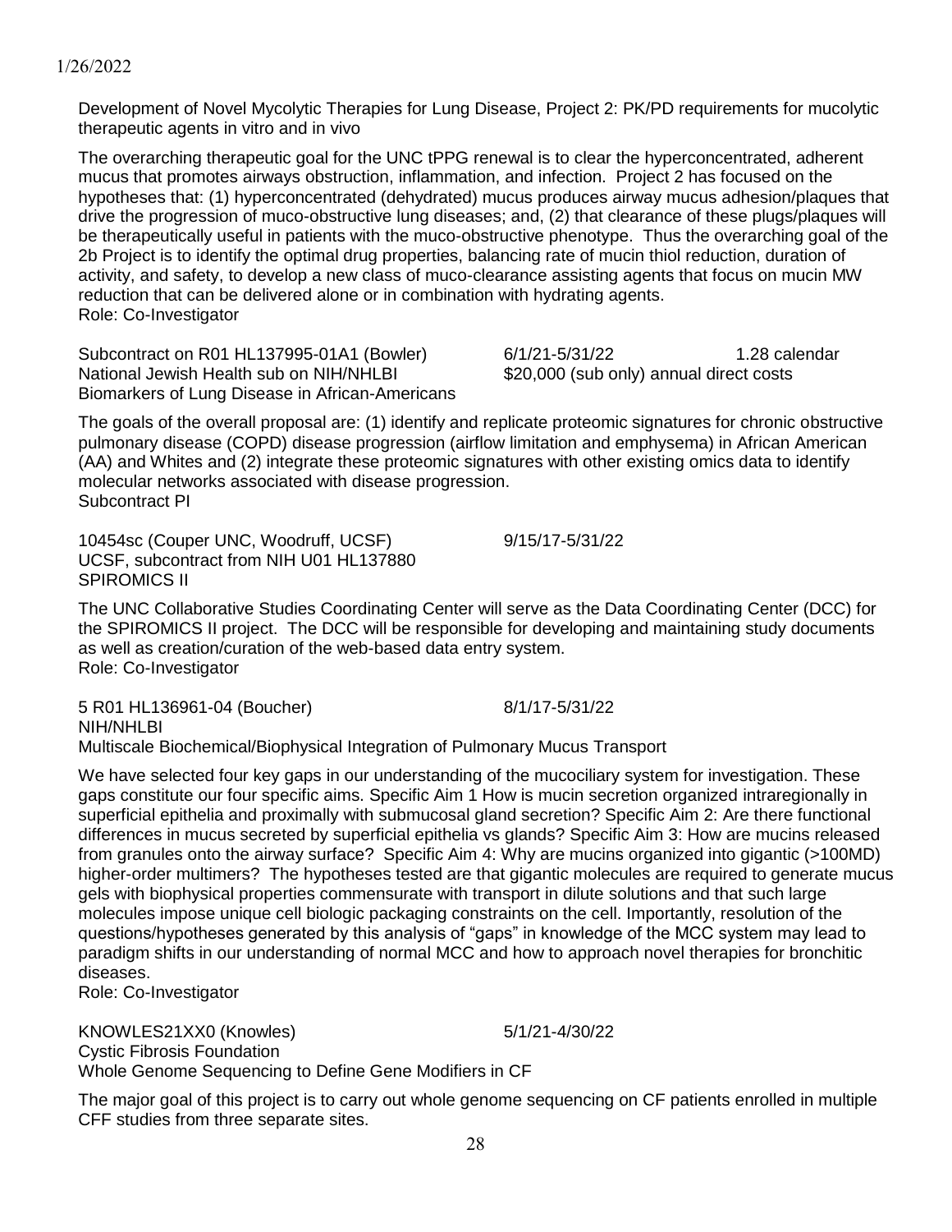Development of Novel Mycolytic Therapies for Lung Disease, Project 2: PK/PD requirements for mucolytic therapeutic agents in vitro and in vivo

The overarching therapeutic goal for the UNC tPPG renewal is to clear the hyperconcentrated, adherent mucus that promotes airways obstruction, inflammation, and infection. Project 2 has focused on the hypotheses that: (1) hyperconcentrated (dehydrated) mucus produces airway mucus adhesion/plaques that drive the progression of muco-obstructive lung diseases; and, (2) that clearance of these plugs/plaques will be therapeutically useful in patients with the muco-obstructive phenotype. Thus the overarching goal of the 2b Project is to identify the optimal drug properties, balancing rate of mucin thiol reduction, duration of activity, and safety, to develop a new class of muco-clearance assisting agents that focus on mucin MW reduction that can be delivered alone or in combination with hydrating agents.
Role: Co-Investigator

Subcontract on R01 HL137995-01A1 (Bowler) 6/1/21-5/31/22 1.28 calendar
National Jewish Health sub on NIH/NHLBI $20,000 (sub only) annual direct costs
Biomarkers of Lung Disease in African-Americans

The goals of the overall proposal are: (1) identify and replicate proteomic signatures for chronic obstructive pulmonary disease (COPD) disease progression (airflow limitation and emphysema) in African American (AA) and Whites and (2) integrate these proteomic signatures with other existing omics data to identify molecular networks associated with disease progression.
Subcontract PI

10454sc (Couper UNC, Woodruff, UCSF) 9/15/17-5/31/22
UCSF, subcontract from NIH U01 HL137880
SPIROMICS II

The UNC Collaborative Studies Coordinating Center will serve as the Data Coordinating Center (DCC) for the SPIROMICS II project. The DCC will be responsible for developing and maintaining study documents as well as creation/curation of the web-based data entry system.
Role: Co-Investigator

5 R01 HL136961-04 (Boucher) 8/1/17-5/31/22
NIH/NHLBI
Multiscale Biochemical/Biophysical Integration of Pulmonary Mucus Transport

We have selected four key gaps in our understanding of the mucociliary system for investigation. These gaps constitute our four specific aims. Specific Aim 1 How is mucin secretion organized intraregionally in superficial epithelia and proximally with submucosal gland secretion? Specific Aim 2: Are there functional differences in mucus secreted by superficial epithelia vs glands? Specific Aim 3: How are mucins released from granules onto the airway surface? Specific Aim 4: Why are mucins organized into gigantic (>100MD) higher-order multimers? The hypotheses tested are that gigantic molecules are required to generate mucus gels with biophysical properties commensurate with transport in dilute solutions and that such large molecules impose unique cell biologic packaging constraints on the cell. Importantly, resolution of the questions/hypotheses generated by this analysis of "gaps" in knowledge of the MCC system may lead to paradigm shifts in our understanding of normal MCC and how to approach novel therapies for bronchitic diseases.
Role: Co-Investigator

KNOWLES21XX0 (Knowles) 5/1/21-4/30/22
Cystic Fibrosis Foundation
Whole Genome Sequencing to Define Gene Modifiers in CF

The major goal of this project is to carry out whole genome sequencing on CF patients enrolled in multiple CFF studies from three separate sites.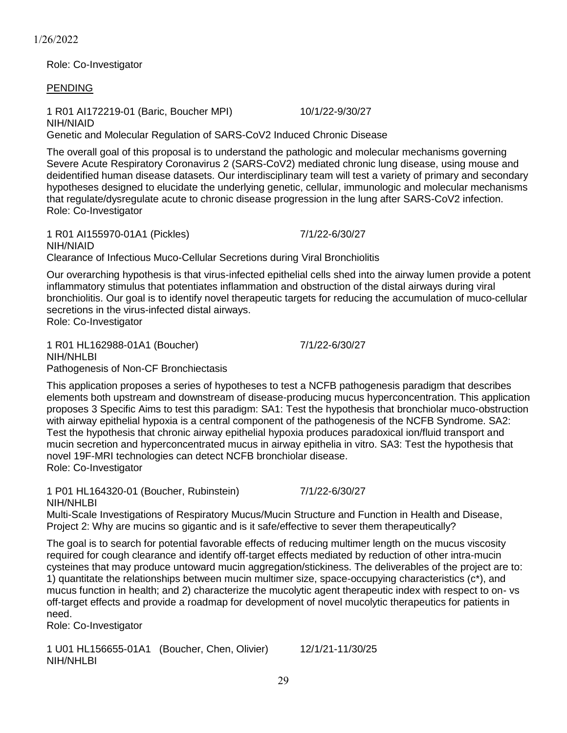Role: Co-Investigator

PENDING

1 R01 AI172219-01 (Baric, Boucher MPI) 10/1/22-9/30/27
NIH/NIAID
Genetic and Molecular Regulation of SARS-CoV2 Induced Chronic Disease

The overall goal of this proposal is to understand the pathologic and molecular mechanisms governing Severe Acute Respiratory Coronavirus 2 (SARS-CoV2) mediated chronic lung disease, using mouse and deidentified human disease datasets. Our interdisciplinary team will test a variety of primary and secondary hypotheses designed to elucidate the underlying genetic, cellular, immunologic and molecular mechanisms that regulate/dysregulate acute to chronic disease progression in the lung after SARS-CoV2 infection.
Role: Co-Investigator

1 R01 AI155970-01A1 (Pickles) 7/1/22-6/30/27
NIH/NIAID
Clearance of Infectious Muco-Cellular Secretions during Viral Bronchiolitis

Our overarching hypothesis is that virus-infected epithelial cells shed into the airway lumen provide a potent inflammatory stimulus that potentiates inflammation and obstruction of the distal airways during viral bronchiolitis. Our goal is to identify novel therapeutic targets for reducing the accumulation of muco-cellular secretions in the virus-infected distal airways.
Role: Co-Investigator

1 R01 HL162988-01A1 (Boucher) 7/1/22-6/30/27
NIH/NHLBI
Pathogenesis of Non-CF Bronchiectasis

This application proposes a series of hypotheses to test a NCFB pathogenesis paradigm that describes elements both upstream and downstream of disease-producing mucus hyperconcentration. This application proposes 3 Specific Aims to test this paradigm: SA1: Test the hypothesis that bronchiolar muco-obstruction with airway epithelial hypoxia is a central component of the pathogenesis of the NCFB Syndrome. SA2: Test the hypothesis that chronic airway epithelial hypoxia produces paradoxical ion/fluid transport and mucin secretion and hyperconcentrated mucus in airway epithelia in vitro. SA3: Test the hypothesis that novel 19F-MRI technologies can detect NCFB bronchiolar disease.
Role: Co-Investigator

1 P01 HL164320-01 (Boucher, Rubinstein) 7/1/22-6/30/27
NIH/NHLBI
Multi-Scale Investigations of Respiratory Mucus/Mucin Structure and Function in Health and Disease, Project 2: Why are mucins so gigantic and is it safe/effective to sever them therapeutically?

The goal is to search for potential favorable effects of reducing multimer length on the mucus viscosity required for cough clearance and identify off-target effects mediated by reduction of other intra-mucin cysteines that may produce untoward mucin aggregation/stickiness. The deliverables of the project are to: 1) quantitate the relationships between mucus multimer size, space-occupying characteristics (c*), and mucus function in health; and 2) characterize the mucolytic agent therapeutic index with respect to on- vs off-target effects and provide a roadmap for development of novel mucolytic therapeutics for patients in need.
Role: Co-Investigator

1 U01 HL156655-01A1 (Boucher, Chen, Olivier) 12/1/21-11/30/25
NIH/NHLBI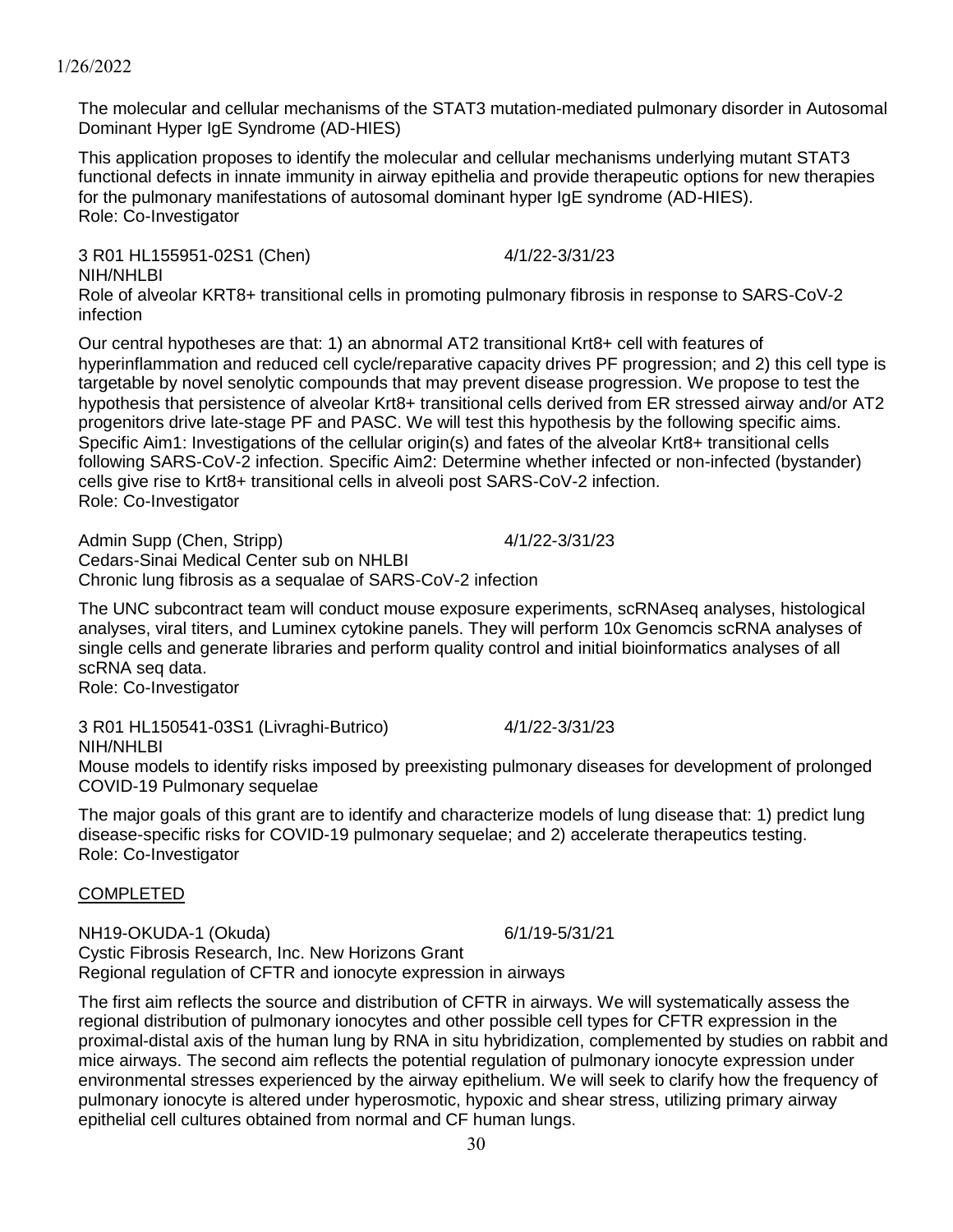The molecular and cellular mechanisms of the STAT3 mutation-mediated pulmonary disorder in Autosomal Dominant Hyper IgE Syndrome (AD-HIES)

This application proposes to identify the molecular and cellular mechanisms underlying mutant STAT3 functional defects in innate immunity in airway epithelia and provide therapeutic options for new therapies for the pulmonary manifestations of autosomal dominant hyper IgE syndrome (AD-HIES).
Role: Co-Investigator

3 R01 HL155951-02S1 (Chen) 4/1/22-3/31/23
NIH/NHLBI
Role of alveolar KRT8+ transitional cells in promoting pulmonary fibrosis in response to SARS-CoV-2 infection

Our central hypotheses are that: 1) an abnormal AT2 transitional Krt8+ cell with features of hyperinflammation and reduced cell cycle/reparative capacity drives PF progression; and 2) this cell type is targetable by novel senolytic compounds that may prevent disease progression. We propose to test the hypothesis that persistence of alveolar Krt8+ transitional cells derived from ER stressed airway and/or AT2 progenitors drive late-stage PF and PASC. We will test this hypothesis by the following specific aims. Specific Aim1: Investigations of the cellular origin(s) and fates of the alveolar Krt8+ transitional cells following SARS-CoV-2 infection. Specific Aim2: Determine whether infected or non-infected (bystander) cells give rise to Krt8+ transitional cells in alveoli post SARS-CoV-2 infection.
Role: Co-Investigator

Admin Supp (Chen, Stripp) 4/1/22-3/31/23
Cedars-Sinai Medical Center sub on NHLBI
Chronic lung fibrosis as a sequalae of SARS-CoV-2 infection

The UNC subcontract team will conduct mouse exposure experiments, scRNAseq analyses, histological analyses, viral titers, and Luminex cytokine panels. They will perform 10x Genomcis scRNA analyses of single cells and generate libraries and perform quality control and initial bioinformatics analyses of all scRNA seq data.
Role: Co-Investigator

3 R01 HL150541-03S1 (Livraghi-Butrico) 4/1/22-3/31/23
NIH/NHLBI
Mouse models to identify risks imposed by preexisting pulmonary diseases for development of prolonged COVID-19 Pulmonary sequelae

The major goals of this grant are to identify and characterize models of lung disease that: 1) predict lung disease-specific risks for COVID-19 pulmonary sequelae; and 2) accelerate therapeutics testing.
Role: Co-Investigator

COMPLETED

NH19-OKUDA-1 (Okuda) 6/1/19-5/31/21
Cystic Fibrosis Research, Inc. New Horizons Grant
Regional regulation of CFTR and ionocyte expression in airways

The first aim reflects the source and distribution of CFTR in airways. We will systematically assess the regional distribution of pulmonary ionocytes and other possible cell types for CFTR expression in the proximal-distal axis of the human lung by RNA in situ hybridization, complemented by studies on rabbit and mice airways. The second aim reflects the potential regulation of pulmonary ionocyte expression under environmental stresses experienced by the airway epithelium. We will seek to clarify how the frequency of pulmonary ionocyte is altered under hyperosmotic, hypoxic and shear stress, utilizing primary airway epithelial cell cultures obtained from normal and CF human lungs.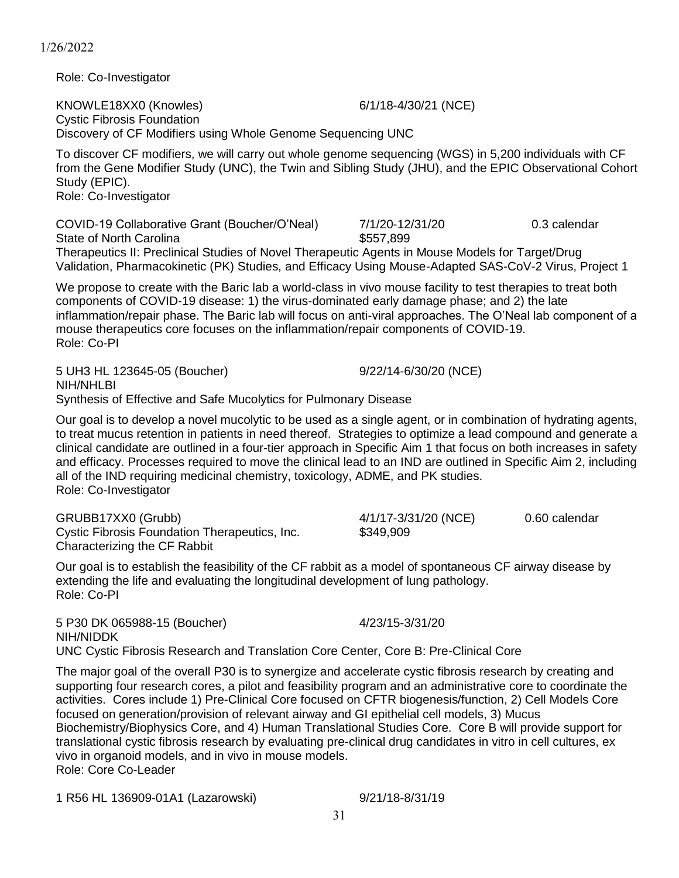Role: Co-Investigator

KNOWLE18XX0 (Knowles) 6/1/18-4/30/21 (NCE)
Cystic Fibrosis Foundation
Discovery of CF Modifiers using Whole Genome Sequencing UNC

To discover CF modifiers, we will carry out whole genome sequencing (WGS) in 5,200 individuals with CF from the Gene Modifier Study (UNC), the Twin and Sibling Study (JHU), and the EPIC Observational Cohort Study (EPIC).
Role: Co-Investigator

COVID-19 Collaborative Grant (Boucher/O'Neal) 7/1/20-12/31/20 0.3 calendar
State of North Carolina $557,899
Therapeutics II: Preclinical Studies of Novel Therapeutic Agents in Mouse Models for Target/Drug Validation, Pharmacokinetic (PK) Studies, and Efficacy Using Mouse-Adapted SAS-CoV-2 Virus, Project 1

We propose to create with the Baric lab a world-class in vivo mouse facility to test therapies to treat both components of COVID-19 disease: 1) the virus-dominated early damage phase; and 2) the late inflammation/repair phase. The Baric lab will focus on anti-viral approaches. The O'Neal lab component of a mouse therapeutics core focuses on the inflammation/repair components of COVID-19.
Role: Co-PI

5 UH3 HL 123645-05 (Boucher) 9/22/14-6/30/20 (NCE)
NIH/NHLBI
Synthesis of Effective and Safe Mucolytics for Pulmonary Disease

Our goal is to develop a novel mucolytic to be used as a single agent, or in combination of hydrating agents, to treat mucus retention in patients in need thereof. Strategies to optimize a lead compound and generate a clinical candidate are outlined in a four-tier approach in Specific Aim 1 that focus on both increases in safety and efficacy. Processes required to move the clinical lead to an IND are outlined in Specific Aim 2, including all of the IND requiring medicinal chemistry, toxicology, ADME, and PK studies.
Role: Co-Investigator

GRUBB17XX0 (Grubb) 4/1/17-3/31/20 (NCE) 0.60 calendar
Cystic Fibrosis Foundation Therapeutics, Inc. $349,909
Characterizing the CF Rabbit

Our goal is to establish the feasibility of the CF rabbit as a model of spontaneous CF airway disease by extending the life and evaluating the longitudinal development of lung pathology.
Role: Co-PI

5 P30 DK 065988-15 (Boucher) 4/23/15-3/31/20
NIH/NIDDK
UNC Cystic Fibrosis Research and Translation Core Center, Core B: Pre-Clinical Core

The major goal of the overall P30 is to synergize and accelerate cystic fibrosis research by creating and supporting four research cores, a pilot and feasibility program and an administrative core to coordinate the activities. Cores include 1) Pre-Clinical Core focused on CFTR biogenesis/function, 2) Cell Models Core focused on generation/provision of relevant airway and GI epithelial cell models, 3) Mucus Biochemistry/Biophysics Core, and 4) Human Translational Studies Core. Core B will provide support for translational cystic fibrosis research by evaluating pre-clinical drug candidates in vitro in cell cultures, ex vivo in organoid models, and in vivo in mouse models.
Role: Core Co-Leader

1 R56 HL 136909-01A1 (Lazarowski) 9/21/18-8/31/19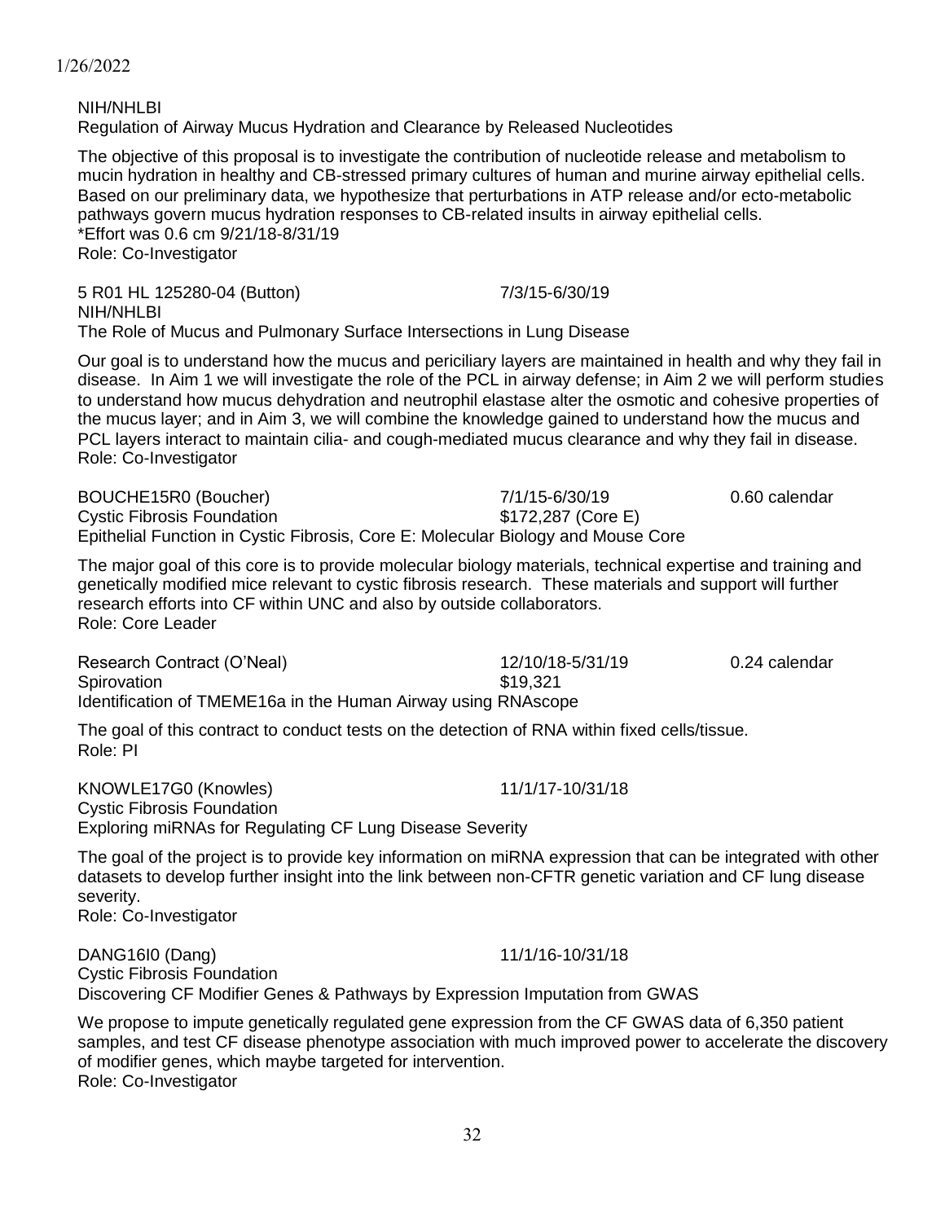NIH/NHLBI
Regulation of Airway Mucus Hydration and Clearance by Released Nucleotides

The objective of this proposal is to investigate the contribution of nucleotide release and metabolism to mucin hydration in healthy and CB-stressed primary cultures of human and murine airway epithelial cells. Based on our preliminary data, we hypothesize that perturbations in ATP release and/or ecto-metabolic pathways govern mucus hydration responses to CB-related insults in airway epithelial cells.
*Effort was 0.6 cm 9/21/18-8/31/19
Role: Co-Investigator

5 R01 HL 125280-04 (Button) 7/3/15-6/30/19
NIH/NHLBI
The Role of Mucus and Pulmonary Surface Intersections in Lung Disease

Our goal is to understand how the mucus and periciliary layers are maintained in health and why they fail in disease. In Aim 1 we will investigate the role of the PCL in airway defense; in Aim 2 we will perform studies to understand how mucus dehydration and neutrophil elastase alter the osmotic and cohesive properties of the mucus layer; and in Aim 3, we will combine the knowledge gained to understand how the mucus and PCL layers interact to maintain cilia- and cough-mediated mucus clearance and why they fail in disease.
Role: Co-Investigator

BOUCHE15R0 (Boucher) 7/1/15-6/30/19 0.60 calendar
Cystic Fibrosis Foundation $172,287 (Core E)
Epithelial Function in Cystic Fibrosis, Core E: Molecular Biology and Mouse Core

The major goal of this core is to provide molecular biology materials, technical expertise and training and genetically modified mice relevant to cystic fibrosis research. These materials and support will further research efforts into CF within UNC and also by outside collaborators.
Role: Core Leader

Research Contract (O'Neal) 12/10/18-5/31/19 0.24 calendar
Spirovation $19,321
Identification of TMEME16a in the Human Airway using RNAscope

The goal of this contract to conduct tests on the detection of RNA within fixed cells/tissue.
Role: PI

KNOWLE17G0 (Knowles) 11/1/17-10/31/18
Cystic Fibrosis Foundation
Exploring miRNAs for Regulating CF Lung Disease Severity

The goal of the project is to provide key information on miRNA expression that can be integrated with other datasets to develop further insight into the link between non-CFTR genetic variation and CF lung disease severity.
Role: Co-Investigator

DANG16I0 (Dang) 11/1/16-10/31/18
Cystic Fibrosis Foundation
Discovering CF Modifier Genes & Pathways by Expression Imputation from GWAS

We propose to impute genetically regulated gene expression from the CF GWAS data of 6,350 patient samples, and test CF disease phenotype association with much improved power to accelerate the discovery of modifier genes, which maybe targeted for intervention.
Role: Co-Investigator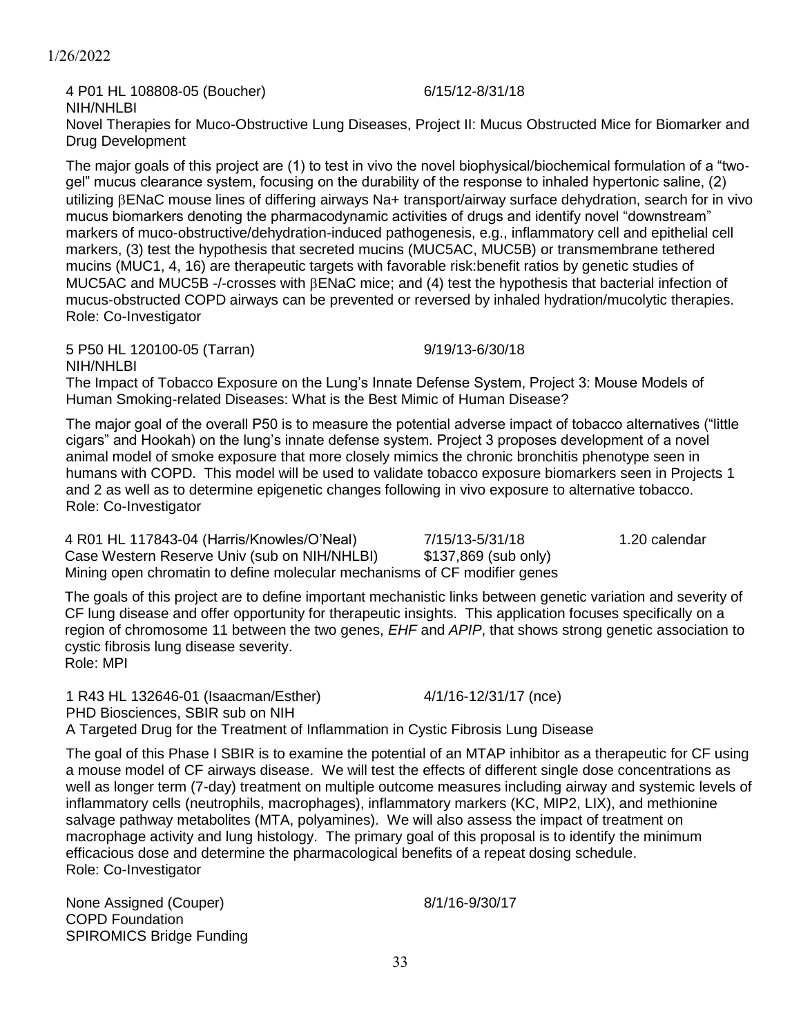4 P01 HL 108808-05 (Boucher)    6/15/12-8/31/18
NIH/NHLBI
Novel Therapies for Muco-Obstructive Lung Diseases, Project II: Mucus Obstructed Mice for Biomarker and Drug Development

The major goals of this project are (1) to test in vivo the novel biophysical/biochemical formulation of a "two-gel" mucus clearance system, focusing on the durability of the response to inhaled hypertonic saline, (2) utilizing βENaC mouse lines of differing airways Na+ transport/airway surface dehydration, search for in vivo mucus biomarkers denoting the pharmacodynamic activities of drugs and identify novel "downstream" markers of muco-obstructive/dehydration-induced pathogenesis, e.g., inflammatory cell and epithelial cell markers, (3) test the hypothesis that secreted mucins (MUC5AC, MUC5B) or transmembrane tethered mucins (MUC1, 4, 16) are therapeutic targets with favorable risk:benefit ratios by genetic studies of MUC5AC and MUC5B -/-crosses with βENaC mice; and (4) test the hypothesis that bacterial infection of mucus-obstructed COPD airways can be prevented or reversed by inhaled hydration/mucolytic therapies.
Role: Co-Investigator

5 P50 HL 120100-05 (Tarran)    9/19/13-6/30/18
NIH/NHLBI
The Impact of Tobacco Exposure on the Lung's Innate Defense System, Project 3: Mouse Models of Human Smoking-related Diseases: What is the Best Mimic of Human Disease?

The major goal of the overall P50 is to measure the potential adverse impact of tobacco alternatives ("little cigars" and Hookah) on the lung's innate defense system. Project 3 proposes development of a novel animal model of smoke exposure that more closely mimics the chronic bronchitis phenotype seen in humans with COPD. This model will be used to validate tobacco exposure biomarkers seen in Projects 1 and 2 as well as to determine epigenetic changes following in vivo exposure to alternative tobacco.
Role: Co-Investigator

4 R01 HL 117843-04 (Harris/Knowles/O'Neal)    7/15/13-5/31/18    1.20 calendar
Case Western Reserve Univ (sub on NIH/NHLBI)    $137,869 (sub only)
Mining open chromatin to define molecular mechanisms of CF modifier genes

The goals of this project are to define important mechanistic links between genetic variation and severity of CF lung disease and offer opportunity for therapeutic insights. This application focuses specifically on a region of chromosome 11 between the two genes, *EHF* and *APIP*, that shows strong genetic association to cystic fibrosis lung disease severity.
Role: MPI

1 R43 HL 132646-01 (Isaacman/Esther)    4/1/16-12/31/17 (nce)
PHD Biosciences, SBIR sub on NIH
A Targeted Drug for the Treatment of Inflammation in Cystic Fibrosis Lung Disease

The goal of this Phase I SBIR is to examine the potential of an MTAP inhibitor as a therapeutic for CF using a mouse model of CF airways disease. We will test the effects of different single dose concentrations as well as longer term (7-day) treatment on multiple outcome measures including airway and systemic levels of inflammatory cells (neutrophils, macrophages), inflammatory markers (KC, MIP2, LIX), and methionine salvage pathway metabolites (MTA, polyamines). We will also assess the impact of treatment on macrophage activity and lung histology. The primary goal of this proposal is to identify the minimum efficacious dose and determine the pharmacological benefits of a repeat dosing schedule.
Role: Co-Investigator

None Assigned (Couper)    8/1/16-9/30/17
COPD Foundation
SPIROMICS Bridge Funding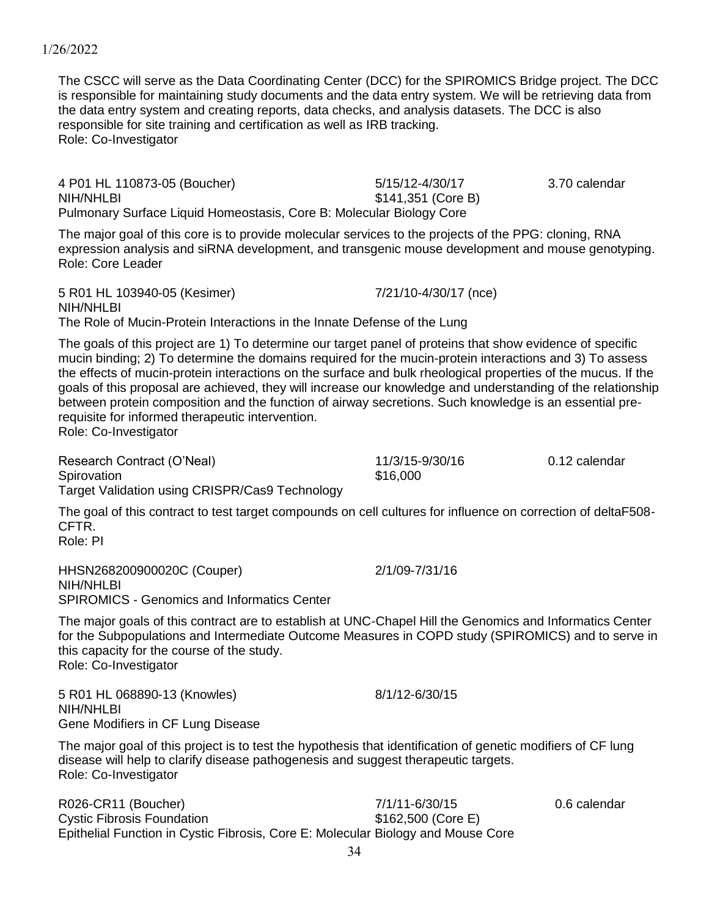The CSCC will serve as the Data Coordinating Center (DCC) for the SPIROMICS Bridge project. The DCC is responsible for maintaining study documents and the data entry system. We will be retrieving data from the data entry system and creating reports, data checks, and analysis datasets. The DCC is also responsible for site training and certification as well as IRB tracking.
Role: Co-Investigator

4 P01 HL 110873-05 (Boucher) 5/15/12-4/30/17 3.70 calendar
NIH/NHLBI $141,351 (Core B)
Pulmonary Surface Liquid Homeostasis, Core B: Molecular Biology Core

The major goal of this core is to provide molecular services to the projects of the PPG: cloning, RNA expression analysis and siRNA development, and transgenic mouse development and mouse genotyping.
Role: Core Leader

5 R01 HL 103940-05 (Kesimer) 7/21/10-4/30/17 (nce)
NIH/NHLBI
The Role of Mucin-Protein Interactions in the Innate Defense of the Lung

The goals of this project are 1) To determine our target panel of proteins that show evidence of specific mucin binding; 2) To determine the domains required for the mucin-protein interactions and 3) To assess the effects of mucin-protein interactions on the surface and bulk rheological properties of the mucus. If the goals of this proposal are achieved, they will increase our knowledge and understanding of the relationship between protein composition and the function of airway secretions. Such knowledge is an essential pre-requisite for informed therapeutic intervention.
Role: Co-Investigator

Research Contract (O'Neal) 11/3/15-9/30/16 0.12 calendar
Spirovation $16,000
Target Validation using CRISPR/Cas9 Technology

The goal of this contract to test target compounds on cell cultures for influence on correction of deltaF508-CFTR.
Role: PI

HHSN268200900020C (Couper) 2/1/09-7/31/16
NIH/NHLBI
SPIROMICS - Genomics and Informatics Center

The major goals of this contract are to establish at UNC-Chapel Hill the Genomics and Informatics Center for the Subpopulations and Intermediate Outcome Measures in COPD study (SPIROMICS) and to serve in this capacity for the course of the study.
Role: Co-Investigator

5 R01 HL 068890-13 (Knowles) 8/1/12-6/30/15
NIH/NHLBI
Gene Modifiers in CF Lung Disease

The major goal of this project is to test the hypothesis that identification of genetic modifiers of CF lung disease will help to clarify disease pathogenesis and suggest therapeutic targets.
Role: Co-Investigator

R026-CR11 (Boucher) 7/1/11-6/30/15 0.6 calendar
Cystic Fibrosis Foundation $162,500 (Core E)
Epithelial Function in Cystic Fibrosis, Core E: Molecular Biology and Mouse Core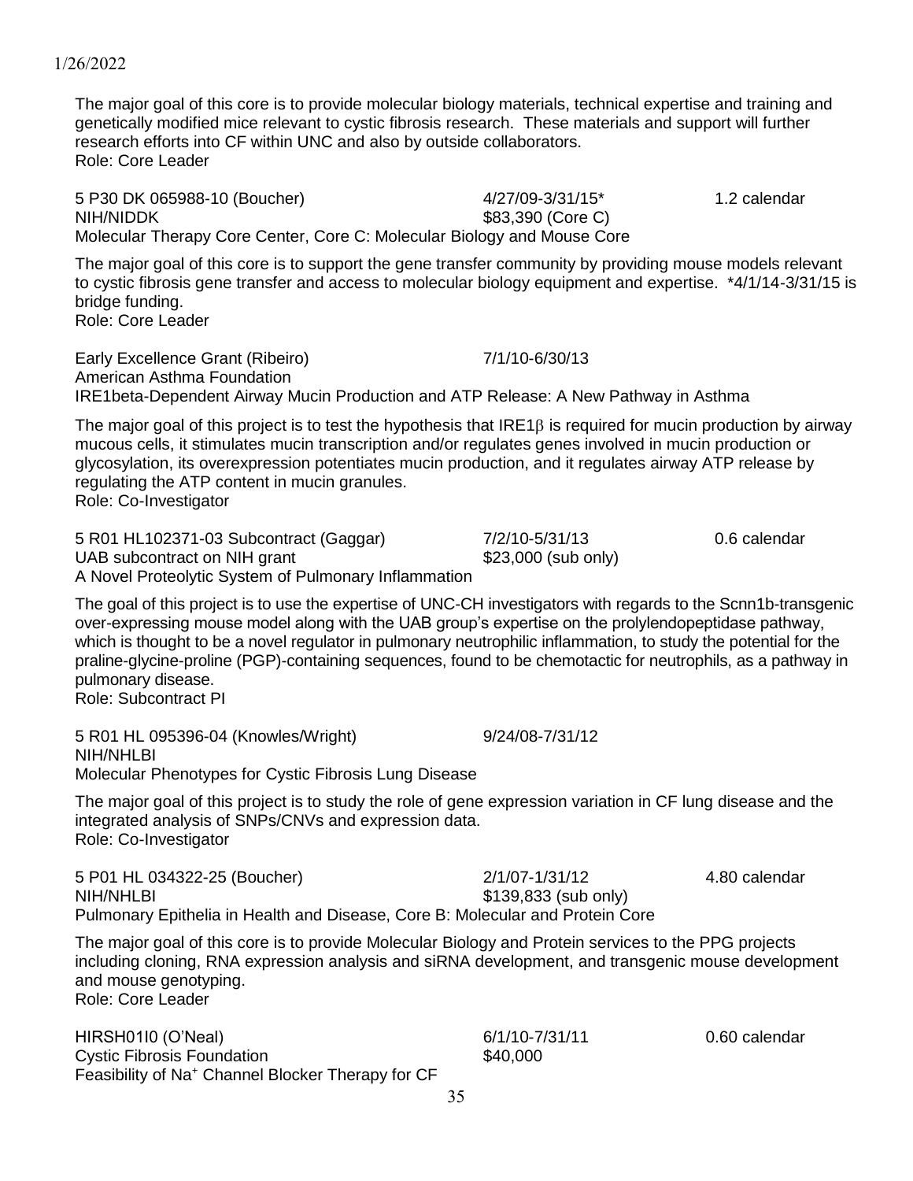The major goal of this core is to provide molecular biology materials, technical expertise and training and genetically modified mice relevant to cystic fibrosis research. These materials and support will further research efforts into CF within UNC and also by outside collaborators.
Role: Core Leader

5 P30 DK 065988-10 (Boucher) 4/27/09-3/31/15* 1.2 calendar
NIH/NIDDK $83,390 (Core C)
Molecular Therapy Core Center, Core C: Molecular Biology and Mouse Core

The major goal of this core is to support the gene transfer community by providing mouse models relevant to cystic fibrosis gene transfer and access to molecular biology equipment and expertise. *4/1/14-3/31/15 is bridge funding.
Role: Core Leader

Early Excellence Grant (Ribeiro) 7/1/10-6/30/13
American Asthma Foundation
IRE1beta-Dependent Airway Mucin Production and ATP Release: A New Pathway in Asthma

The major goal of this project is to test the hypothesis that IRE1$\beta$ is required for mucin production by airway mucous cells, it stimulates mucin transcription and/or regulates genes involved in mucin production or glycosylation, its overexpression potentiates mucin production, and it regulates airway ATP release by regulating the ATP content in mucin granules.
Role: Co-Investigator

5 R01 HL102371-03 Subcontract (Gaggar) 7/2/10-5/31/13 0.6 calendar
UAB subcontract on NIH grant $23,000 (sub only)
A Novel Proteolytic System of Pulmonary Inflammation

The goal of this project is to use the expertise of UNC-CH investigators with regards to the Scnn1b-transgenic over-expressing mouse model along with the UAB group's expertise on the prolylendopeptidase pathway, which is thought to be a novel regulator in pulmonary neutrophilic inflammation, to study the potential for the praline-glycine-proline (PGP)-containing sequences, found to be chemotactic for neutrophils, as a pathway in pulmonary disease.
Role: Subcontract PI

5 R01 HL 095396-04 (Knowles/Wright) 9/24/08-7/31/12
NIH/NHLBI
Molecular Phenotypes for Cystic Fibrosis Lung Disease

The major goal of this project is to study the role of gene expression variation in CF lung disease and the integrated analysis of SNPs/CNVs and expression data.
Role: Co-Investigator

5 P01 HL 034322-25 (Boucher) 2/1/07-1/31/12 4.80 calendar
NIH/NHLBI $139,833 (sub only)
Pulmonary Epithelia in Health and Disease, Core B: Molecular and Protein Core

The major goal of this core is to provide Molecular Biology and Protein services to the PPG projects including cloning, RNA expression analysis and siRNA development, and transgenic mouse development and mouse genotyping.
Role: Core Leader

HIRSH01I0 (O'Neal) 6/1/10-7/31/11 0.60 calendar
Cystic Fibrosis Foundation $40,000
Feasibility of $Na^+$ Channel Blocker Therapy for CF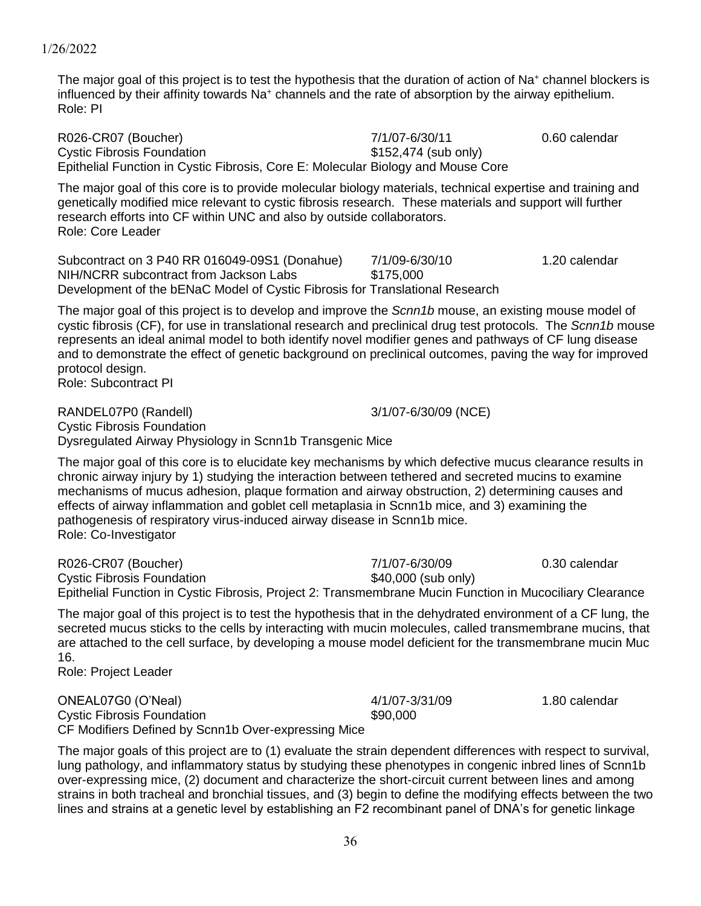The major goal of this project is to test the hypothesis that the duration of action of $Na^+$ channel blockers is influenced by their affinity towards $Na^+$ channels and the rate of absorption by the airway epithelium.
Role: PI

R026-CR07 (Boucher) 7/1/07-6/30/11 0.60 calendar
Cystic Fibrosis Foundation $152,474 (sub only)
Epithelial Function in Cystic Fibrosis, Core E: Molecular Biology and Mouse Core

The major goal of this core is to provide molecular biology materials, technical expertise and training and genetically modified mice relevant to cystic fibrosis research. These materials and support will further research efforts into CF within UNC and also by outside collaborators.
Role: Core Leader

Subcontract on 3 P40 RR 016049-09S1 (Donahue) 7/1/09-6/30/10 1.20 calendar
NIH/NCRR subcontract from Jackson Labs $175,000
Development of the bENaC Model of Cystic Fibrosis for Translational Research

The major goal of this project is to develop and improve the *Scnn1b* mouse, an existing mouse model of cystic fibrosis (CF), for use in translational research and preclinical drug test protocols. The *Scnn1b* mouse represents an ideal animal model to both identify novel modifier genes and pathways of CF lung disease and to demonstrate the effect of genetic background on preclinical outcomes, paving the way for improved protocol design.
Role: Subcontract PI

RANDEL07P0 (Randell) 3/1/07-6/30/09 (NCE)
Cystic Fibrosis Foundation
Dysregulated Airway Physiology in Scnn1b Transgenic Mice

The major goal of this core is to elucidate key mechanisms by which defective mucus clearance results in chronic airway injury by 1) studying the interaction between tethered and secreted mucins to examine mechanisms of mucus adhesion, plaque formation and airway obstruction, 2) determining causes and effects of airway inflammation and goblet cell metaplasia in Scnn1b mice, and 3) examining the pathogenesis of respiratory virus-induced airway disease in Scnn1b mice.
Role: Co-Investigator

R026-CR07 (Boucher) 7/1/07-6/30/09 0.30 calendar
Cystic Fibrosis Foundation $40,000 (sub only)
Epithelial Function in Cystic Fibrosis, Project 2: Transmembrane Mucin Function in Mucociliary Clearance

The major goal of this project is to test the hypothesis that in the dehydrated environment of a CF lung, the secreted mucus sticks to the cells by interacting with mucin molecules, called transmembrane mucins, that are attached to the cell surface, by developing a mouse model deficient for the transmembrane mucin Muc 16.
Role: Project Leader

ONEAL07G0 (O'Neal) 4/1/07-3/31/09 1.80 calendar
Cystic Fibrosis Foundation $90,000
CF Modifiers Defined by Scnn1b Over-expressing Mice

The major goals of this project are to (1) evaluate the strain dependent differences with respect to survival, lung pathology, and inflammatory status by studying these phenotypes in congenic inbred lines of Scnn1b over-expressing mice, (2) document and characterize the short-circuit current between lines and among strains in both tracheal and bronchial tissues, and (3) begin to define the modifying effects between the two lines and strains at a genetic level by establishing an F2 recombinant panel of DNA's for genetic linkage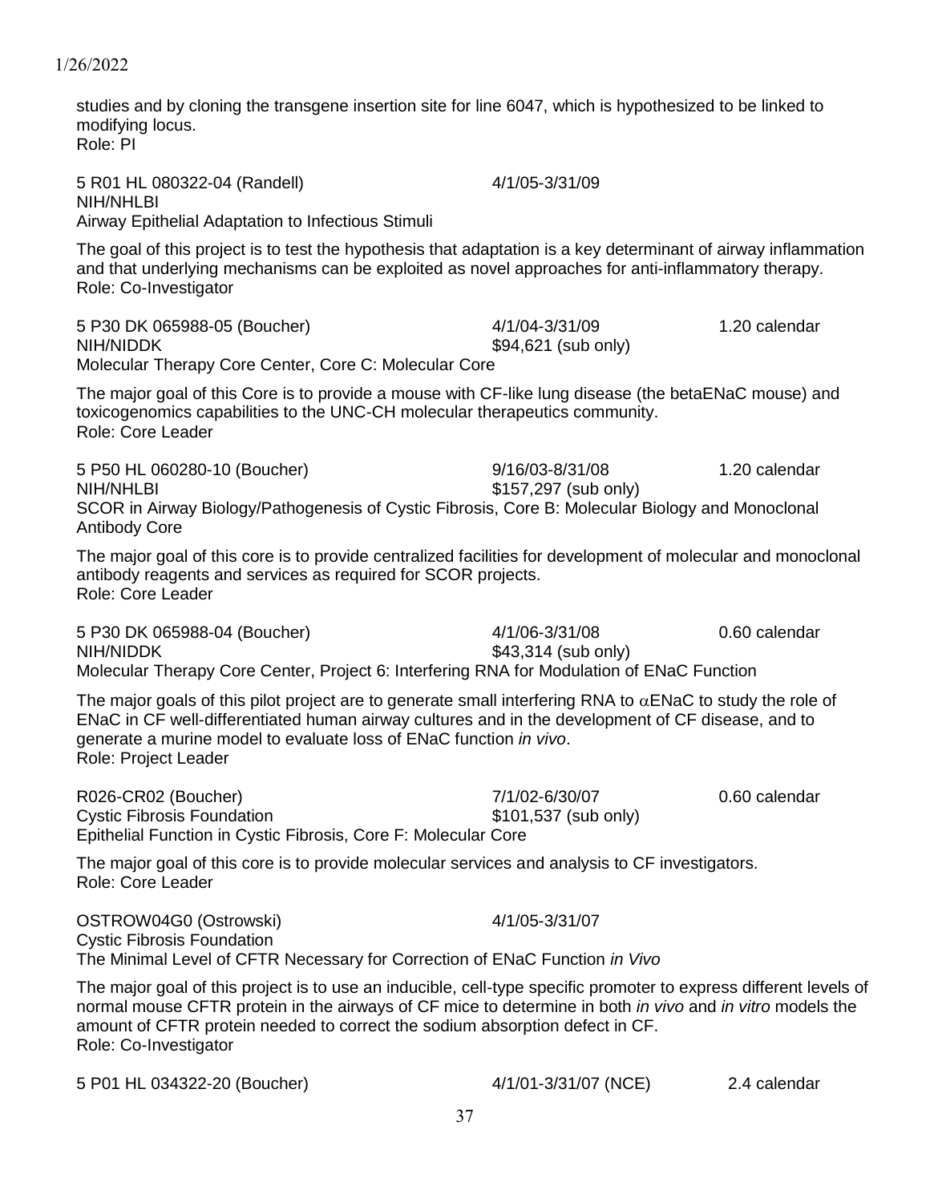studies and by cloning the transgene insertion site for line 6047, which is hypothesized to be linked to modifying locus.
Role: PI

5 R01 HL 080322-04 (Randell) 4/1/05-3/31/09
NIH/NHLBI
Airway Epithelial Adaptation to Infectious Stimuli

The goal of this project is to test the hypothesis that adaptation is a key determinant of airway inflammation and that underlying mechanisms can be exploited as novel approaches for anti-inflammatory therapy.
Role: Co-Investigator

5 P30 DK 065988-05 (Boucher) 4/1/04-3/31/09 1.20 calendar
NIH/NIDDK $94,621 (sub only)
Molecular Therapy Core Center, Core C: Molecular Core

The major goal of this Core is to provide a mouse with CF-like lung disease (the betaENaC mouse) and toxicogenomics capabilities to the UNC-CH molecular therapeutics community.
Role: Core Leader

5 P50 HL 060280-10 (Boucher) 9/16/03-8/31/08 1.20 calendar
NIH/NHLBI $157,297 (sub only)
SCOR in Airway Biology/Pathogenesis of Cystic Fibrosis, Core B: Molecular Biology and Monoclonal Antibody Core

The major goal of this core is to provide centralized facilities for development of molecular and monoclonal antibody reagents and services as required for SCOR projects.
Role: Core Leader

5 P30 DK 065988-04 (Boucher) 4/1/06-3/31/08 0.60 calendar
NIH/NIDDK $43,314 (sub only)
Molecular Therapy Core Center, Project 6: Interfering RNA for Modulation of ENaC Function

The major goals of this pilot project are to generate small interfering RNA to $\alpha$ENaC to study the role of ENaC in CF well-differentiated human airway cultures and in the development of CF disease, and to generate a murine model to evaluate loss of ENaC function *in vivo*.
Role: Project Leader

R026-CR02 (Boucher) 7/1/02-6/30/07 0.60 calendar
Cystic Fibrosis Foundation $101,537 (sub only)
Epithelial Function in Cystic Fibrosis, Core F: Molecular Core

The major goal of this core is to provide molecular services and analysis to CF investigators.
Role: Core Leader

OSTROW04G0 (Ostrowski) 4/1/05-3/31/07
Cystic Fibrosis Foundation
The Minimal Level of CFTR Necessary for Correction of ENaC Function *in Vivo*

The major goal of this project is to use an inducible, cell-type specific promoter to express different levels of normal mouse CFTR protein in the airways of CF mice to determine in both *in vivo* and *in vitro* models the amount of CFTR protein needed to correct the sodium absorption defect in CF.
Role: Co-Investigator

5 P01 HL 034322-20 (Boucher) 4/1/01-3/31/07 (NCE) 2.4 calendar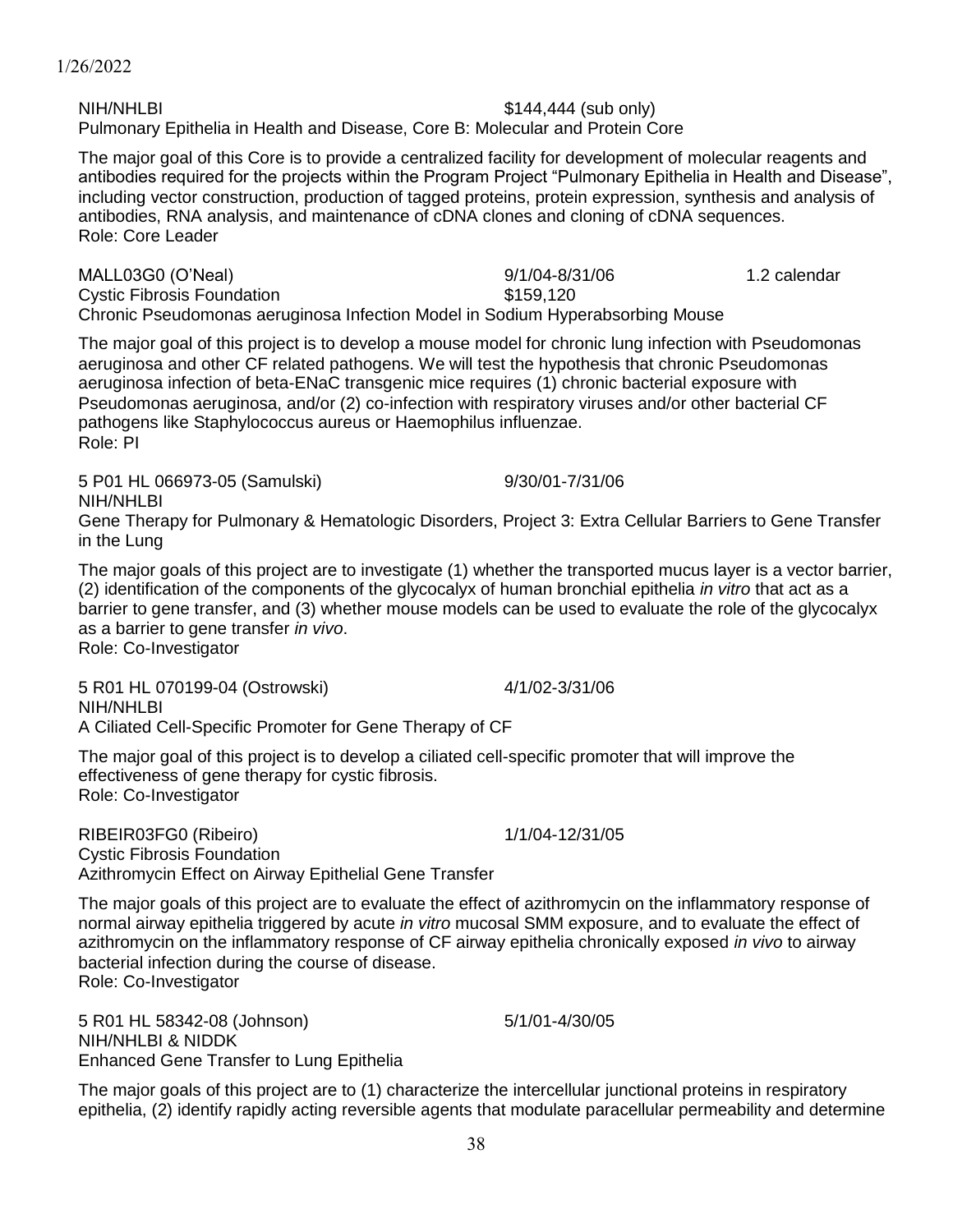NIH/NHLBI $144,444 (sub only)
Pulmonary Epithelia in Health and Disease, Core B: Molecular and Protein Core

The major goal of this Core is to provide a centralized facility for development of molecular reagents and antibodies required for the projects within the Program Project "Pulmonary Epithelia in Health and Disease", including vector construction, production of tagged proteins, protein expression, synthesis and analysis of antibodies, RNA analysis, and maintenance of cDNA clones and cloning of cDNA sequences.
Role: Core Leader

MALL03G0 (O'Neal) 9/1/04-8/31/06 1.2 calendar
Cystic Fibrosis Foundation $159,120
Chronic Pseudomonas aeruginosa Infection Model in Sodium Hyperabsorbing Mouse

The major goal of this project is to develop a mouse model for chronic lung infection with Pseudomonas aeruginosa and other CF related pathogens. We will test the hypothesis that chronic Pseudomonas aeruginosa infection of beta-ENaC transgenic mice requires (1) chronic bacterial exposure with Pseudomonas aeruginosa, and/or (2) co-infection with respiratory viruses and/or other bacterial CF pathogens like Staphylococcus aureus or Haemophilus influenzae.
Role: PI

5 P01 HL 066973-05 (Samulski) 9/30/01-7/31/06
NIH/NHLBI
Gene Therapy for Pulmonary & Hematologic Disorders, Project 3: Extra Cellular Barriers to Gene Transfer in the Lung

The major goals of this project are to investigate (1) whether the transported mucus layer is a vector barrier, (2) identification of the components of the glycocalyx of human bronchial epithelia *in vitro* that act as a barrier to gene transfer, and (3) whether mouse models can be used to evaluate the role of the glycocalyx as a barrier to gene transfer *in vivo*.
Role: Co-Investigator

5 R01 HL 070199-04 (Ostrowski) 4/1/02-3/31/06
NIH/NHLBI
A Ciliated Cell-Specific Promoter for Gene Therapy of CF

The major goal of this project is to develop a ciliated cell-specific promoter that will improve the effectiveness of gene therapy for cystic fibrosis.
Role: Co-Investigator

RIBEIR03FG0 (Ribeiro) 1/1/04-12/31/05
Cystic Fibrosis Foundation
Azithromycin Effect on Airway Epithelial Gene Transfer

The major goals of this project are to evaluate the effect of azithromycin on the inflammatory response of normal airway epithelia triggered by acute *in vitro* mucosal SMM exposure, and to evaluate the effect of azithromycin on the inflammatory response of CF airway epithelia chronically exposed *in vivo* to airway bacterial infection during the course of disease.
Role: Co-Investigator

5 R01 HL 58342-08 (Johnson) 5/1/01-4/30/05
NIH/NHLBI & NIDDK
Enhanced Gene Transfer to Lung Epithelia

The major goals of this project are to (1) characterize the intercellular junctional proteins in respiratory epithelia, (2) identify rapidly acting reversible agents that modulate paracellular permeability and determine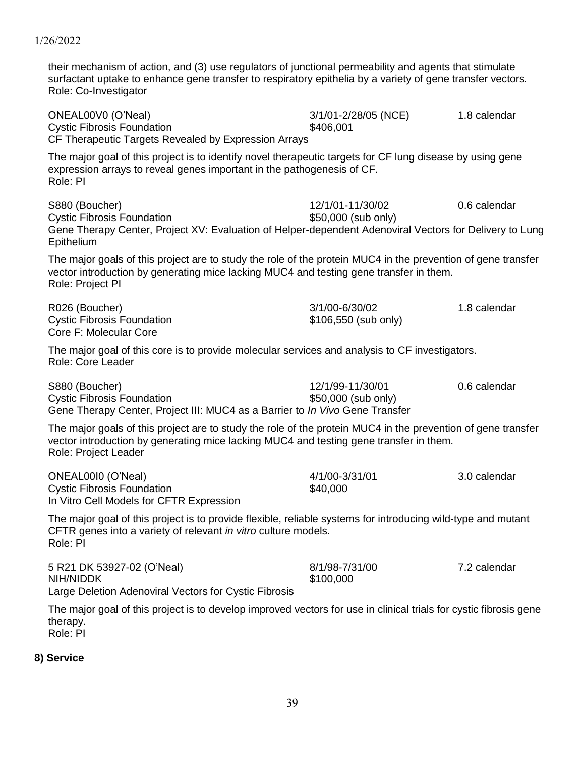their mechanism of action, and (3) use regulators of junctional permeability and agents that stimulate surfactant uptake to enhance gene transfer to respiratory epithelia by a variety of gene transfer vectors.
Role: Co-Investigator

ONEAL00V0 (O'Neal) 3/1/01-2/28/05 (NCE) 1.8 calendar
Cystic Fibrosis Foundation $406,001
CF Therapeutic Targets Revealed by Expression Arrays

The major goal of this project is to identify novel therapeutic targets for CF lung disease by using gene expression arrays to reveal genes important in the pathogenesis of CF.
Role: PI

S880 (Boucher) 12/1/01-11/30/02 0.6 calendar
Cystic Fibrosis Foundation $50,000 (sub only)
Gene Therapy Center, Project XV: Evaluation of Helper-dependent Adenoviral Vectors for Delivery to Lung Epithelium

The major goals of this project are to study the role of the protein MUC4 in the prevention of gene transfer vector introduction by generating mice lacking MUC4 and testing gene transfer in them.
Role: Project PI

R026 (Boucher) 3/1/00-6/30/02 1.8 calendar
Cystic Fibrosis Foundation $106,550 (sub only)
Core F: Molecular Core

The major goal of this core is to provide molecular services and analysis to CF investigators.
Role: Core Leader

S880 (Boucher) 12/1/99-11/30/01 0.6 calendar
Cystic Fibrosis Foundation $50,000 (sub only)
Gene Therapy Center, Project III: MUC4 as a Barrier to *In Vivo* Gene Transfer

The major goals of this project are to study the role of the protein MUC4 in the prevention of gene transfer vector introduction by generating mice lacking MUC4 and testing gene transfer in them.
Role: Project Leader

ONEAL00I0 (O'Neal) 4/1/00-3/31/01 3.0 calendar
Cystic Fibrosis Foundation $40,000
In Vitro Cell Models for CFTR Expression

The major goal of this project is to provide flexible, reliable systems for introducing wild-type and mutant CFTR genes into a variety of relevant *in vitro* culture models.
Role: PI

5 R21 DK 53927-02 (O'Neal) 8/1/98-7/31/00 7.2 calendar
NIH/NIDDK $100,000
Large Deletion Adenoviral Vectors for Cystic Fibrosis

The major goal of this project is to develop improved vectors for use in clinical trials for cystic fibrosis gene therapy.
Role: PI

**8) Service**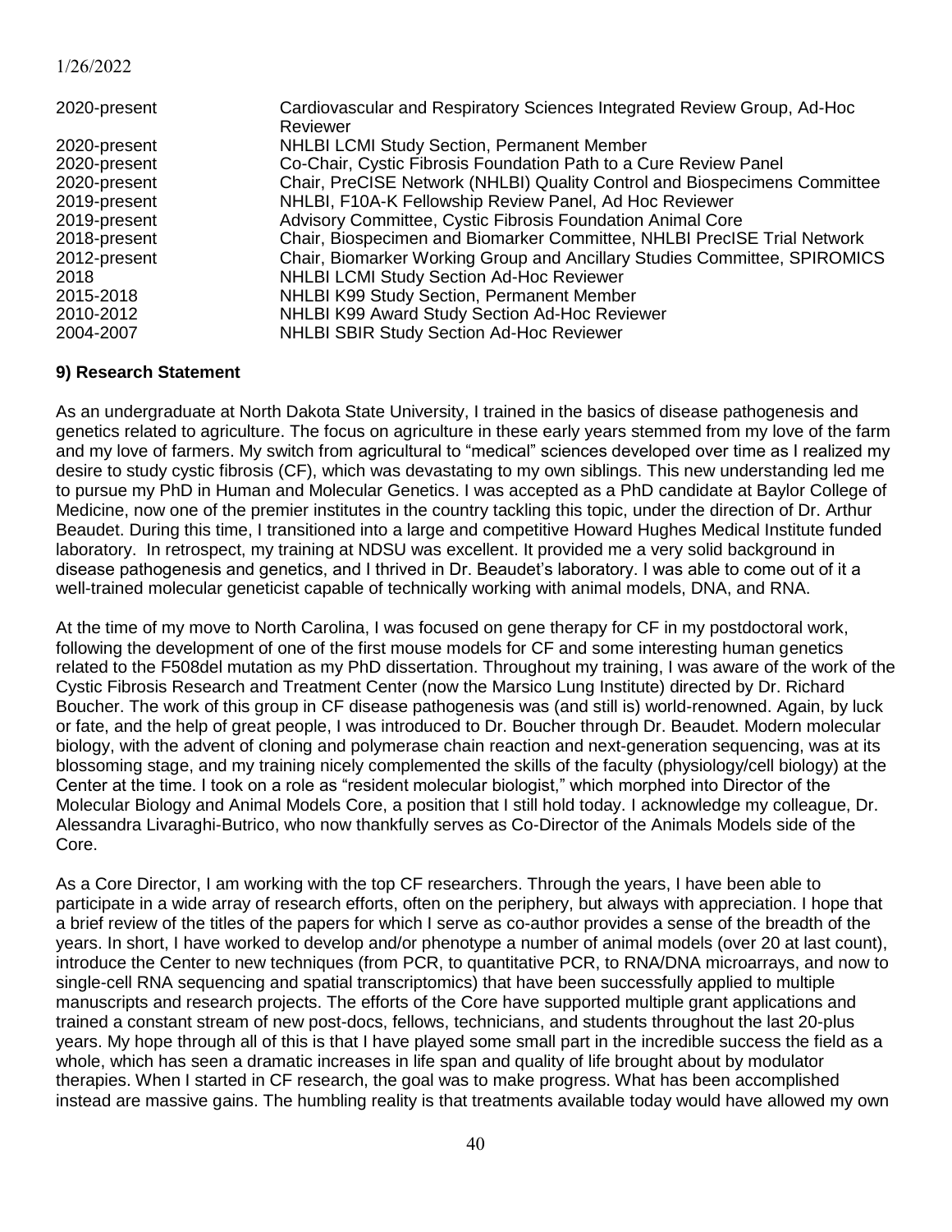| | |
|---|---|
| 2020-present | Cardiovascular and Respiratory Sciences Integrated Review Group, Ad-Hoc Reviewer |
| 2020-present | NHLBI LCMI Study Section, Permanent Member |
| 2020-present | Co-Chair, Cystic Fibrosis Foundation Path to a Cure Review Panel |
| 2020-present | Chair, PreCISE Network (NHLBI) Quality Control and Biospecimens Committee |
| 2019-present | NHLBI, F10A-K Fellowship Review Panel, Ad Hoc Reviewer |
| 2019-present | Advisory Committee, Cystic Fibrosis Foundation Animal Core |
| 2018-present | Chair, Biospecimen and Biomarker Committee, NHLBI PrecISE Trial Network |
| 2012-present | Chair, Biomarker Working Group and Ancillary Studies Committee, SPIROMICS |
| 2018 | NHLBI LCMI Study Section Ad-Hoc Reviewer |
| 2015-2018 | NHLBI K99 Study Section, Permanent Member |
| 2010-2012 | NHLBI K99 Award Study Section Ad-Hoc Reviewer |
| 2004-2007 | NHLBI SBIR Study Section Ad-Hoc Reviewer |

## 9) Research Statement

As an undergraduate at North Dakota State University, I trained in the basics of disease pathogenesis and genetics related to agriculture. The focus on agriculture in these early years stemmed from my love of the farm and my love of farmers. My switch from agricultural to "medical" sciences developed over time as I realized my desire to study cystic fibrosis (CF), which was devastating to my own siblings. This new understanding led me to pursue my PhD in Human and Molecular Genetics. I was accepted as a PhD candidate at Baylor College of Medicine, now one of the premier institutes in the country tackling this topic, under the direction of Dr. Arthur Beaudet. During this time, I transitioned into a large and competitive Howard Hughes Medical Institute funded laboratory. In retrospect, my training at NDSU was excellent. It provided me a very solid background in disease pathogenesis and genetics, and I thrived in Dr. Beaudet's laboratory. I was able to come out of it a well-trained molecular geneticist capable of technically working with animal models, DNA, and RNA.

At the time of my move to North Carolina, I was focused on gene therapy for CF in my postdoctoral work, following the development of one of the first mouse models for CF and some interesting human genetics related to the F508del mutation as my PhD dissertation. Throughout my training, I was aware of the work of the Cystic Fibrosis Research and Treatment Center (now the Marsico Lung Institute) directed by Dr. Richard Boucher. The work of this group in CF disease pathogenesis was (and still is) world-renowned. Again, by luck or fate, and the help of great people, I was introduced to Dr. Boucher through Dr. Beaudet. Modern molecular biology, with the advent of cloning and polymerase chain reaction and next-generation sequencing, was at its blossoming stage, and my training nicely complemented the skills of the faculty (physiology/cell biology) at the Center at the time. I took on a role as "resident molecular biologist," which morphed into Director of the Molecular Biology and Animal Models Core, a position that I still hold today. I acknowledge my colleague, Dr. Alessandra Livaraghi-Butrico, who now thankfully serves as Co-Director of the Animals Models side of the Core.

As a Core Director, I am working with the top CF researchers. Through the years, I have been able to participate in a wide array of research efforts, often on the periphery, but always with appreciation. I hope that a brief review of the titles of the papers for which I serve as co-author provides a sense of the breadth of the years. In short, I have worked to develop and/or phenotype a number of animal models (over 20 at last count), introduce the Center to new techniques (from PCR, to quantitative PCR, to RNA/DNA microarrays, and now to single-cell RNA sequencing and spatial transcriptomics) that have been successfully applied to multiple manuscripts and research projects. The efforts of the Core have supported multiple grant applications and trained a constant stream of new post-docs, fellows, technicians, and students throughout the last 20-plus years. My hope through all of this is that I have played some small part in the incredible success the field as a whole, which has seen a dramatic increases in life span and quality of life brought about by modulator therapies. When I started in CF research, the goal was to make progress. What has been accomplished instead are massive gains. The humbling reality is that treatments available today would have allowed my own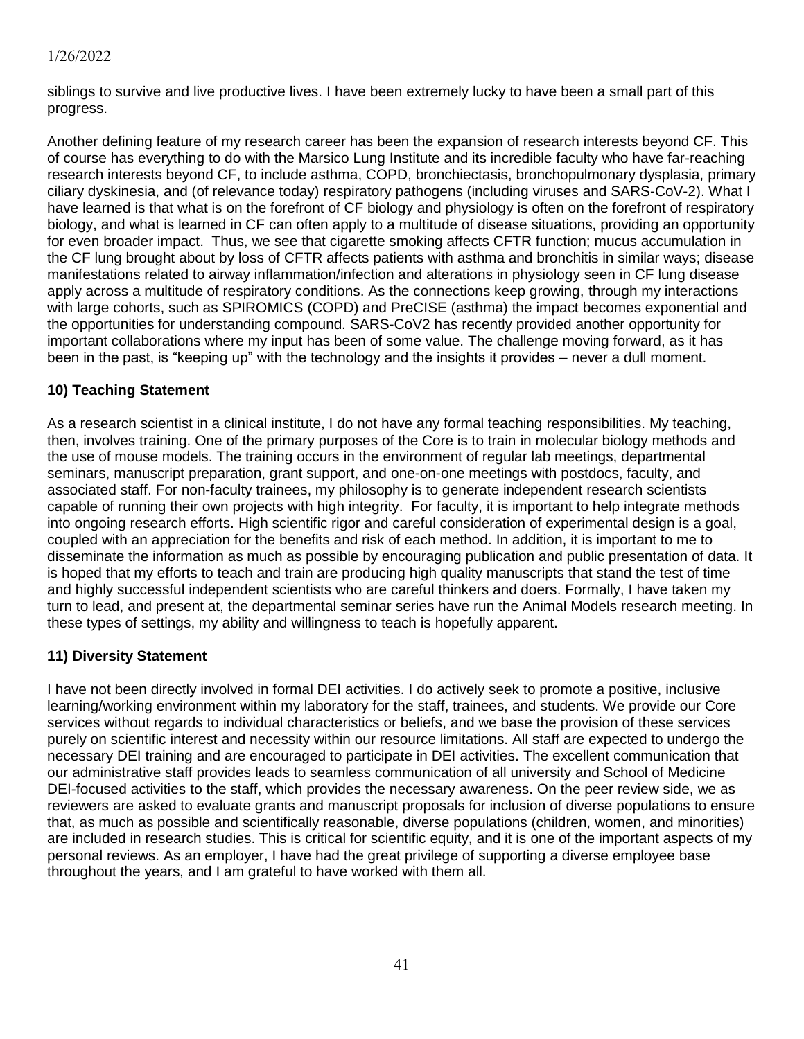siblings to survive and live productive lives. I have been extremely lucky to have been a small part of this progress.

Another defining feature of my research career has been the expansion of research interests beyond CF. This of course has everything to do with the Marsico Lung Institute and its incredible faculty who have far-reaching research interests beyond CF, to include asthma, COPD, bronchiectasis, bronchopulmonary dysplasia, primary ciliary dyskinesia, and (of relevance today) respiratory pathogens (including viruses and SARS-CoV-2). What I have learned is that what is on the forefront of CF biology and physiology is often on the forefront of respiratory biology, and what is learned in CF can often apply to a multitude of disease situations, providing an opportunity for even broader impact. Thus, we see that cigarette smoking affects CFTR function; mucus accumulation in the CF lung brought about by loss of CFTR affects patients with asthma and bronchitis in similar ways; disease manifestations related to airway inflammation/infection and alterations in physiology seen in CF lung disease apply across a multitude of respiratory conditions. As the connections keep growing, through my interactions with large cohorts, such as SPIROMICS (COPD) and PreCISE (asthma) the impact becomes exponential and the opportunities for understanding compound. SARS-CoV2 has recently provided another opportunity for important collaborations where my input has been of some value. The challenge moving forward, as it has been in the past, is "keeping up" with the technology and the insights it provides – never a dull moment.

## 10) Teaching Statement

As a research scientist in a clinical institute, I do not have any formal teaching responsibilities. My teaching, then, involves training. One of the primary purposes of the Core is to train in molecular biology methods and the use of mouse models. The training occurs in the environment of regular lab meetings, departmental seminars, manuscript preparation, grant support, and one-on-one meetings with postdocs, faculty, and associated staff. For non-faculty trainees, my philosophy is to generate independent research scientists capable of running their own projects with high integrity. For faculty, it is important to help integrate methods into ongoing research efforts. High scientific rigor and careful consideration of experimental design is a goal, coupled with an appreciation for the benefits and risk of each method. In addition, it is important to me to disseminate the information as much as possible by encouraging publication and public presentation of data. It is hoped that my efforts to teach and train are producing high quality manuscripts that stand the test of time and highly successful independent scientists who are careful thinkers and doers. Formally, I have taken my turn to lead, and present at, the departmental seminar series have run the Animal Models research meeting. In these types of settings, my ability and willingness to teach is hopefully apparent.

## 11) Diversity Statement

I have not been directly involved in formal DEI activities. I do actively seek to promote a positive, inclusive learning/working environment within my laboratory for the staff, trainees, and students. We provide our Core services without regards to individual characteristics or beliefs, and we base the provision of these services purely on scientific interest and necessity within our resource limitations. All staff are expected to undergo the necessary DEI training and are encouraged to participate in DEI activities. The excellent communication that our administrative staff provides leads to seamless communication of all university and School of Medicine DEI-focused activities to the staff, which provides the necessary awareness. On the peer review side, we as reviewers are asked to evaluate grants and manuscript proposals for inclusion of diverse populations to ensure that, as much as possible and scientifically reasonable, diverse populations (children, women, and minorities) are included in research studies. This is critical for scientific equity, and it is one of the important aspects of my personal reviews. As an employer, I have had the great privilege of supporting a diverse employee base throughout the years, and I am grateful to have worked with them all.